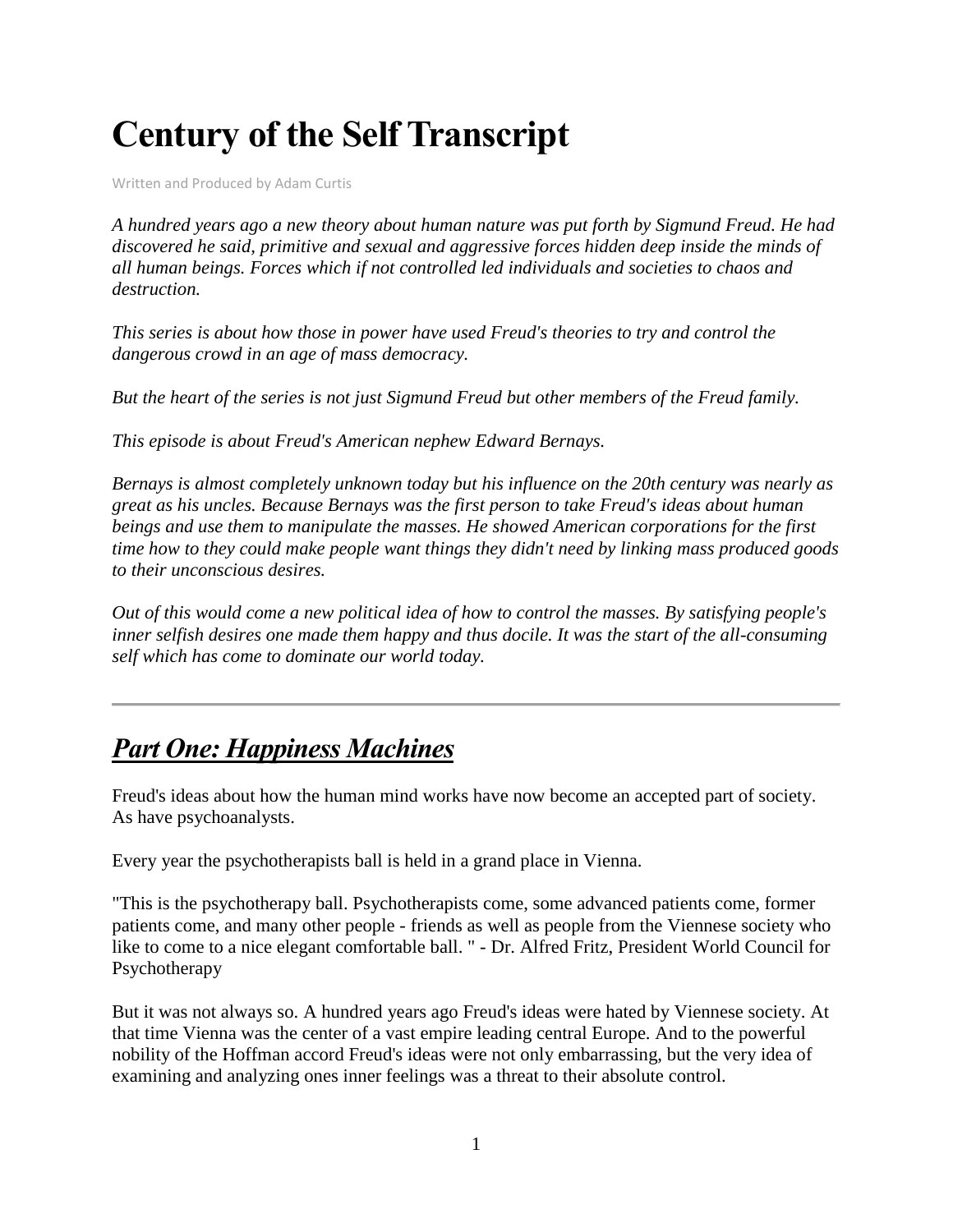# Century of the Self Transcript

Written and Produced by Adam Curtis

*A hundred years ago a new theory about human nature was put forth by Sigmund Freud. He had discovered he said, primitive and sexual and aggressive forces hidden deep inside the minds of all human beings. Forces which if not controlled led individuals and societies to chaos and destruction.*

*This series is about how those in power have used Freud's theories to try and control the dangerous crowd in an age of mass democracy.*

*But the heart of the series is not just Sigmund Freud but other members of the Freud family.*

*This episode is about Freud's American nephew Edward Bernays.*

*Bernays is almost completely unknown today but his influence on the 20th century was nearly as great as his uncles. Because Bernays was the first person to take Freud's ideas about human beings and use them to manipulate the masses. He showed American corporations for the first time how to they could make people want things they didn't need by linking mass produced goods to their unconscious desires.*

*Out of this would come a new political idea of how to control the masses. By satisfying people's inner selfish desires one made them happy and thus docile. It was the start of the all-consuming self which has come to dominate our world today.*

---

## ***Part One: Happiness Machines***

Freud's ideas about how the human mind works have now become an accepted part of society. As have psychoanalysts.

Every year the psychotherapists ball is held in a grand place in Vienna.

"This is the psychotherapy ball. Psychotherapists come, some advanced patients come, former patients come, and many other people - friends as well as people from the Viennese society who like to come to a nice elegant comfortable ball. " - Dr. Alfred Fritz, President World Council for Psychotherapy

But it was not always so. A hundred years ago Freud's ideas were hated by Viennese society. At that time Vienna was the center of a vast empire leading central Europe. And to the powerful nobility of the Hoffman accord Freud's ideas were not only embarrassing, but the very idea of examining and analyzing ones inner feelings was a threat to their absolute control.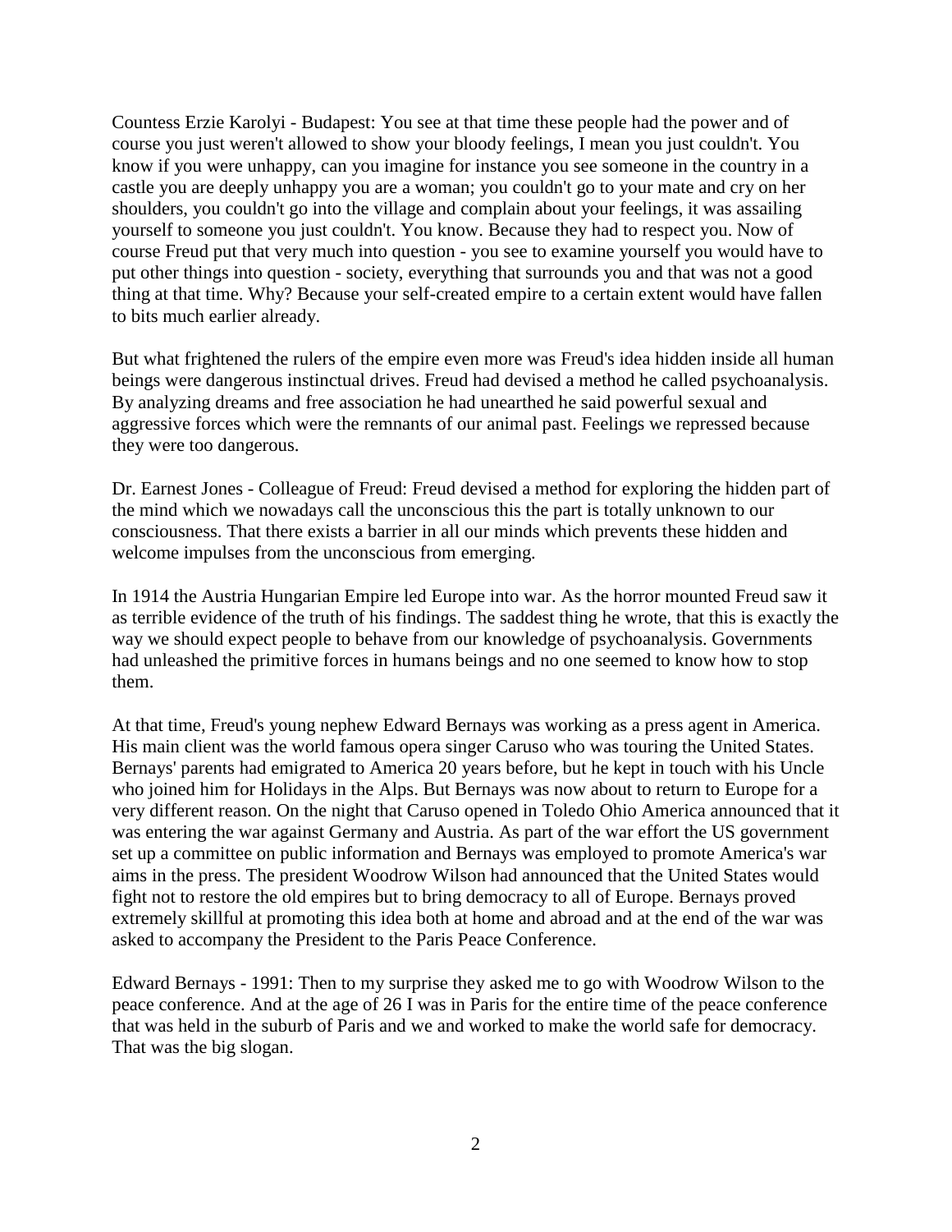Countess Erzie Karolyi - Budapest: You see at that time these people had the power and of course you just weren't allowed to show your bloody feelings, I mean you just couldn't. You know if you were unhappy, can you imagine for instance you see someone in the country in a castle you are deeply unhappy you are a woman; you couldn't go to your mate and cry on her shoulders, you couldn't go into the village and complain about your feelings, it was assailing yourself to someone you just couldn't. You know. Because they had to respect you. Now of course Freud put that very much into question - you see to examine yourself you would have to put other things into question - society, everything that surrounds you and that was not a good thing at that time. Why? Because your self-created empire to a certain extent would have fallen to bits much earlier already.

But what frightened the rulers of the empire even more was Freud's idea hidden inside all human beings were dangerous instinctual drives. Freud had devised a method he called psychoanalysis. By analyzing dreams and free association he had unearthed he said powerful sexual and aggressive forces which were the remnants of our animal past. Feelings we repressed because they were too dangerous.

Dr. Earnest Jones - Colleague of Freud: Freud devised a method for exploring the hidden part of the mind which we nowadays call the unconscious this the part is totally unknown to our consciousness. That there exists a barrier in all our minds which prevents these hidden and welcome impulses from the unconscious from emerging.

In 1914 the Austria Hungarian Empire led Europe into war. As the horror mounted Freud saw it as terrible evidence of the truth of his findings. The saddest thing he wrote, that this is exactly the way we should expect people to behave from our knowledge of psychoanalysis. Governments had unleashed the primitive forces in humans beings and no one seemed to know how to stop them.

At that time, Freud's young nephew Edward Bernays was working as a press agent in America. His main client was the world famous opera singer Caruso who was touring the United States. Bernays' parents had emigrated to America 20 years before, but he kept in touch with his Uncle who joined him for Holidays in the Alps. But Bernays was now about to return to Europe for a very different reason. On the night that Caruso opened in Toledo Ohio America announced that it was entering the war against Germany and Austria. As part of the war effort the US government set up a committee on public information and Bernays was employed to promote America's war aims in the press. The president Woodrow Wilson had announced that the United States would fight not to restore the old empires but to bring democracy to all of Europe. Bernays proved extremely skillful at promoting this idea both at home and abroad and at the end of the war was asked to accompany the President to the Paris Peace Conference.

Edward Bernays - 1991: Then to my surprise they asked me to go with Woodrow Wilson to the peace conference. And at the age of 26 I was in Paris for the entire time of the peace conference that was held in the suburb of Paris and we and worked to make the world safe for democracy. That was the big slogan.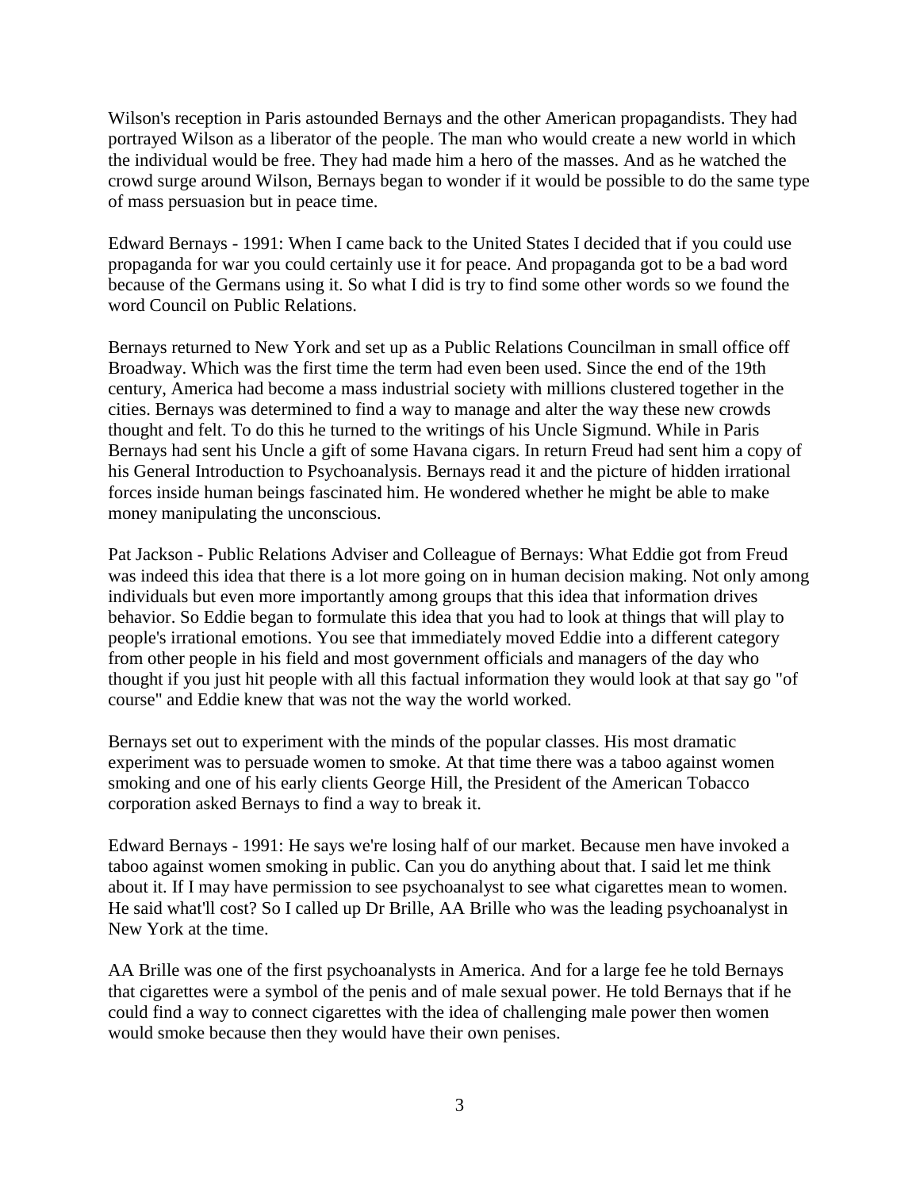Wilson's reception in Paris astounded Bernays and the other American propagandists. They had portrayed Wilson as a liberator of the people. The man who would create a new world in which the individual would be free. They had made him a hero of the masses. And as he watched the crowd surge around Wilson, Bernays began to wonder if it would be possible to do the same type of mass persuasion but in peace time.

Edward Bernays - 1991: When I came back to the United States I decided that if you could use propaganda for war you could certainly use it for peace. And propaganda got to be a bad word because of the Germans using it. So what I did is try to find some other words so we found the word Council on Public Relations.

Bernays returned to New York and set up as a Public Relations Councilman in small office off Broadway. Which was the first time the term had even been used. Since the end of the 19th century, America had become a mass industrial society with millions clustered together in the cities. Bernays was determined to find a way to manage and alter the way these new crowds thought and felt. To do this he turned to the writings of his Uncle Sigmund. While in Paris Bernays had sent his Uncle a gift of some Havana cigars. In return Freud had sent him a copy of his General Introduction to Psychoanalysis. Bernays read it and the picture of hidden irrational forces inside human beings fascinated him. He wondered whether he might be able to make money manipulating the unconscious.

Pat Jackson - Public Relations Adviser and Colleague of Bernays: What Eddie got from Freud was indeed this idea that there is a lot more going on in human decision making. Not only among individuals but even more importantly among groups that this idea that information drives behavior. So Eddie began to formulate this idea that you had to look at things that will play to people's irrational emotions. You see that immediately moved Eddie into a different category from other people in his field and most government officials and managers of the day who thought if you just hit people with all this factual information they would look at that say go "of course" and Eddie knew that was not the way the world worked.

Bernays set out to experiment with the minds of the popular classes. His most dramatic experiment was to persuade women to smoke. At that time there was a taboo against women smoking and one of his early clients George Hill, the President of the American Tobacco corporation asked Bernays to find a way to break it.

Edward Bernays - 1991: He says we're losing half of our market. Because men have invoked a taboo against women smoking in public. Can you do anything about that. I said let me think about it. If I may have permission to see psychoanalyst to see what cigarettes mean to women. He said what'll cost? So I called up Dr Brille, AA Brille who was the leading psychoanalyst in New York at the time.

AA Brille was one of the first psychoanalysts in America. And for a large fee he told Bernays that cigarettes were a symbol of the penis and of male sexual power. He told Bernays that if he could find a way to connect cigarettes with the idea of challenging male power then women would smoke because then they would have their own penises.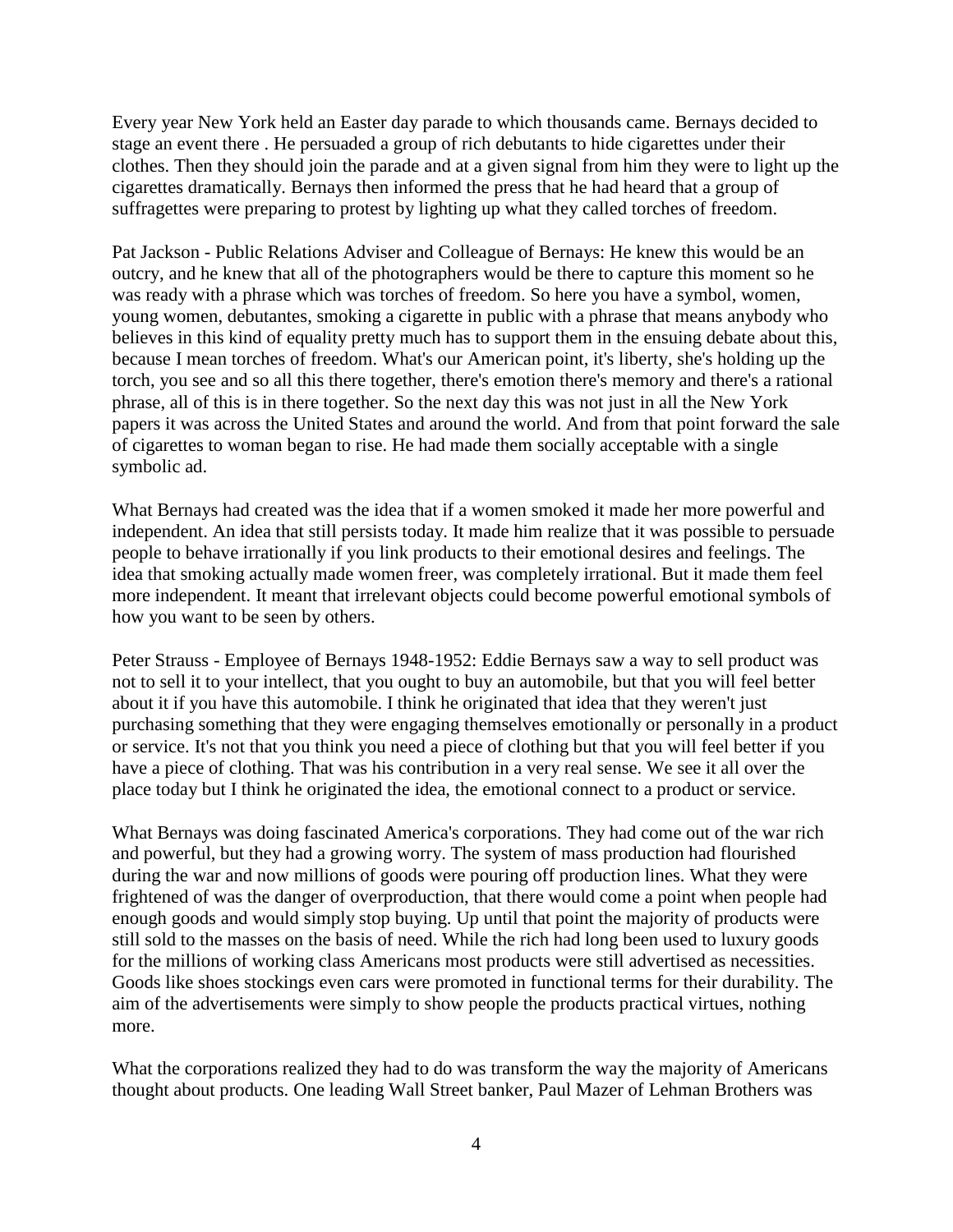Every year New York held an Easter day parade to which thousands came. Bernays decided to stage an event there . He persuaded a group of rich debutants to hide cigarettes under their clothes. Then they should join the parade and at a given signal from him they were to light up the cigarettes dramatically. Bernays then informed the press that he had heard that a group of suffragettes were preparing to protest by lighting up what they called torches of freedom.

Pat Jackson - Public Relations Adviser and Colleague of Bernays: He knew this would be an outcry, and he knew that all of the photographers would be there to capture this moment so he was ready with a phrase which was torches of freedom. So here you have a symbol, women, young women, debutantes, smoking a cigarette in public with a phrase that means anybody who believes in this kind of equality pretty much has to support them in the ensuing debate about this, because I mean torches of freedom. What's our American point, it's liberty, she's holding up the torch, you see and so all this there together, there's emotion there's memory and there's a rational phrase, all of this is in there together. So the next day this was not just in all the New York papers it was across the United States and around the world. And from that point forward the sale of cigarettes to woman began to rise. He had made them socially acceptable with a single symbolic ad.

What Bernays had created was the idea that if a women smoked it made her more powerful and independent. An idea that still persists today. It made him realize that it was possible to persuade people to behave irrationally if you link products to their emotional desires and feelings. The idea that smoking actually made women freer, was completely irrational. But it made them feel more independent. It meant that irrelevant objects could become powerful emotional symbols of how you want to be seen by others.

Peter Strauss - Employee of Bernays 1948-1952: Eddie Bernays saw a way to sell product was not to sell it to your intellect, that you ought to buy an automobile, but that you will feel better about it if you have this automobile. I think he originated that idea that they weren't just purchasing something that they were engaging themselves emotionally or personally in a product or service. It's not that you think you need a piece of clothing but that you will feel better if you have a piece of clothing. That was his contribution in a very real sense. We see it all over the place today but I think he originated the idea, the emotional connect to a product or service.

What Bernays was doing fascinated America's corporations. They had come out of the war rich and powerful, but they had a growing worry. The system of mass production had flourished during the war and now millions of goods were pouring off production lines. What they were frightened of was the danger of overproduction, that there would come a point when people had enough goods and would simply stop buying. Up until that point the majority of products were still sold to the masses on the basis of need. While the rich had long been used to luxury goods for the millions of working class Americans most products were still advertised as necessities. Goods like shoes stockings even cars were promoted in functional terms for their durability. The aim of the advertisements were simply to show people the products practical virtues, nothing more.

What the corporations realized they had to do was transform the way the majority of Americans thought about products. One leading Wall Street banker, Paul Mazer of Lehman Brothers was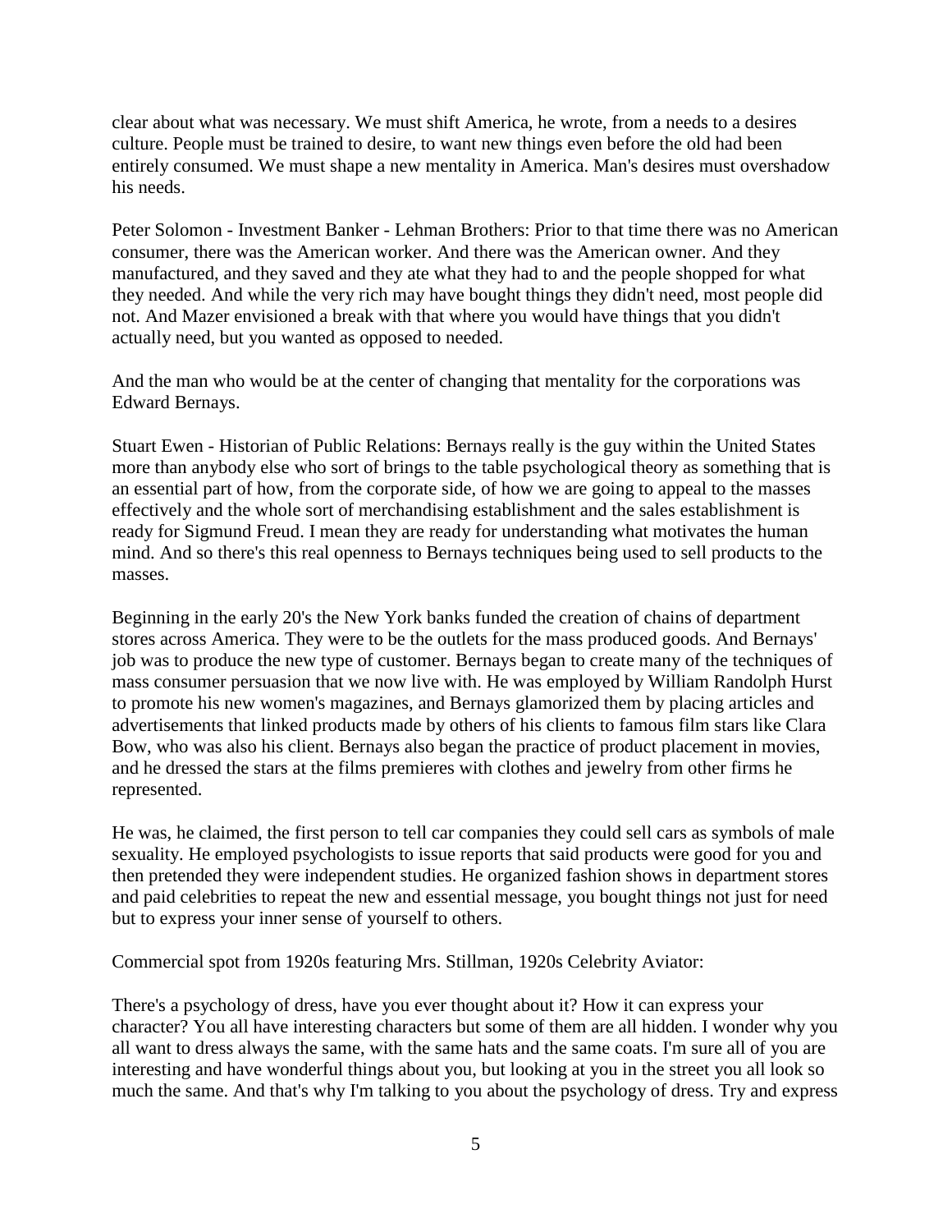clear about what was necessary. We must shift America, he wrote, from a needs to a desires culture. People must be trained to desire, to want new things even before the old had been entirely consumed. We must shape a new mentality in America. Man's desires must overshadow his needs.

Peter Solomon - Investment Banker - Lehman Brothers: Prior to that time there was no American consumer, there was the American worker. And there was the American owner. And they manufactured, and they saved and they ate what they had to and the people shopped for what they needed. And while the very rich may have bought things they didn't need, most people did not. And Mazer envisioned a break with that where you would have things that you didn't actually need, but you wanted as opposed to needed.

And the man who would be at the center of changing that mentality for the corporations was Edward Bernays.

Stuart Ewen - Historian of Public Relations: Bernays really is the guy within the United States more than anybody else who sort of brings to the table psychological theory as something that is an essential part of how, from the corporate side, of how we are going to appeal to the masses effectively and the whole sort of merchandising establishment and the sales establishment is ready for Sigmund Freud. I mean they are ready for understanding what motivates the human mind. And so there's this real openness to Bernays techniques being used to sell products to the masses.

Beginning in the early 20's the New York banks funded the creation of chains of department stores across America. They were to be the outlets for the mass produced goods. And Bernays' job was to produce the new type of customer. Bernays began to create many of the techniques of mass consumer persuasion that we now live with. He was employed by William Randolph Hurst to promote his new women's magazines, and Bernays glamorized them by placing articles and advertisements that linked products made by others of his clients to famous film stars like Clara Bow, who was also his client. Bernays also began the practice of product placement in movies, and he dressed the stars at the films premieres with clothes and jewelry from other firms he represented.

He was, he claimed, the first person to tell car companies they could sell cars as symbols of male sexuality. He employed psychologists to issue reports that said products were good for you and then pretended they were independent studies. He organized fashion shows in department stores and paid celebrities to repeat the new and essential message, you bought things not just for need but to express your inner sense of yourself to others.

Commercial spot from 1920s featuring Mrs. Stillman, 1920s Celebrity Aviator:

There's a psychology of dress, have you ever thought about it? How it can express your character? You all have interesting characters but some of them are all hidden. I wonder why you all want to dress always the same, with the same hats and the same coats. I'm sure all of you are interesting and have wonderful things about you, but looking at you in the street you all look so much the same. And that's why I'm talking to you about the psychology of dress. Try and express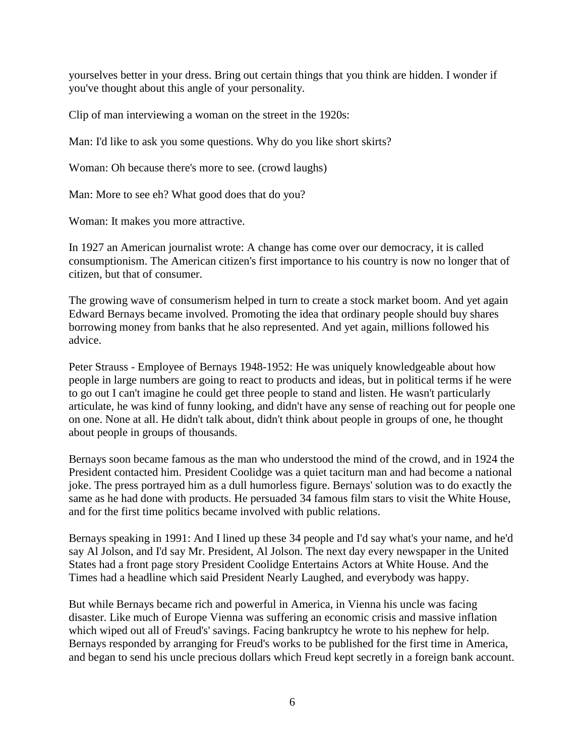yourselves better in your dress. Bring out certain things that you think are hidden. I wonder if you've thought about this angle of your personality.

Clip of man interviewing a woman on the street in the 1920s:

Man: I'd like to ask you some questions. Why do you like short skirts?

Woman: Oh because there's more to see. (crowd laughs)

Man: More to see eh? What good does that do you?

Woman: It makes you more attractive.

In 1927 an American journalist wrote: A change has come over our democracy, it is called consumptionism. The American citizen's first importance to his country is now no longer that of citizen, but that of consumer.

The growing wave of consumerism helped in turn to create a stock market boom. And yet again Edward Bernays became involved. Promoting the idea that ordinary people should buy shares borrowing money from banks that he also represented. And yet again, millions followed his advice.

Peter Strauss - Employee of Bernays 1948-1952: He was uniquely knowledgeable about how people in large numbers are going to react to products and ideas, but in political terms if he were to go out I can't imagine he could get three people to stand and listen. He wasn't particularly articulate, he was kind of funny looking, and didn't have any sense of reaching out for people one on one. None at all. He didn't talk about, didn't think about people in groups of one, he thought about people in groups of thousands.

Bernays soon became famous as the man who understood the mind of the crowd, and in 1924 the President contacted him. President Coolidge was a quiet taciturn man and had become a national joke. The press portrayed him as a dull humorless figure. Bernays' solution was to do exactly the same as he had done with products. He persuaded 34 famous film stars to visit the White House, and for the first time politics became involved with public relations.

Bernays speaking in 1991: And I lined up these 34 people and I'd say what's your name, and he'd say Al Jolson, and I'd say Mr. President, Al Jolson. The next day every newspaper in the United States had a front page story President Coolidge Entertains Actors at White House. And the Times had a headline which said President Nearly Laughed, and everybody was happy.

But while Bernays became rich and powerful in America, in Vienna his uncle was facing disaster. Like much of Europe Vienna was suffering an economic crisis and massive inflation which wiped out all of Freud's' savings. Facing bankruptcy he wrote to his nephew for help. Bernays responded by arranging for Freud's works to be published for the first time in America, and began to send his uncle precious dollars which Freud kept secretly in a foreign bank account.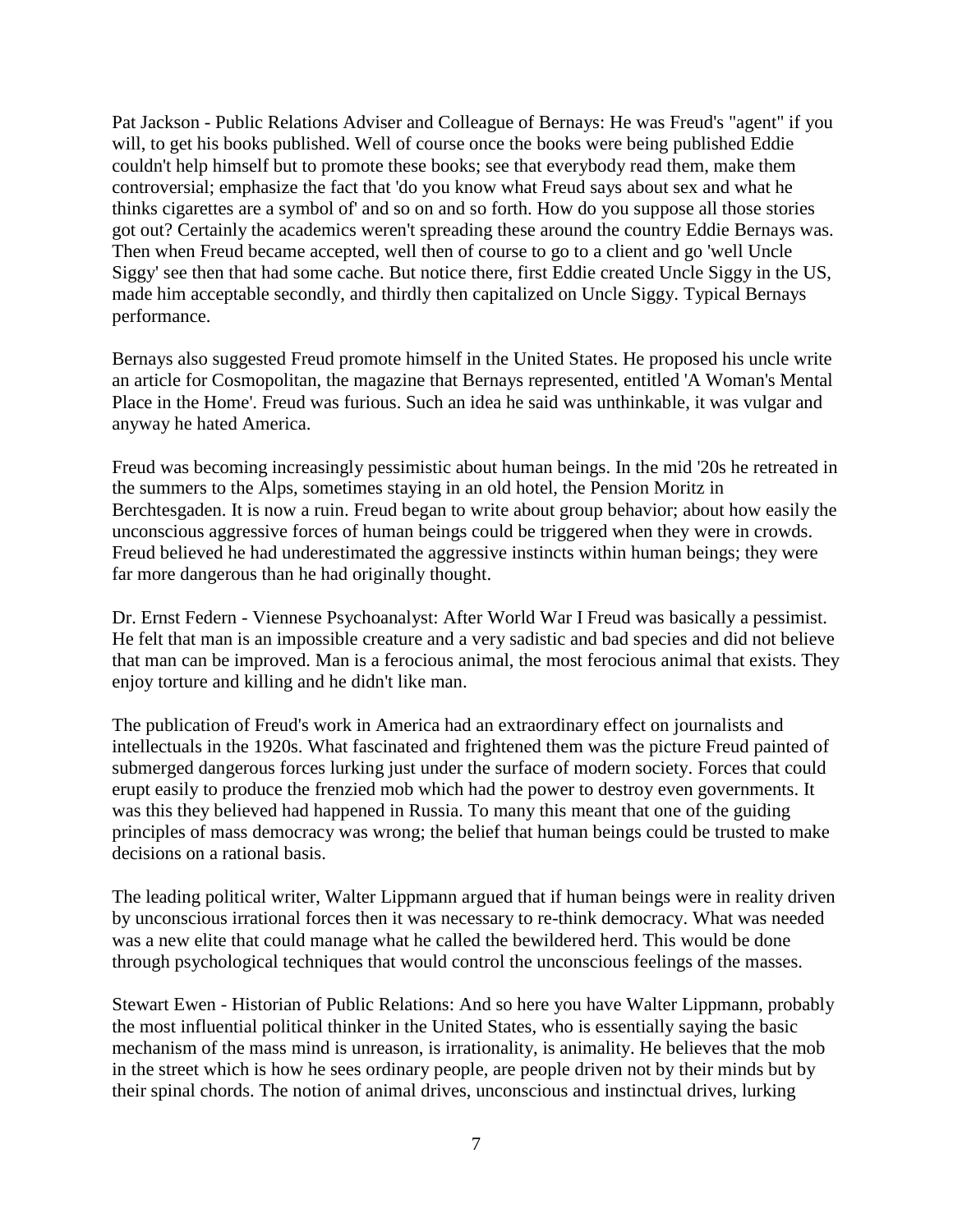Pat Jackson - Public Relations Adviser and Colleague of Bernays: He was Freud's "agent" if you will, to get his books published. Well of course once the books were being published Eddie couldn't help himself but to promote these books; see that everybody read them, make them controversial; emphasize the fact that 'do you know what Freud says about sex and what he thinks cigarettes are a symbol of' and so on and so forth. How do you suppose all those stories got out? Certainly the academics weren't spreading these around the country Eddie Bernays was. Then when Freud became accepted, well then of course to go to a client and go 'well Uncle Siggy' see then that had some cache. But notice there, first Eddie created Uncle Siggy in the US, made him acceptable secondly, and thirdly then capitalized on Uncle Siggy. Typical Bernays performance.

Bernays also suggested Freud promote himself in the United States. He proposed his uncle write an article for Cosmopolitan, the magazine that Bernays represented, entitled 'A Woman's Mental Place in the Home'. Freud was furious. Such an idea he said was unthinkable, it was vulgar and anyway he hated America.

Freud was becoming increasingly pessimistic about human beings. In the mid '20s he retreated in the summers to the Alps, sometimes staying in an old hotel, the Pension Moritz in Berchtesgaden. It is now a ruin. Freud began to write about group behavior; about how easily the unconscious aggressive forces of human beings could be triggered when they were in crowds. Freud believed he had underestimated the aggressive instincts within human beings; they were far more dangerous than he had originally thought.

Dr. Ernst Federn - Viennese Psychoanalyst: After World War I Freud was basically a pessimist. He felt that man is an impossible creature and a very sadistic and bad species and did not believe that man can be improved. Man is a ferocious animal, the most ferocious animal that exists. They enjoy torture and killing and he didn't like man.

The publication of Freud's work in America had an extraordinary effect on journalists and intellectuals in the 1920s. What fascinated and frightened them was the picture Freud painted of submerged dangerous forces lurking just under the surface of modern society. Forces that could erupt easily to produce the frenzied mob which had the power to destroy even governments. It was this they believed had happened in Russia. To many this meant that one of the guiding principles of mass democracy was wrong; the belief that human beings could be trusted to make decisions on a rational basis.

The leading political writer, Walter Lippmann argued that if human beings were in reality driven by unconscious irrational forces then it was necessary to re-think democracy. What was needed was a new elite that could manage what he called the bewildered herd. This would be done through psychological techniques that would control the unconscious feelings of the masses.

Stewart Ewen - Historian of Public Relations: And so here you have Walter Lippmann, probably the most influential political thinker in the United States, who is essentially saying the basic mechanism of the mass mind is unreason, is irrationality, is animality. He believes that the mob in the street which is how he sees ordinary people, are people driven not by their minds but by their spinal chords. The notion of animal drives, unconscious and instinctual drives, lurking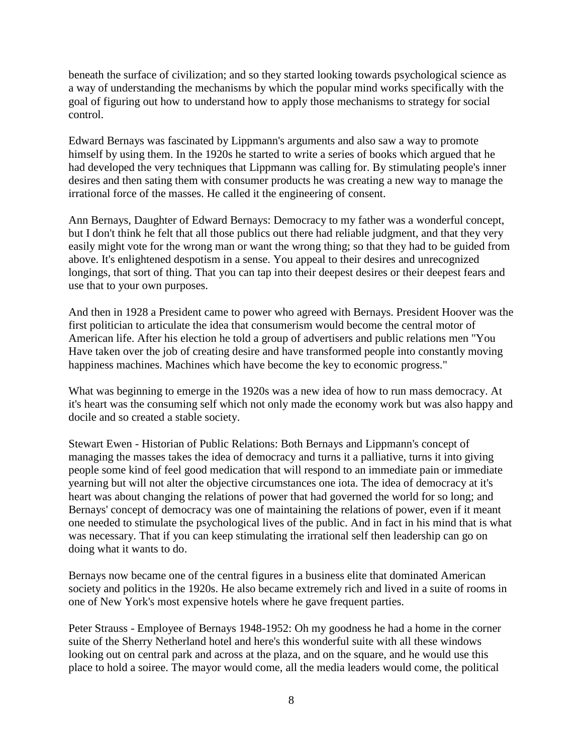beneath the surface of civilization; and so they started looking towards psychological science as a way of understanding the mechanisms by which the popular mind works specifically with the goal of figuring out how to understand how to apply those mechanisms to strategy for social control.

Edward Bernays was fascinated by Lippmann's arguments and also saw a way to promote himself by using them. In the 1920s he started to write a series of books which argued that he had developed the very techniques that Lippmann was calling for. By stimulating people's inner desires and then sating them with consumer products he was creating a new way to manage the irrational force of the masses. He called it the engineering of consent.

Ann Bernays, Daughter of Edward Bernays: Democracy to my father was a wonderful concept, but I don't think he felt that all those publics out there had reliable judgment, and that they very easily might vote for the wrong man or want the wrong thing; so that they had to be guided from above. It's enlightened despotism in a sense. You appeal to their desires and unrecognized longings, that sort of thing. That you can tap into their deepest desires or their deepest fears and use that to your own purposes.

And then in 1928 a President came to power who agreed with Bernays. President Hoover was the first politician to articulate the idea that consumerism would become the central motor of American life. After his election he told a group of advertisers and public relations men "You Have taken over the job of creating desire and have transformed people into constantly moving happiness machines. Machines which have become the key to economic progress."

What was beginning to emerge in the 1920s was a new idea of how to run mass democracy. At it's heart was the consuming self which not only made the economy work but was also happy and docile and so created a stable society.

Stewart Ewen - Historian of Public Relations: Both Bernays and Lippmann's concept of managing the masses takes the idea of democracy and turns it a palliative, turns it into giving people some kind of feel good medication that will respond to an immediate pain or immediate yearning but will not alter the objective circumstances one iota. The idea of democracy at it's heart was about changing the relations of power that had governed the world for so long; and Bernays' concept of democracy was one of maintaining the relations of power, even if it meant one needed to stimulate the psychological lives of the public. And in fact in his mind that is what was necessary. That if you can keep stimulating the irrational self then leadership can go on doing what it wants to do.

Bernays now became one of the central figures in a business elite that dominated American society and politics in the 1920s. He also became extremely rich and lived in a suite of rooms in one of New York's most expensive hotels where he gave frequent parties.

Peter Strauss - Employee of Bernays 1948-1952: Oh my goodness he had a home in the corner suite of the Sherry Netherland hotel and here's this wonderful suite with all these windows looking out on central park and across at the plaza, and on the square, and he would use this place to hold a soiree. The mayor would come, all the media leaders would come, the political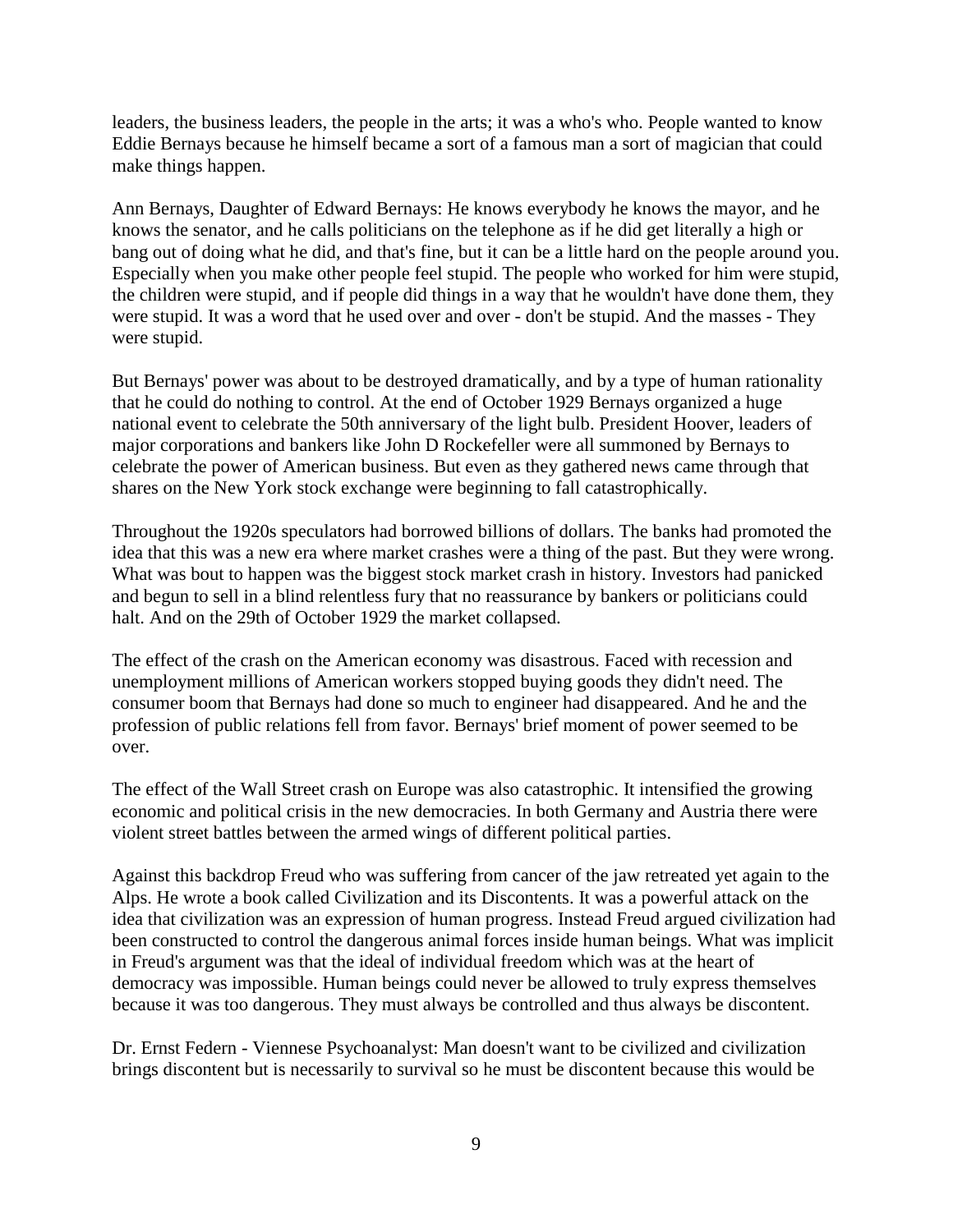leaders, the business leaders, the people in the arts; it was a who's who. People wanted to know Eddie Bernays because he himself became a sort of a famous man a sort of magician that could make things happen.

Ann Bernays, Daughter of Edward Bernays: He knows everybody he knows the mayor, and he knows the senator, and he calls politicians on the telephone as if he did get literally a high or bang out of doing what he did, and that's fine, but it can be a little hard on the people around you. Especially when you make other people feel stupid. The people who worked for him were stupid, the children were stupid, and if people did things in a way that he wouldn't have done them, they were stupid. It was a word that he used over and over - don't be stupid. And the masses - They were stupid.

But Bernays' power was about to be destroyed dramatically, and by a type of human rationality that he could do nothing to control. At the end of October 1929 Bernays organized a huge national event to celebrate the 50th anniversary of the light bulb. President Hoover, leaders of major corporations and bankers like John D Rockefeller were all summoned by Bernays to celebrate the power of American business. But even as they gathered news came through that shares on the New York stock exchange were beginning to fall catastrophically.

Throughout the 1920s speculators had borrowed billions of dollars. The banks had promoted the idea that this was a new era where market crashes were a thing of the past. But they were wrong. What was bout to happen was the biggest stock market crash in history. Investors had panicked and begun to sell in a blind relentless fury that no reassurance by bankers or politicians could halt. And on the 29th of October 1929 the market collapsed.

The effect of the crash on the American economy was disastrous. Faced with recession and unemployment millions of American workers stopped buying goods they didn't need. The consumer boom that Bernays had done so much to engineer had disappeared. And he and the profession of public relations fell from favor. Bernays' brief moment of power seemed to be over.

The effect of the Wall Street crash on Europe was also catastrophic. It intensified the growing economic and political crisis in the new democracies. In both Germany and Austria there were violent street battles between the armed wings of different political parties.

Against this backdrop Freud who was suffering from cancer of the jaw retreated yet again to the Alps. He wrote a book called Civilization and its Discontents. It was a powerful attack on the idea that civilization was an expression of human progress. Instead Freud argued civilization had been constructed to control the dangerous animal forces inside human beings. What was implicit in Freud's argument was that the ideal of individual freedom which was at the heart of democracy was impossible. Human beings could never be allowed to truly express themselves because it was too dangerous. They must always be controlled and thus always be discontent.

Dr. Ernst Federn - Viennese Psychoanalyst: Man doesn't want to be civilized and civilization brings discontent but is necessarily to survival so he must be discontent because this would be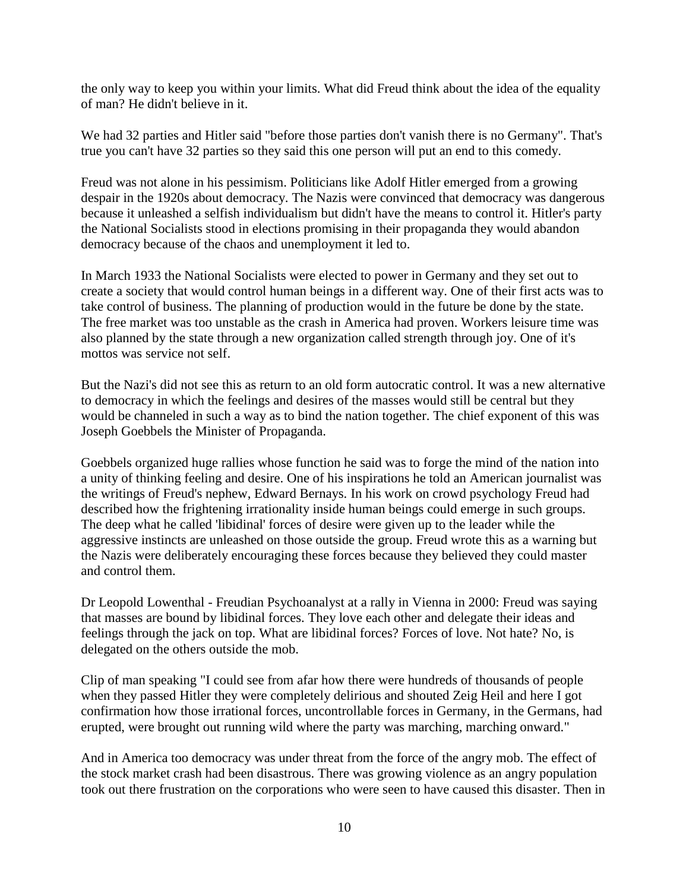the only way to keep you within your limits. What did Freud think about the idea of the equality of man? He didn't believe in it.

We had 32 parties and Hitler said "before those parties don't vanish there is no Germany". That's true you can't have 32 parties so they said this one person will put an end to this comedy.

Freud was not alone in his pessimism. Politicians like Adolf Hitler emerged from a growing despair in the 1920s about democracy. The Nazis were convinced that democracy was dangerous because it unleashed a selfish individualism but didn't have the means to control it. Hitler's party the National Socialists stood in elections promising in their propaganda they would abandon democracy because of the chaos and unemployment it led to.

In March 1933 the National Socialists were elected to power in Germany and they set out to create a society that would control human beings in a different way. One of their first acts was to take control of business. The planning of production would in the future be done by the state. The free market was too unstable as the crash in America had proven. Workers leisure time was also planned by the state through a new organization called strength through joy. One of it's mottos was service not self.

But the Nazi's did not see this as return to an old form autocratic control. It was a new alternative to democracy in which the feelings and desires of the masses would still be central but they would be channeled in such a way as to bind the nation together. The chief exponent of this was Joseph Goebbels the Minister of Propaganda.

Goebbels organized huge rallies whose function he said was to forge the mind of the nation into a unity of thinking feeling and desire. One of his inspirations he told an American journalist was the writings of Freud's nephew, Edward Bernays. In his work on crowd psychology Freud had described how the frightening irrationality inside human beings could emerge in such groups. The deep what he called 'libidinal' forces of desire were given up to the leader while the aggressive instincts are unleashed on those outside the group. Freud wrote this as a warning but the Nazis were deliberately encouraging these forces because they believed they could master and control them.

Dr Leopold Lowenthal - Freudian Psychoanalyst at a rally in Vienna in 2000: Freud was saying that masses are bound by libidinal forces. They love each other and delegate their ideas and feelings through the jack on top. What are libidinal forces? Forces of love. Not hate? No, is delegated on the others outside the mob.

Clip of man speaking "I could see from afar how there were hundreds of thousands of people when they passed Hitler they were completely delirious and shouted Zeig Heil and here I got confirmation how those irrational forces, uncontrollable forces in Germany, in the Germans, had erupted, were brought out running wild where the party was marching, marching onward."

And in America too democracy was under threat from the force of the angry mob. The effect of the stock market crash had been disastrous. There was growing violence as an angry population took out there frustration on the corporations who were seen to have caused this disaster. Then in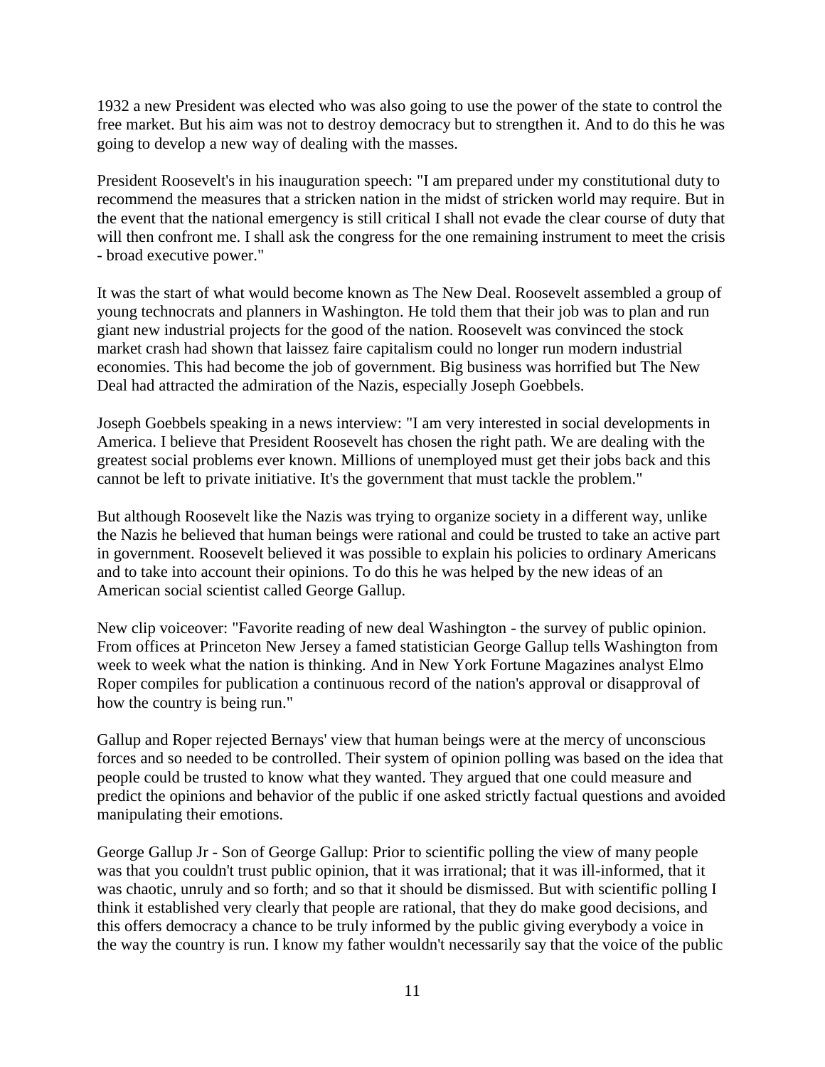1932 a new President was elected who was also going to use the power of the state to control the free market. But his aim was not to destroy democracy but to strengthen it. And to do this he was going to develop a new way of dealing with the masses.

President Roosevelt's in his inauguration speech: "I am prepared under my constitutional duty to recommend the measures that a stricken nation in the midst of stricken world may require. But in the event that the national emergency is still critical I shall not evade the clear course of duty that will then confront me. I shall ask the congress for the one remaining instrument to meet the crisis - broad executive power."

It was the start of what would become known as The New Deal. Roosevelt assembled a group of young technocrats and planners in Washington. He told them that their job was to plan and run giant new industrial projects for the good of the nation. Roosevelt was convinced the stock market crash had shown that laissez faire capitalism could no longer run modern industrial economies. This had become the job of government. Big business was horrified but The New Deal had attracted the admiration of the Nazis, especially Joseph Goebbels.

Joseph Goebbels speaking in a news interview: "I am very interested in social developments in America. I believe that President Roosevelt has chosen the right path. We are dealing with the greatest social problems ever known. Millions of unemployed must get their jobs back and this cannot be left to private initiative. It's the government that must tackle the problem."

But although Roosevelt like the Nazis was trying to organize society in a different way, unlike the Nazis he believed that human beings were rational and could be trusted to take an active part in government. Roosevelt believed it was possible to explain his policies to ordinary Americans and to take into account their opinions. To do this he was helped by the new ideas of an American social scientist called George Gallup.

New clip voiceover: "Favorite reading of new deal Washington - the survey of public opinion. From offices at Princeton New Jersey a famed statistician George Gallup tells Washington from week to week what the nation is thinking. And in New York Fortune Magazines analyst Elmo Roper compiles for publication a continuous record of the nation's approval or disapproval of how the country is being run."

Gallup and Roper rejected Bernays' view that human beings were at the mercy of unconscious forces and so needed to be controlled. Their system of opinion polling was based on the idea that people could be trusted to know what they wanted. They argued that one could measure and predict the opinions and behavior of the public if one asked strictly factual questions and avoided manipulating their emotions.

George Gallup Jr - Son of George Gallup: Prior to scientific polling the view of many people was that you couldn't trust public opinion, that it was irrational; that it was ill-informed, that it was chaotic, unruly and so forth; and so that it should be dismissed. But with scientific polling I think it established very clearly that people are rational, that they do make good decisions, and this offers democracy a chance to be truly informed by the public giving everybody a voice in the way the country is run. I know my father wouldn't necessarily say that the voice of the public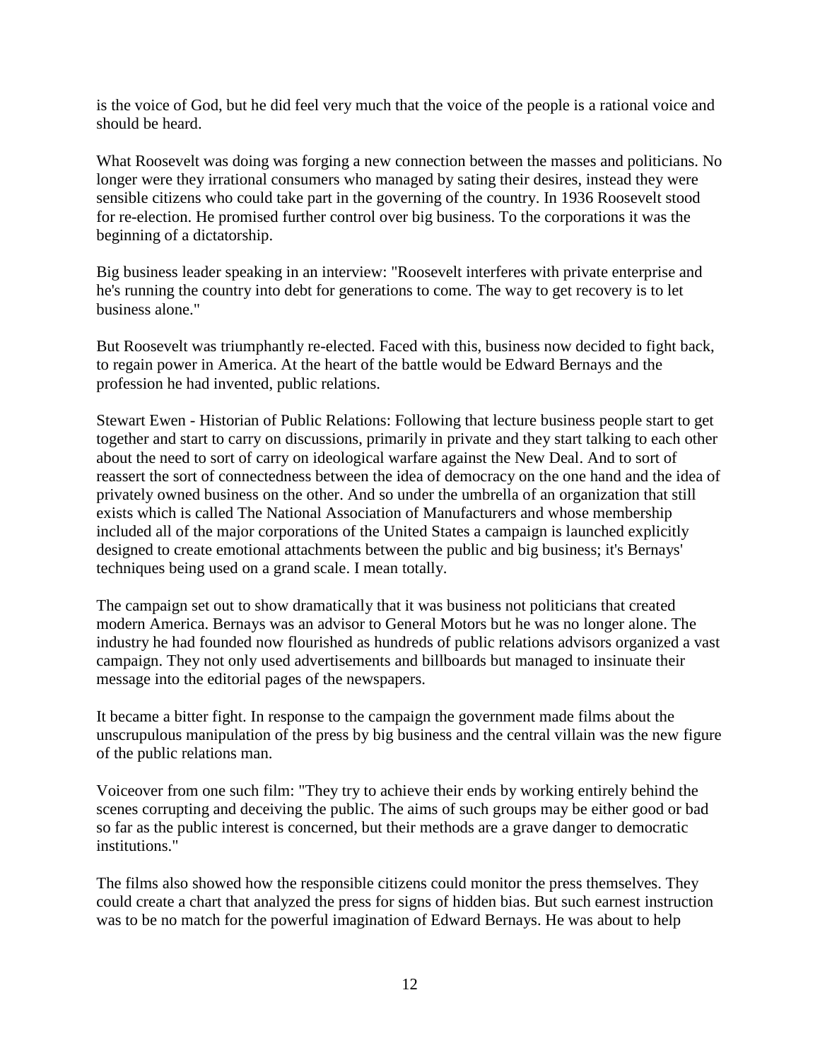is the voice of God, but he did feel very much that the voice of the people is a rational voice and should be heard.

What Roosevelt was doing was forging a new connection between the masses and politicians. No longer were they irrational consumers who managed by sating their desires, instead they were sensible citizens who could take part in the governing of the country. In 1936 Roosevelt stood for re-election. He promised further control over big business. To the corporations it was the beginning of a dictatorship.

Big business leader speaking in an interview: "Roosevelt interferes with private enterprise and he's running the country into debt for generations to come. The way to get recovery is to let business alone."

But Roosevelt was triumphantly re-elected. Faced with this, business now decided to fight back, to regain power in America. At the heart of the battle would be Edward Bernays and the profession he had invented, public relations.

Stewart Ewen - Historian of Public Relations: Following that lecture business people start to get together and start to carry on discussions, primarily in private and they start talking to each other about the need to sort of carry on ideological warfare against the New Deal. And to sort of reassert the sort of connectedness between the idea of democracy on the one hand and the idea of privately owned business on the other. And so under the umbrella of an organization that still exists which is called The National Association of Manufacturers and whose membership included all of the major corporations of the United States a campaign is launched explicitly designed to create emotional attachments between the public and big business; it's Bernays' techniques being used on a grand scale. I mean totally.

The campaign set out to show dramatically that it was business not politicians that created modern America. Bernays was an advisor to General Motors but he was no longer alone. The industry he had founded now flourished as hundreds of public relations advisors organized a vast campaign. They not only used advertisements and billboards but managed to insinuate their message into the editorial pages of the newspapers.

It became a bitter fight. In response to the campaign the government made films about the unscrupulous manipulation of the press by big business and the central villain was the new figure of the public relations man.

Voiceover from one such film: "They try to achieve their ends by working entirely behind the scenes corrupting and deceiving the public. The aims of such groups may be either good or bad so far as the public interest is concerned, but their methods are a grave danger to democratic institutions."

The films also showed how the responsible citizens could monitor the press themselves. They could create a chart that analyzed the press for signs of hidden bias. But such earnest instruction was to be no match for the powerful imagination of Edward Bernays. He was about to help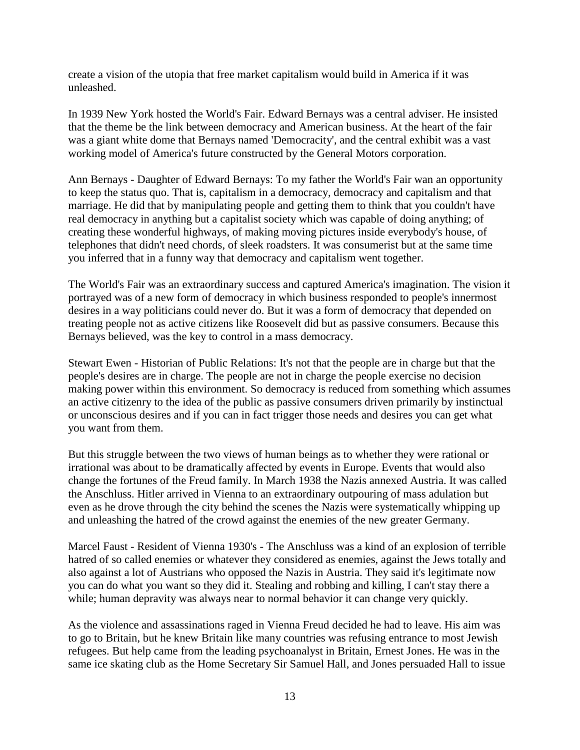create a vision of the utopia that free market capitalism would build in America if it was unleashed.

In 1939 New York hosted the World's Fair. Edward Bernays was a central adviser. He insisted that the theme be the link between democracy and American business. At the heart of the fair was a giant white dome that Bernays named 'Democracity', and the central exhibit was a vast working model of America's future constructed by the General Motors corporation.

Ann Bernays - Daughter of Edward Bernays: To my father the World's Fair wan an opportunity to keep the status quo. That is, capitalism in a democracy, democracy and capitalism and that marriage. He did that by manipulating people and getting them to think that you couldn't have real democracy in anything but a capitalist society which was capable of doing anything; of creating these wonderful highways, of making moving pictures inside everybody's house, of telephones that didn't need chords, of sleek roadsters. It was consumerist but at the same time you inferred that in a funny way that democracy and capitalism went together.

The World's Fair was an extraordinary success and captured America's imagination. The vision it portrayed was of a new form of democracy in which business responded to people's innermost desires in a way politicians could never do. But it was a form of democracy that depended on treating people not as active citizens like Roosevelt did but as passive consumers. Because this Bernays believed, was the key to control in a mass democracy.

Stewart Ewen - Historian of Public Relations: It's not that the people are in charge but that the people's desires are in charge. The people are not in charge the people exercise no decision making power within this environment. So democracy is reduced from something which assumes an active citizenry to the idea of the public as passive consumers driven primarily by instinctual or unconscious desires and if you can in fact trigger those needs and desires you can get what you want from them.

But this struggle between the two views of human beings as to whether they were rational or irrational was about to be dramatically affected by events in Europe. Events that would also change the fortunes of the Freud family. In March 1938 the Nazis annexed Austria. It was called the Anschluss. Hitler arrived in Vienna to an extraordinary outpouring of mass adulation but even as he drove through the city behind the scenes the Nazis were systematically whipping up and unleashing the hatred of the crowd against the enemies of the new greater Germany.

Marcel Faust - Resident of Vienna 1930's - The Anschluss was a kind of an explosion of terrible hatred of so called enemies or whatever they considered as enemies, against the Jews totally and also against a lot of Austrians who opposed the Nazis in Austria. They said it's legitimate now you can do what you want so they did it. Stealing and robbing and killing, I can't stay there a while; human depravity was always near to normal behavior it can change very quickly.

As the violence and assassinations raged in Vienna Freud decided he had to leave. His aim was to go to Britain, but he knew Britain like many countries was refusing entrance to most Jewish refugees. But help came from the leading psychoanalyst in Britain, Ernest Jones. He was in the same ice skating club as the Home Secretary Sir Samuel Hall, and Jones persuaded Hall to issue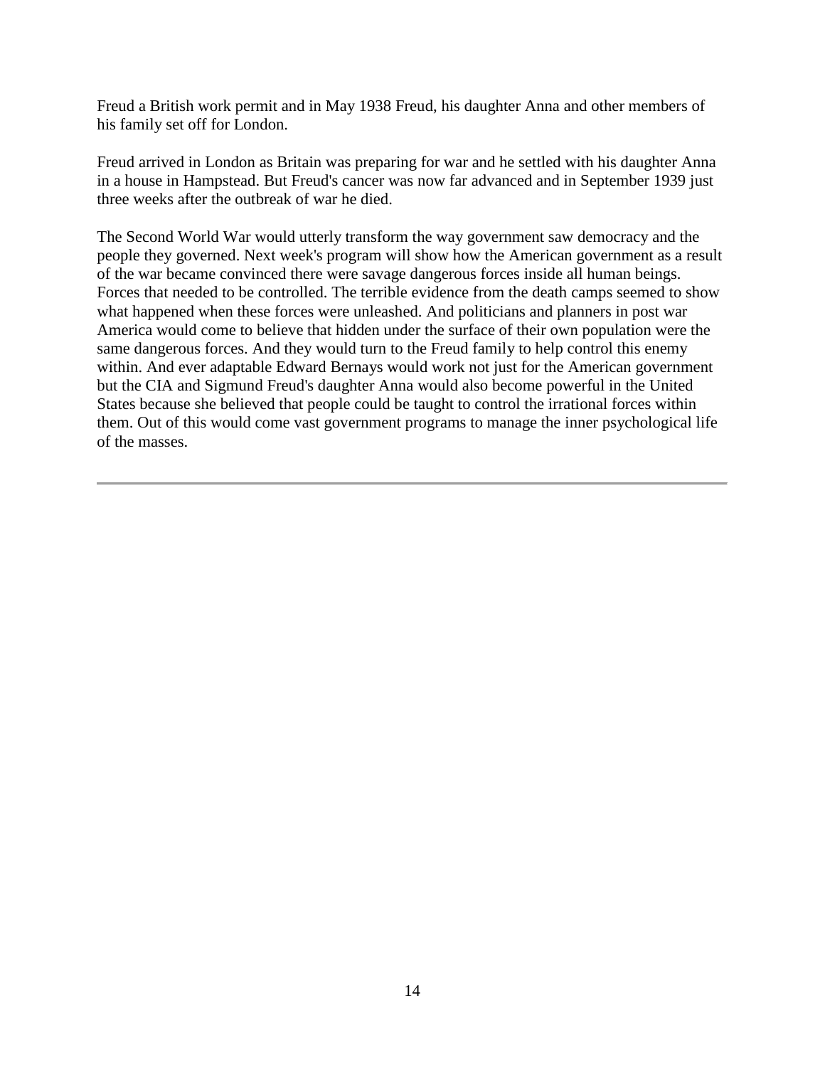Freud a British work permit and in May 1938 Freud, his daughter Anna and other members of his family set off for London.

Freud arrived in London as Britain was preparing for war and he settled with his daughter Anna in a house in Hampstead. But Freud's cancer was now far advanced and in September 1939 just three weeks after the outbreak of war he died.

The Second World War would utterly transform the way government saw democracy and the people they governed. Next week's program will show how the American government as a result of the war became convinced there were savage dangerous forces inside all human beings. Forces that needed to be controlled. The terrible evidence from the death camps seemed to show what happened when these forces were unleashed. And politicians and planners in post war America would come to believe that hidden under the surface of their own population were the same dangerous forces. And they would turn to the Freud family to help control this enemy within. And ever adaptable Edward Bernays would work not just for the American government but the CIA and Sigmund Freud's daughter Anna would also become powerful in the United States because she believed that people could be taught to control the irrational forces within them. Out of this would come vast government programs to manage the inner psychological life of the masses.

---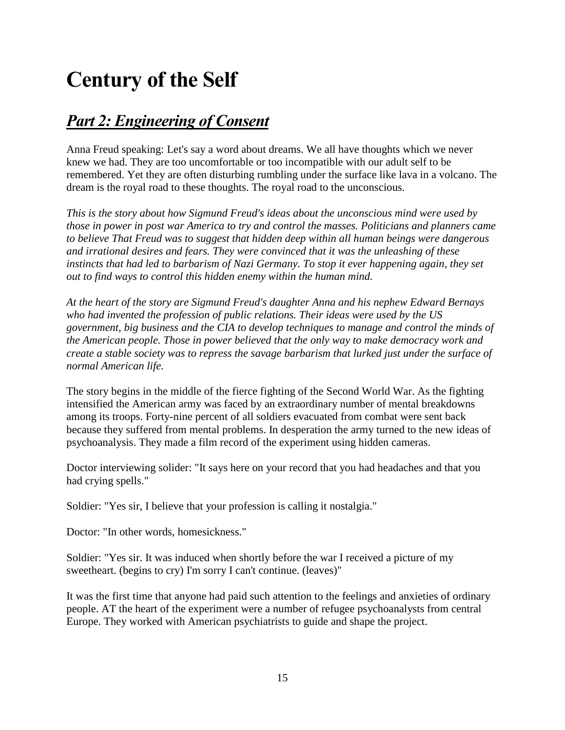# Century of the Self

## ***Part 2: Engineering of Consent***

Anna Freud speaking: Let's say a word about dreams. We all have thoughts which we never knew we had. They are too uncomfortable or too incompatible with our adult self to be remembered. Yet they are often disturbing rumbling under the surface like lava in a volcano. The dream is the royal road to these thoughts. The royal road to the unconscious.

*This is the story about how Sigmund Freud's ideas about the unconscious mind were used by those in power in post war America to try and control the masses. Politicians and planners came to believe That Freud was to suggest that hidden deep within all human beings were dangerous and irrational desires and fears. They were convinced that it was the unleashing of these instincts that had led to barbarism of Nazi Germany. To stop it ever happening again, they set out to find ways to control this hidden enemy within the human mind.*

*At the heart of the story are Sigmund Freud's daughter Anna and his nephew Edward Bernays who had invented the profession of public relations. Their ideas were used by the US government, big business and the CIA to develop techniques to manage and control the minds of the American people. Those in power believed that the only way to make democracy work and create a stable society was to repress the savage barbarism that lurked just under the surface of normal American life.*

The story begins in the middle of the fierce fighting of the Second World War. As the fighting intensified the American army was faced by an extraordinary number of mental breakdowns among its troops. Forty-nine percent of all soldiers evacuated from combat were sent back because they suffered from mental problems. In desperation the army turned to the new ideas of psychoanalysis. They made a film record of the experiment using hidden cameras.

Doctor interviewing solider: "It says here on your record that you had headaches and that you had crying spells."

Soldier: "Yes sir, I believe that your profession is calling it nostalgia."

Doctor: "In other words, homesickness."

Soldier: "Yes sir. It was induced when shortly before the war I received a picture of my sweetheart. (begins to cry) I'm sorry I can't continue. (leaves)"

It was the first time that anyone had paid such attention to the feelings and anxieties of ordinary people. AT the heart of the experiment were a number of refugee psychoanalysts from central Europe. They worked with American psychiatrists to guide and shape the project.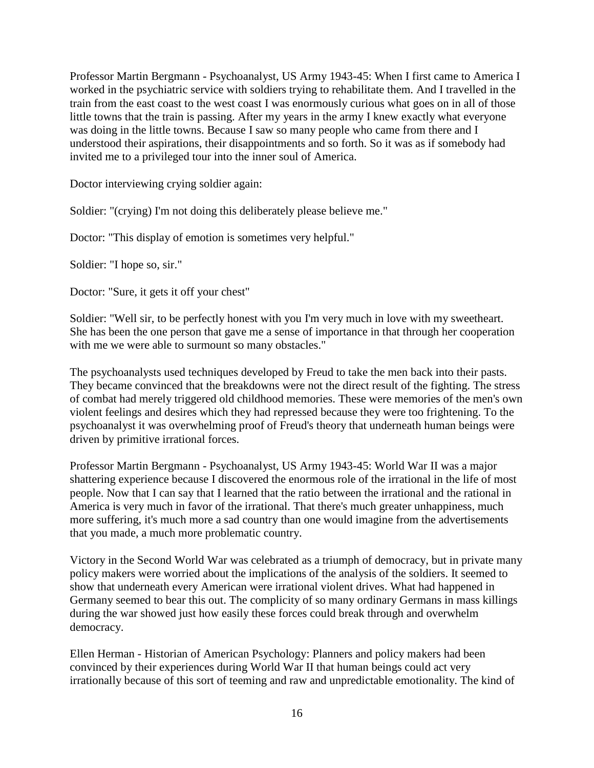Professor Martin Bergmann - Psychoanalyst, US Army 1943-45: When I first came to America I worked in the psychiatric service with soldiers trying to rehabilitate them. And I travelled in the train from the east coast to the west coast I was enormously curious what goes on in all of those little towns that the train is passing. After my years in the army I knew exactly what everyone was doing in the little towns. Because I saw so many people who came from there and I understood their aspirations, their disappointments and so forth. So it was as if somebody had invited me to a privileged tour into the inner soul of America.

Doctor interviewing crying soldier again:

Soldier: "(crying) I'm not doing this deliberately please believe me."

Doctor: "This display of emotion is sometimes very helpful."

Soldier: "I hope so, sir."

Doctor: "Sure, it gets it off your chest"

Soldier: "Well sir, to be perfectly honest with you I'm very much in love with my sweetheart. She has been the one person that gave me a sense of importance in that through her cooperation with me we were able to surmount so many obstacles."

The psychoanalysts used techniques developed by Freud to take the men back into their pasts. They became convinced that the breakdowns were not the direct result of the fighting. The stress of combat had merely triggered old childhood memories. These were memories of the men's own violent feelings and desires which they had repressed because they were too frightening. To the psychoanalyst it was overwhelming proof of Freud's theory that underneath human beings were driven by primitive irrational forces.

Professor Martin Bergmann - Psychoanalyst, US Army 1943-45: World War II was a major shattering experience because I discovered the enormous role of the irrational in the life of most people. Now that I can say that I learned that the ratio between the irrational and the rational in America is very much in favor of the irrational. That there's much greater unhappiness, much more suffering, it's much more a sad country than one would imagine from the advertisements that you made, a much more problematic country.

Victory in the Second World War was celebrated as a triumph of democracy, but in private many policy makers were worried about the implications of the analysis of the soldiers. It seemed to show that underneath every American were irrational violent drives. What had happened in Germany seemed to bear this out. The complicity of so many ordinary Germans in mass killings during the war showed just how easily these forces could break through and overwhelm democracy.

Ellen Herman - Historian of American Psychology: Planners and policy makers had been convinced by their experiences during World War II that human beings could act very irrationally because of this sort of teeming and raw and unpredictable emotionality. The kind of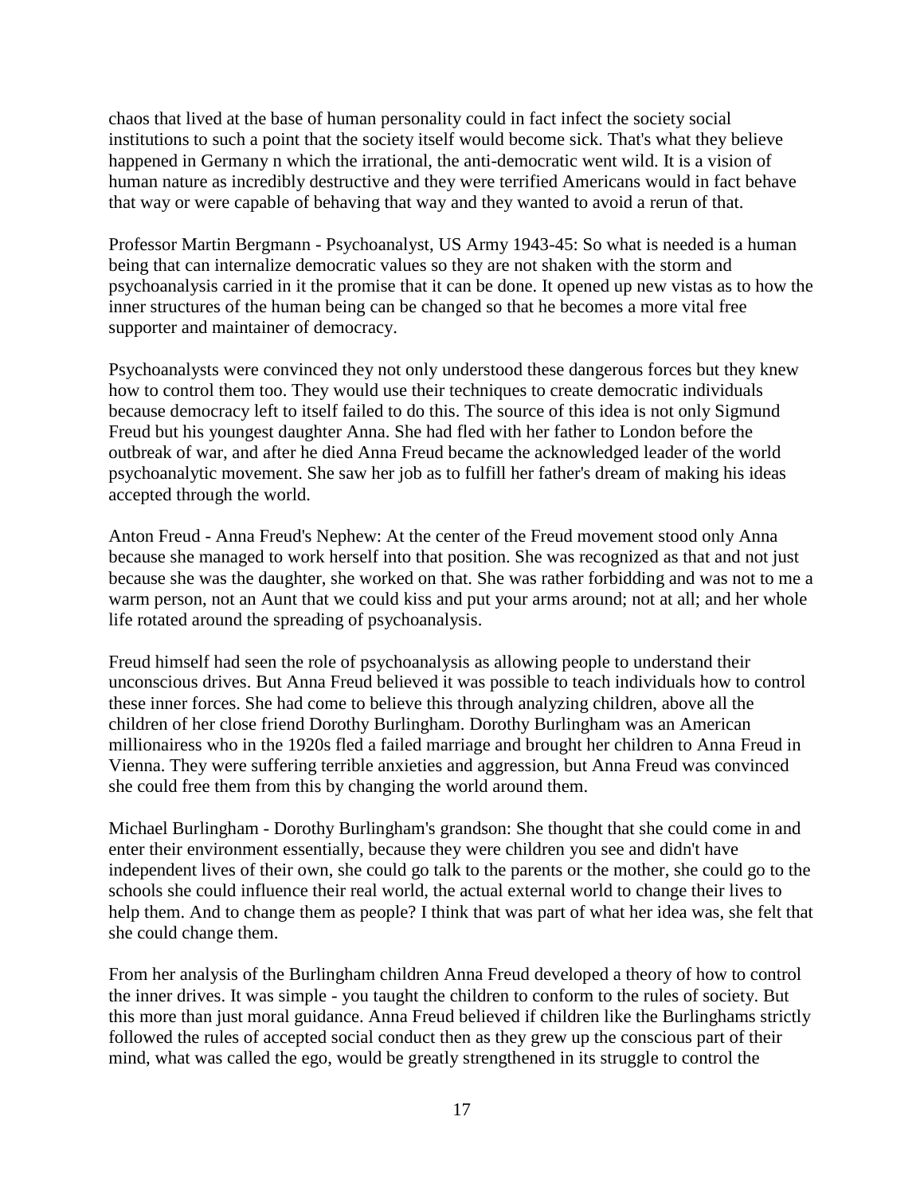chaos that lived at the base of human personality could in fact infect the society social institutions to such a point that the society itself would become sick. That's what they believe happened in Germany n which the irrational, the anti-democratic went wild. It is a vision of human nature as incredibly destructive and they were terrified Americans would in fact behave that way or were capable of behaving that way and they wanted to avoid a rerun of that.

Professor Martin Bergmann - Psychoanalyst, US Army 1943-45: So what is needed is a human being that can internalize democratic values so they are not shaken with the storm and psychoanalysis carried in it the promise that it can be done. It opened up new vistas as to how the inner structures of the human being can be changed so that he becomes a more vital free supporter and maintainer of democracy.

Psychoanalysts were convinced they not only understood these dangerous forces but they knew how to control them too. They would use their techniques to create democratic individuals because democracy left to itself failed to do this. The source of this idea is not only Sigmund Freud but his youngest daughter Anna. She had fled with her father to London before the outbreak of war, and after he died Anna Freud became the acknowledged leader of the world psychoanalytic movement. She saw her job as to fulfill her father's dream of making his ideas accepted through the world.

Anton Freud - Anna Freud's Nephew: At the center of the Freud movement stood only Anna because she managed to work herself into that position. She was recognized as that and not just because she was the daughter, she worked on that. She was rather forbidding and was not to me a warm person, not an Aunt that we could kiss and put your arms around; not at all; and her whole life rotated around the spreading of psychoanalysis.

Freud himself had seen the role of psychoanalysis as allowing people to understand their unconscious drives. But Anna Freud believed it was possible to teach individuals how to control these inner forces. She had come to believe this through analyzing children, above all the children of her close friend Dorothy Burlingham. Dorothy Burlingham was an American millionairess who in the 1920s fled a failed marriage and brought her children to Anna Freud in Vienna. They were suffering terrible anxieties and aggression, but Anna Freud was convinced she could free them from this by changing the world around them.

Michael Burlingham - Dorothy Burlingham's grandson: She thought that she could come in and enter their environment essentially, because they were children you see and didn't have independent lives of their own, she could go talk to the parents or the mother, she could go to the schools she could influence their real world, the actual external world to change their lives to help them. And to change them as people? I think that was part of what her idea was, she felt that she could change them.

From her analysis of the Burlingham children Anna Freud developed a theory of how to control the inner drives. It was simple - you taught the children to conform to the rules of society. But this more than just moral guidance. Anna Freud believed if children like the Burlinghams strictly followed the rules of accepted social conduct then as they grew up the conscious part of their mind, what was called the ego, would be greatly strengthened in its struggle to control the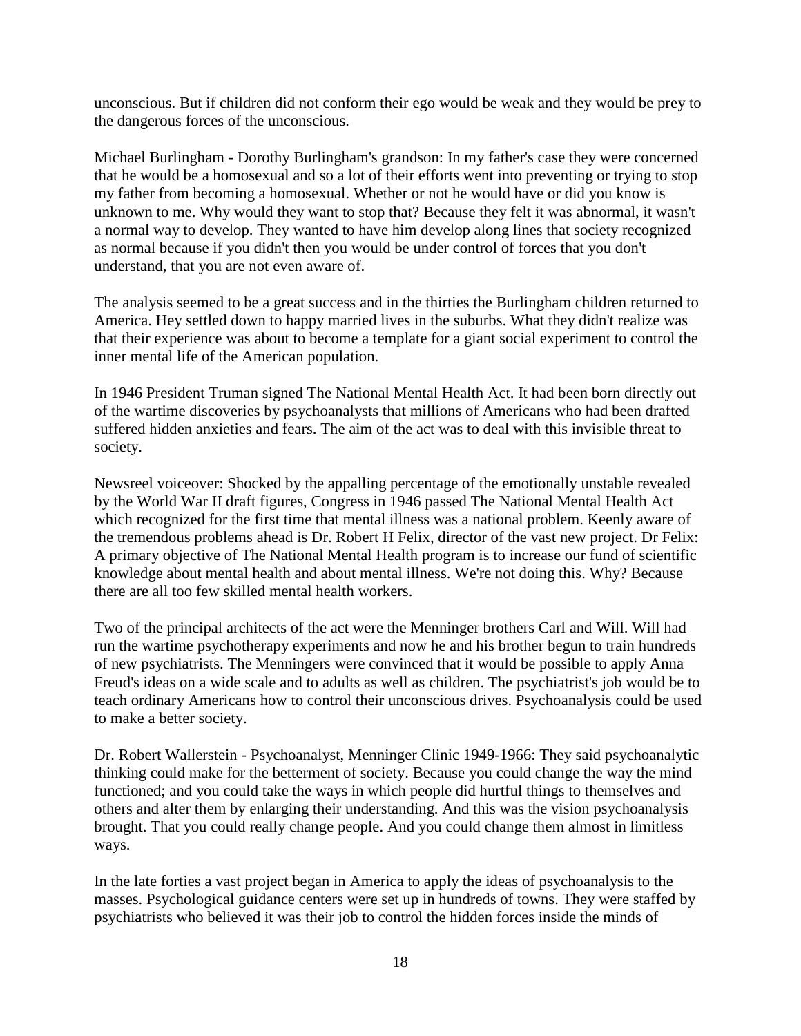unconscious. But if children did not conform their ego would be weak and they would be prey to the dangerous forces of the unconscious.

Michael Burlingham - Dorothy Burlingham's grandson: In my father's case they were concerned that he would be a homosexual and so a lot of their efforts went into preventing or trying to stop my father from becoming a homosexual. Whether or not he would have or did you know is unknown to me. Why would they want to stop that? Because they felt it was abnormal, it wasn't a normal way to develop. They wanted to have him develop along lines that society recognized as normal because if you didn't then you would be under control of forces that you don't understand, that you are not even aware of.

The analysis seemed to be a great success and in the thirties the Burlingham children returned to America. Hey settled down to happy married lives in the suburbs. What they didn't realize was that their experience was about to become a template for a giant social experiment to control the inner mental life of the American population.

In 1946 President Truman signed The National Mental Health Act. It had been born directly out of the wartime discoveries by psychoanalysts that millions of Americans who had been drafted suffered hidden anxieties and fears. The aim of the act was to deal with this invisible threat to society.

Newsreel voiceover: Shocked by the appalling percentage of the emotionally unstable revealed by the World War II draft figures, Congress in 1946 passed The National Mental Health Act which recognized for the first time that mental illness was a national problem. Keenly aware of the tremendous problems ahead is Dr. Robert H Felix, director of the vast new project. Dr Felix: A primary objective of The National Mental Health program is to increase our fund of scientific knowledge about mental health and about mental illness. We're not doing this. Why? Because there are all too few skilled mental health workers.

Two of the principal architects of the act were the Menninger brothers Carl and Will. Will had run the wartime psychotherapy experiments and now he and his brother begun to train hundreds of new psychiatrists. The Menningers were convinced that it would be possible to apply Anna Freud's ideas on a wide scale and to adults as well as children. The psychiatrist's job would be to teach ordinary Americans how to control their unconscious drives. Psychoanalysis could be used to make a better society.

Dr. Robert Wallerstein - Psychoanalyst, Menninger Clinic 1949-1966: They said psychoanalytic thinking could make for the betterment of society. Because you could change the way the mind functioned; and you could take the ways in which people did hurtful things to themselves and others and alter them by enlarging their understanding. And this was the vision psychoanalysis brought. That you could really change people. And you could change them almost in limitless ways.

In the late forties a vast project began in America to apply the ideas of psychoanalysis to the masses. Psychological guidance centers were set up in hundreds of towns. They were staffed by psychiatrists who believed it was their job to control the hidden forces inside the minds of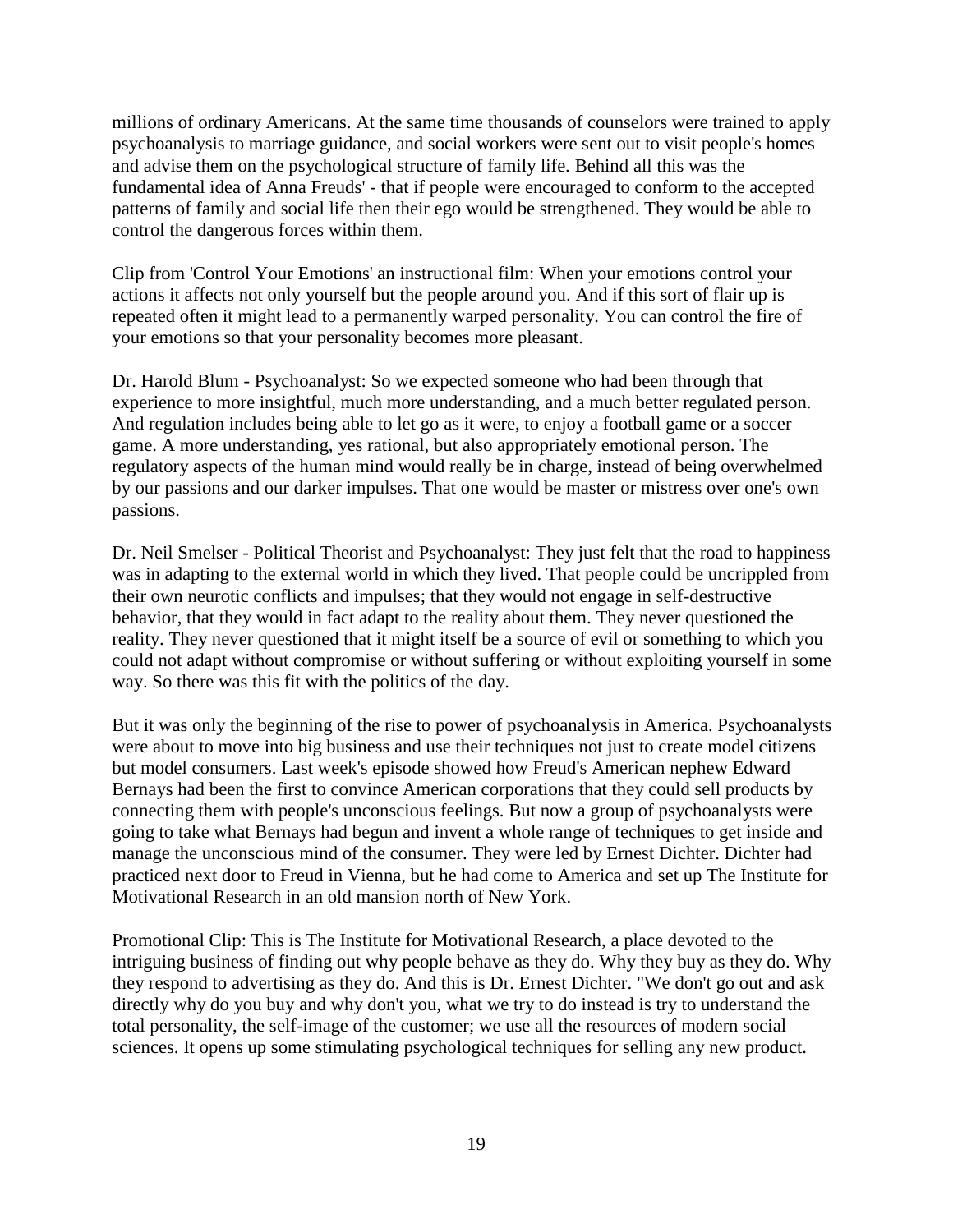millions of ordinary Americans. At the same time thousands of counselors were trained to apply psychoanalysis to marriage guidance, and social workers were sent out to visit people's homes and advise them on the psychological structure of family life. Behind all this was the fundamental idea of Anna Freuds' - that if people were encouraged to conform to the accepted patterns of family and social life then their ego would be strengthened. They would be able to control the dangerous forces within them.

Clip from 'Control Your Emotions' an instructional film: When your emotions control your actions it affects not only yourself but the people around you. And if this sort of flair up is repeated often it might lead to a permanently warped personality. You can control the fire of your emotions so that your personality becomes more pleasant.

Dr. Harold Blum - Psychoanalyst: So we expected someone who had been through that experience to more insightful, much more understanding, and a much better regulated person. And regulation includes being able to let go as it were, to enjoy a football game or a soccer game. A more understanding, yes rational, but also appropriately emotional person. The regulatory aspects of the human mind would really be in charge, instead of being overwhelmed by our passions and our darker impulses. That one would be master or mistress over one's own passions.

Dr. Neil Smelser - Political Theorist and Psychoanalyst: They just felt that the road to happiness was in adapting to the external world in which they lived. That people could be uncrippled from their own neurotic conflicts and impulses; that they would not engage in self-destructive behavior, that they would in fact adapt to the reality about them. They never questioned the reality. They never questioned that it might itself be a source of evil or something to which you could not adapt without compromise or without suffering or without exploiting yourself in some way. So there was this fit with the politics of the day.

But it was only the beginning of the rise to power of psychoanalysis in America. Psychoanalysts were about to move into big business and use their techniques not just to create model citizens but model consumers. Last week's episode showed how Freud's American nephew Edward Bernays had been the first to convince American corporations that they could sell products by connecting them with people's unconscious feelings. But now a group of psychoanalysts were going to take what Bernays had begun and invent a whole range of techniques to get inside and manage the unconscious mind of the consumer. They were led by Ernest Dichter. Dichter had practiced next door to Freud in Vienna, but he had come to America and set up The Institute for Motivational Research in an old mansion north of New York.

Promotional Clip: This is The Institute for Motivational Research, a place devoted to the intriguing business of finding out why people behave as they do. Why they buy as they do. Why they respond to advertising as they do. And this is Dr. Ernest Dichter. "We don't go out and ask directly why do you buy and why don't you, what we try to do instead is try to understand the total personality, the self-image of the customer; we use all the resources of modern social sciences. It opens up some stimulating psychological techniques for selling any new product.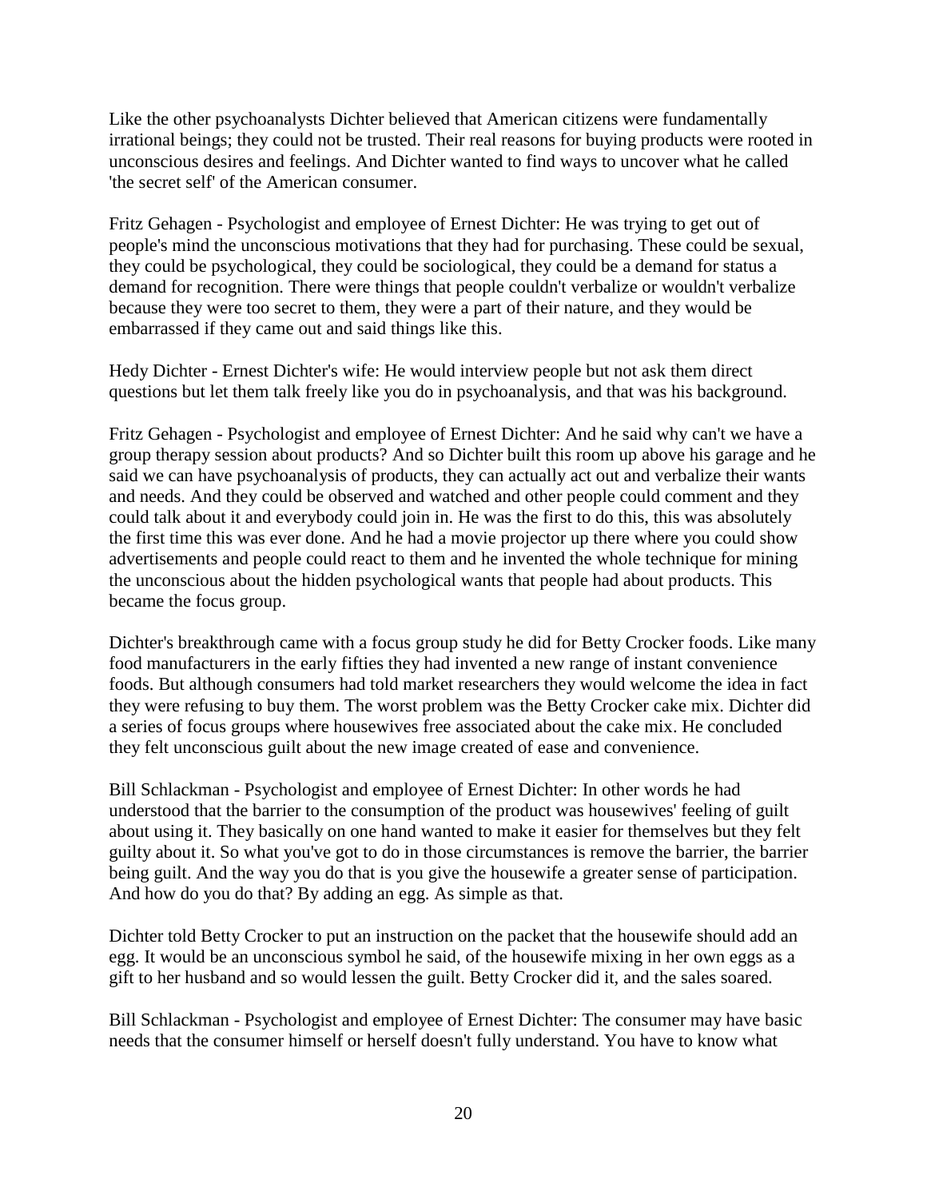Like the other psychoanalysts Dichter believed that American citizens were fundamentally irrational beings; they could not be trusted. Their real reasons for buying products were rooted in unconscious desires and feelings. And Dichter wanted to find ways to uncover what he called 'the secret self' of the American consumer.

Fritz Gehagen - Psychologist and employee of Ernest Dichter: He was trying to get out of people's mind the unconscious motivations that they had for purchasing. These could be sexual, they could be psychological, they could be sociological, they could be a demand for status a demand for recognition. There were things that people couldn't verbalize or wouldn't verbalize because they were too secret to them, they were a part of their nature, and they would be embarrassed if they came out and said things like this.

Hedy Dichter - Ernest Dichter's wife: He would interview people but not ask them direct questions but let them talk freely like you do in psychoanalysis, and that was his background.

Fritz Gehagen - Psychologist and employee of Ernest Dichter: And he said why can't we have a group therapy session about products? And so Dichter built this room up above his garage and he said we can have psychoanalysis of products, they can actually act out and verbalize their wants and needs. And they could be observed and watched and other people could comment and they could talk about it and everybody could join in. He was the first to do this, this was absolutely the first time this was ever done. And he had a movie projector up there where you could show advertisements and people could react to them and he invented the whole technique for mining the unconscious about the hidden psychological wants that people had about products. This became the focus group.

Dichter's breakthrough came with a focus group study he did for Betty Crocker foods. Like many food manufacturers in the early fifties they had invented a new range of instant convenience foods. But although consumers had told market researchers they would welcome the idea in fact they were refusing to buy them. The worst problem was the Betty Crocker cake mix. Dichter did a series of focus groups where housewives free associated about the cake mix. He concluded they felt unconscious guilt about the new image created of ease and convenience.

Bill Schlackman - Psychologist and employee of Ernest Dichter: In other words he had understood that the barrier to the consumption of the product was housewives' feeling of guilt about using it. They basically on one hand wanted to make it easier for themselves but they felt guilty about it. So what you've got to do in those circumstances is remove the barrier, the barrier being guilt. And the way you do that is you give the housewife a greater sense of participation. And how do you do that? By adding an egg. As simple as that.

Dichter told Betty Crocker to put an instruction on the packet that the housewife should add an egg. It would be an unconscious symbol he said, of the housewife mixing in her own eggs as a gift to her husband and so would lessen the guilt. Betty Crocker did it, and the sales soared.

Bill Schlackman - Psychologist and employee of Ernest Dichter: The consumer may have basic needs that the consumer himself or herself doesn't fully understand. You have to know what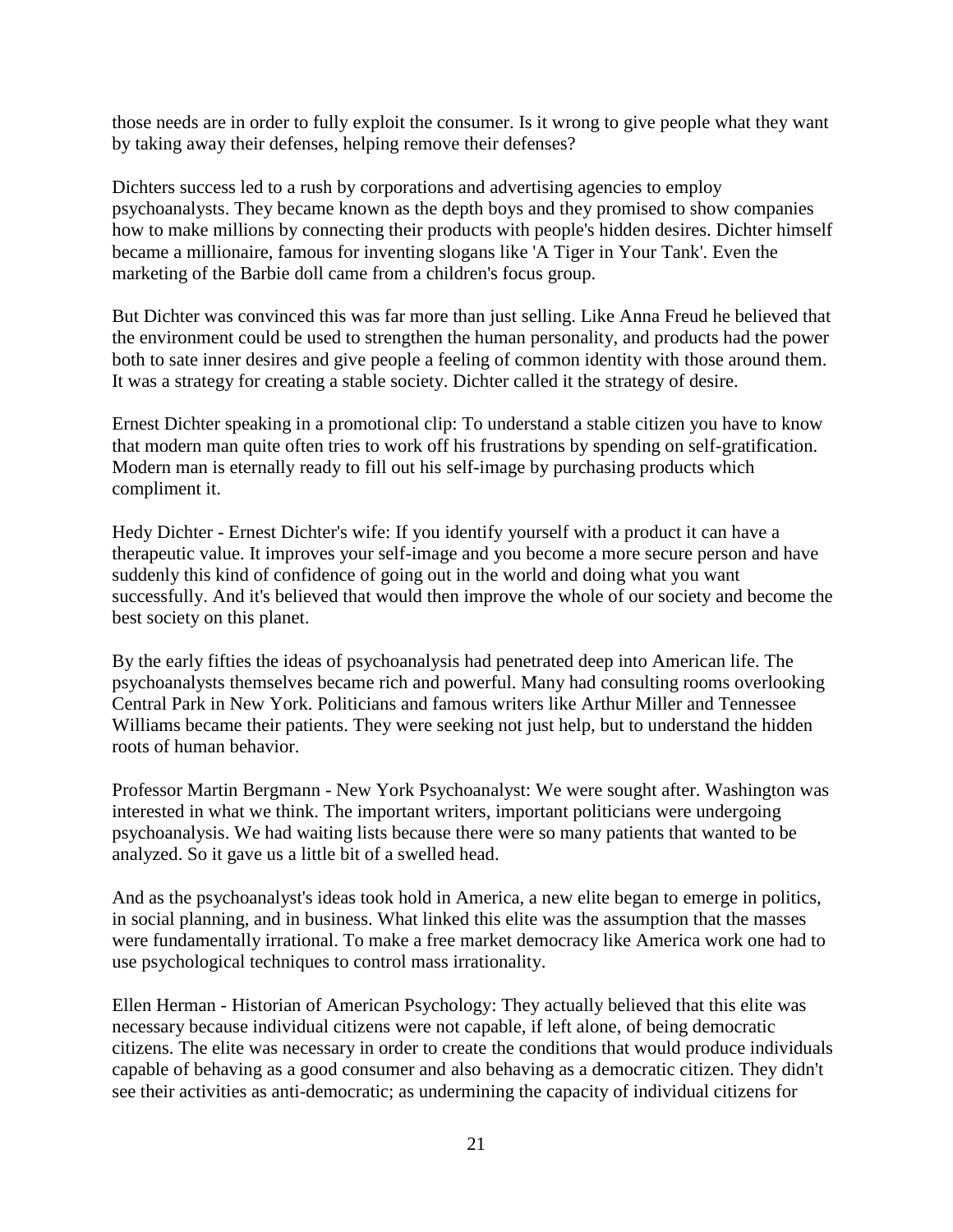those needs are in order to fully exploit the consumer. Is it wrong to give people what they want by taking away their defenses, helping remove their defenses?

Dichters success led to a rush by corporations and advertising agencies to employ psychoanalysts. They became known as the depth boys and they promised to show companies how to make millions by connecting their products with people's hidden desires. Dichter himself became a millionaire, famous for inventing slogans like 'A Tiger in Your Tank'. Even the marketing of the Barbie doll came from a children's focus group.

But Dichter was convinced this was far more than just selling. Like Anna Freud he believed that the environment could be used to strengthen the human personality, and products had the power both to sate inner desires and give people a feeling of common identity with those around them. It was a strategy for creating a stable society. Dichter called it the strategy of desire.

Ernest Dichter speaking in a promotional clip: To understand a stable citizen you have to know that modern man quite often tries to work off his frustrations by spending on self-gratification. Modern man is eternally ready to fill out his self-image by purchasing products which compliment it.

Hedy Dichter - Ernest Dichter's wife: If you identify yourself with a product it can have a therapeutic value. It improves your self-image and you become a more secure person and have suddenly this kind of confidence of going out in the world and doing what you want successfully. And it's believed that would then improve the whole of our society and become the best society on this planet.

By the early fifties the ideas of psychoanalysis had penetrated deep into American life. The psychoanalysts themselves became rich and powerful. Many had consulting rooms overlooking Central Park in New York. Politicians and famous writers like Arthur Miller and Tennessee Williams became their patients. They were seeking not just help, but to understand the hidden roots of human behavior.

Professor Martin Bergmann - New York Psychoanalyst: We were sought after. Washington was interested in what we think. The important writers, important politicians were undergoing psychoanalysis. We had waiting lists because there were so many patients that wanted to be analyzed. So it gave us a little bit of a swelled head.

And as the psychoanalyst's ideas took hold in America, a new elite began to emerge in politics, in social planning, and in business. What linked this elite was the assumption that the masses were fundamentally irrational. To make a free market democracy like America work one had to use psychological techniques to control mass irrationality.

Ellen Herman - Historian of American Psychology: They actually believed that this elite was necessary because individual citizens were not capable, if left alone, of being democratic citizens. The elite was necessary in order to create the conditions that would produce individuals capable of behaving as a good consumer and also behaving as a democratic citizen. They didn't see their activities as anti-democratic; as undermining the capacity of individual citizens for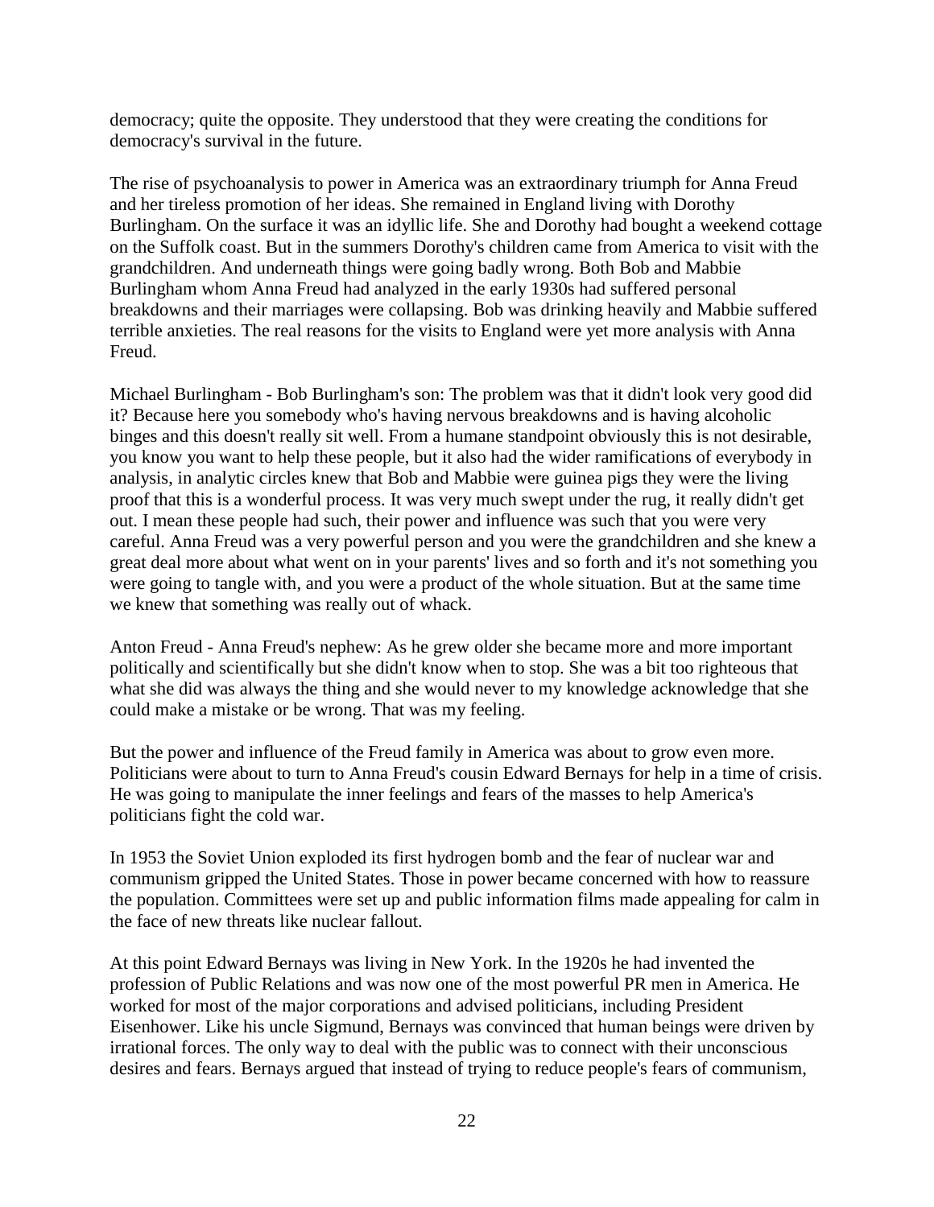democracy; quite the opposite. They understood that they were creating the conditions for democracy's survival in the future.

The rise of psychoanalysis to power in America was an extraordinary triumph for Anna Freud and her tireless promotion of her ideas. She remained in England living with Dorothy Burlingham. On the surface it was an idyllic life. She and Dorothy had bought a weekend cottage on the Suffolk coast. But in the summers Dorothy's children came from America to visit with the grandchildren. And underneath things were going badly wrong. Both Bob and Mabbie Burlingham whom Anna Freud had analyzed in the early 1930s had suffered personal breakdowns and their marriages were collapsing. Bob was drinking heavily and Mabbie suffered terrible anxieties. The real reasons for the visits to England were yet more analysis with Anna Freud.

Michael Burlingham - Bob Burlingham's son: The problem was that it didn't look very good did it? Because here you somebody who's having nervous breakdowns and is having alcoholic binges and this doesn't really sit well. From a humane standpoint obviously this is not desirable, you know you want to help these people, but it also had the wider ramifications of everybody in analysis, in analytic circles knew that Bob and Mabbie were guinea pigs they were the living proof that this is a wonderful process. It was very much swept under the rug, it really didn't get out. I mean these people had such, their power and influence was such that you were very careful. Anna Freud was a very powerful person and you were the grandchildren and she knew a great deal more about what went on in your parents' lives and so forth and it's not something you were going to tangle with, and you were a product of the whole situation. But at the same time we knew that something was really out of whack.

Anton Freud - Anna Freud's nephew: As he grew older she became more and more important politically and scientifically but she didn't know when to stop. She was a bit too righteous that what she did was always the thing and she would never to my knowledge acknowledge that she could make a mistake or be wrong. That was my feeling.

But the power and influence of the Freud family in America was about to grow even more. Politicians were about to turn to Anna Freud's cousin Edward Bernays for help in a time of crisis. He was going to manipulate the inner feelings and fears of the masses to help America's politicians fight the cold war.

In 1953 the Soviet Union exploded its first hydrogen bomb and the fear of nuclear war and communism gripped the United States. Those in power became concerned with how to reassure the population. Committees were set up and public information films made appealing for calm in the face of new threats like nuclear fallout.

At this point Edward Bernays was living in New York. In the 1920s he had invented the profession of Public Relations and was now one of the most powerful PR men in America. He worked for most of the major corporations and advised politicians, including President Eisenhower. Like his uncle Sigmund, Bernays was convinced that human beings were driven by irrational forces. The only way to deal with the public was to connect with their unconscious desires and fears. Bernays argued that instead of trying to reduce people's fears of communism,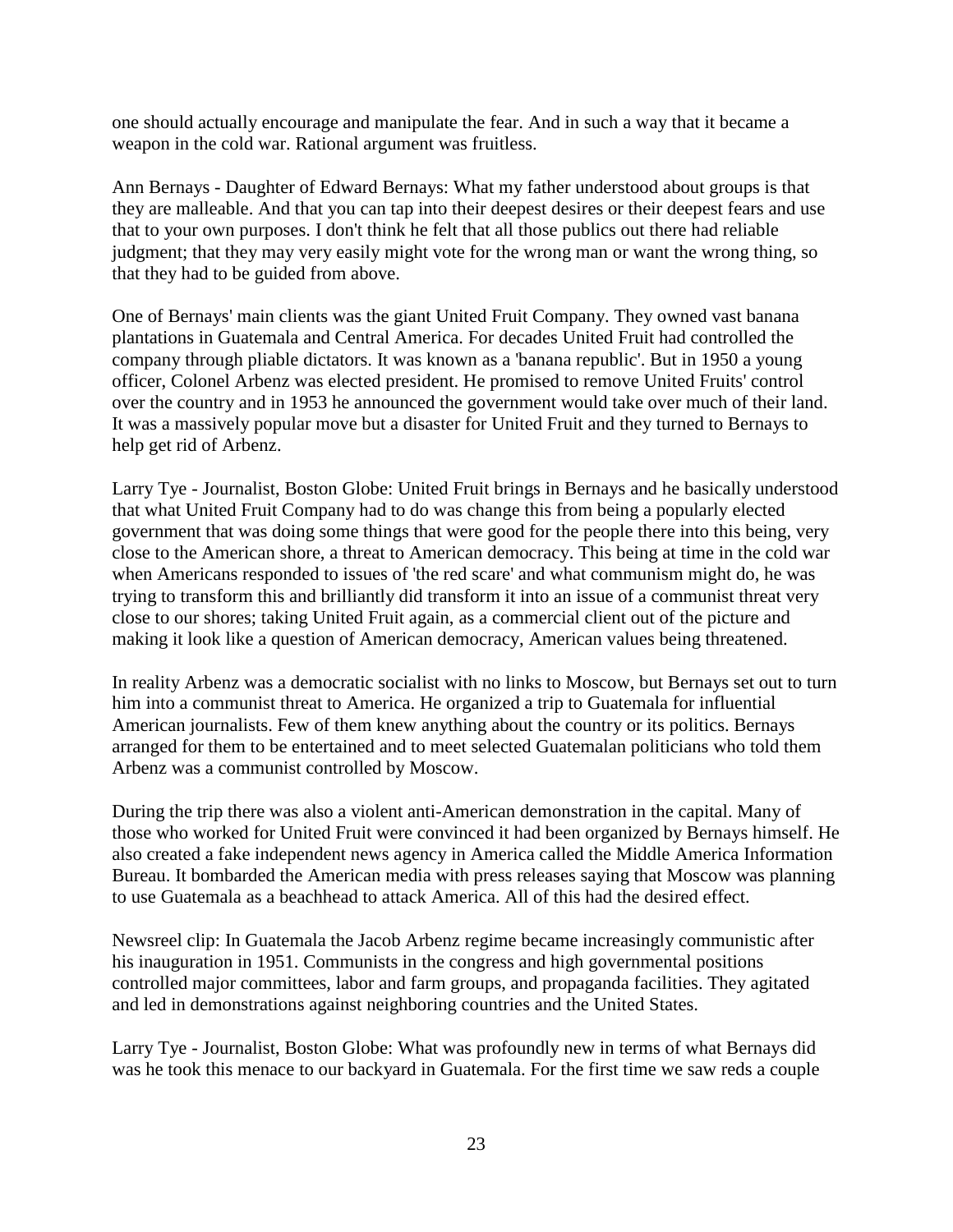one should actually encourage and manipulate the fear. And in such a way that it became a weapon in the cold war. Rational argument was fruitless.

Ann Bernays - Daughter of Edward Bernays: What my father understood about groups is that they are malleable. And that you can tap into their deepest desires or their deepest fears and use that to your own purposes. I don't think he felt that all those publics out there had reliable judgment; that they may very easily might vote for the wrong man or want the wrong thing, so that they had to be guided from above.

One of Bernays' main clients was the giant United Fruit Company. They owned vast banana plantations in Guatemala and Central America. For decades United Fruit had controlled the company through pliable dictators. It was known as a 'banana republic'. But in 1950 a young officer, Colonel Arbenz was elected president. He promised to remove United Fruits' control over the country and in 1953 he announced the government would take over much of their land. It was a massively popular move but a disaster for United Fruit and they turned to Bernays to help get rid of Arbenz.

Larry Tye - Journalist, Boston Globe: United Fruit brings in Bernays and he basically understood that what United Fruit Company had to do was change this from being a popularly elected government that was doing some things that were good for the people there into this being, very close to the American shore, a threat to American democracy. This being at time in the cold war when Americans responded to issues of 'the red scare' and what communism might do, he was trying to transform this and brilliantly did transform it into an issue of a communist threat very close to our shores; taking United Fruit again, as a commercial client out of the picture and making it look like a question of American democracy, American values being threatened.

In reality Arbenz was a democratic socialist with no links to Moscow, but Bernays set out to turn him into a communist threat to America. He organized a trip to Guatemala for influential American journalists. Few of them knew anything about the country or its politics. Bernays arranged for them to be entertained and to meet selected Guatemalan politicians who told them Arbenz was a communist controlled by Moscow.

During the trip there was also a violent anti-American demonstration in the capital. Many of those who worked for United Fruit were convinced it had been organized by Bernays himself. He also created a fake independent news agency in America called the Middle America Information Bureau. It bombarded the American media with press releases saying that Moscow was planning to use Guatemala as a beachhead to attack America. All of this had the desired effect.

Newsreel clip: In Guatemala the Jacob Arbenz regime became increasingly communistic after his inauguration in 1951. Communists in the congress and high governmental positions controlled major committees, labor and farm groups, and propaganda facilities. They agitated and led in demonstrations against neighboring countries and the United States.

Larry Tye - Journalist, Boston Globe: What was profoundly new in terms of what Bernays did was he took this menace to our backyard in Guatemala. For the first time we saw reds a couple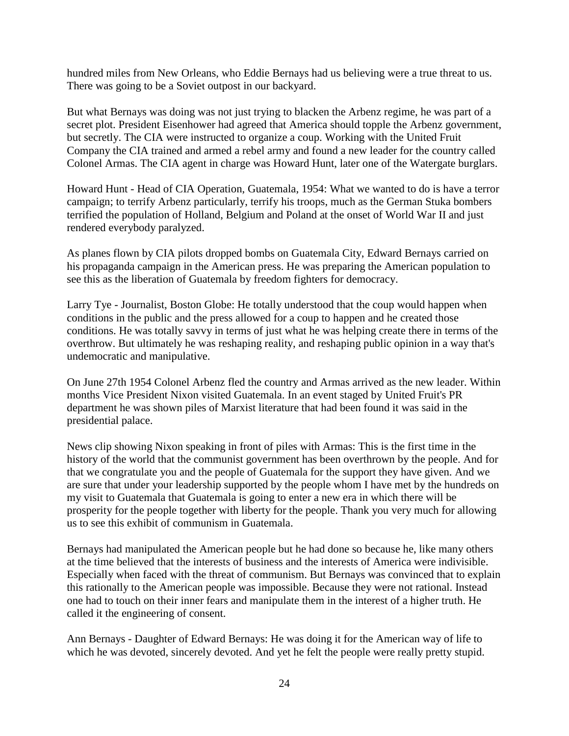hundred miles from New Orleans, who Eddie Bernays had us believing were a true threat to us. There was going to be a Soviet outpost in our backyard.

But what Bernays was doing was not just trying to blacken the Arbenz regime, he was part of a secret plot. President Eisenhower had agreed that America should topple the Arbenz government, but secretly. The CIA were instructed to organize a coup. Working with the United Fruit Company the CIA trained and armed a rebel army and found a new leader for the country called Colonel Armas. The CIA agent in charge was Howard Hunt, later one of the Watergate burglars.

Howard Hunt - Head of CIA Operation, Guatemala, 1954: What we wanted to do is have a terror campaign; to terrify Arbenz particularly, terrify his troops, much as the German Stuka bombers terrified the population of Holland, Belgium and Poland at the onset of World War II and just rendered everybody paralyzed.

As planes flown by CIA pilots dropped bombs on Guatemala City, Edward Bernays carried on his propaganda campaign in the American press. He was preparing the American population to see this as the liberation of Guatemala by freedom fighters for democracy.

Larry Tye - Journalist, Boston Globe: He totally understood that the coup would happen when conditions in the public and the press allowed for a coup to happen and he created those conditions. He was totally savvy in terms of just what he was helping create there in terms of the overthrow. But ultimately he was reshaping reality, and reshaping public opinion in a way that's undemocratic and manipulative.

On June 27th 1954 Colonel Arbenz fled the country and Armas arrived as the new leader. Within months Vice President Nixon visited Guatemala. In an event staged by United Fruit's PR department he was shown piles of Marxist literature that had been found it was said in the presidential palace.

News clip showing Nixon speaking in front of piles with Armas: This is the first time in the history of the world that the communist government has been overthrown by the people. And for that we congratulate you and the people of Guatemala for the support they have given. And we are sure that under your leadership supported by the people whom I have met by the hundreds on my visit to Guatemala that Guatemala is going to enter a new era in which there will be prosperity for the people together with liberty for the people. Thank you very much for allowing us to see this exhibit of communism in Guatemala.

Bernays had manipulated the American people but he had done so because he, like many others at the time believed that the interests of business and the interests of America were indivisible. Especially when faced with the threat of communism. But Bernays was convinced that to explain this rationally to the American people was impossible. Because they were not rational. Instead one had to touch on their inner fears and manipulate them in the interest of a higher truth. He called it the engineering of consent.

Ann Bernays - Daughter of Edward Bernays: He was doing it for the American way of life to which he was devoted, sincerely devoted. And yet he felt the people were really pretty stupid.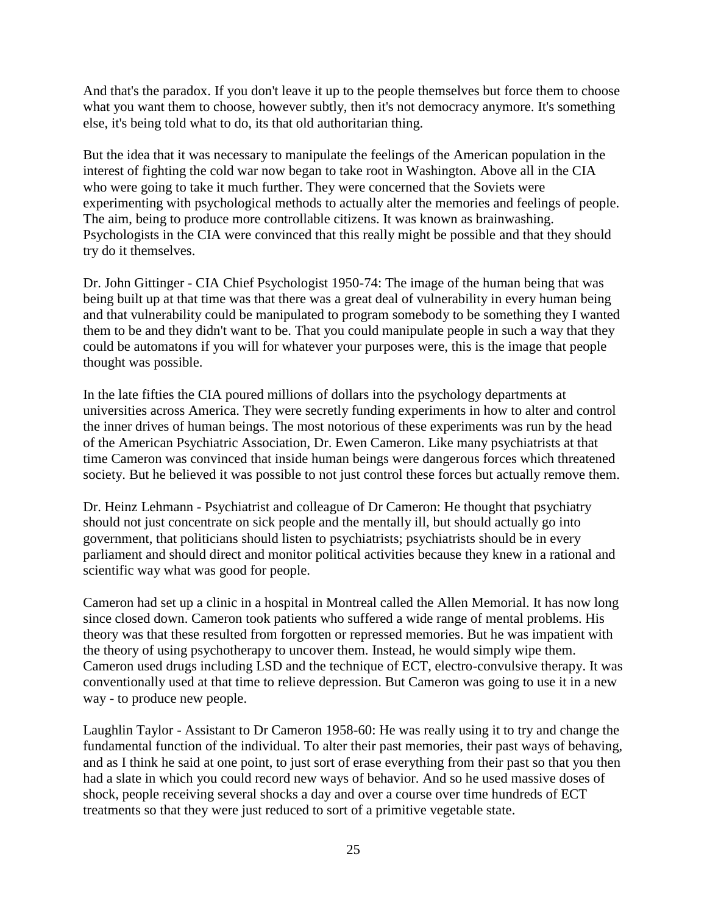And that's the paradox. If you don't leave it up to the people themselves but force them to choose what you want them to choose, however subtly, then it's not democracy anymore. It's something else, it's being told what to do, its that old authoritarian thing.

But the idea that it was necessary to manipulate the feelings of the American population in the interest of fighting the cold war now began to take root in Washington. Above all in the CIA who were going to take it much further. They were concerned that the Soviets were experimenting with psychological methods to actually alter the memories and feelings of people. The aim, being to produce more controllable citizens. It was known as brainwashing. Psychologists in the CIA were convinced that this really might be possible and that they should try do it themselves.

Dr. John Gittinger - CIA Chief Psychologist 1950-74: The image of the human being that was being built up at that time was that there was a great deal of vulnerability in every human being and that vulnerability could be manipulated to program somebody to be something they I wanted them to be and they didn't want to be. That you could manipulate people in such a way that they could be automatons if you will for whatever your purposes were, this is the image that people thought was possible.

In the late fifties the CIA poured millions of dollars into the psychology departments at universities across America. They were secretly funding experiments in how to alter and control the inner drives of human beings. The most notorious of these experiments was run by the head of the American Psychiatric Association, Dr. Ewen Cameron. Like many psychiatrists at that time Cameron was convinced that inside human beings were dangerous forces which threatened society. But he believed it was possible to not just control these forces but actually remove them.

Dr. Heinz Lehmann - Psychiatrist and colleague of Dr Cameron: He thought that psychiatry should not just concentrate on sick people and the mentally ill, but should actually go into government, that politicians should listen to psychiatrists; psychiatrists should be in every parliament and should direct and monitor political activities because they knew in a rational and scientific way what was good for people.

Cameron had set up a clinic in a hospital in Montreal called the Allen Memorial. It has now long since closed down. Cameron took patients who suffered a wide range of mental problems. His theory was that these resulted from forgotten or repressed memories. But he was impatient with the theory of using psychotherapy to uncover them. Instead, he would simply wipe them. Cameron used drugs including LSD and the technique of ECT, electro-convulsive therapy. It was conventionally used at that time to relieve depression. But Cameron was going to use it in a new way - to produce new people.

Laughlin Taylor - Assistant to Dr Cameron 1958-60: He was really using it to try and change the fundamental function of the individual. To alter their past memories, their past ways of behaving, and as I think he said at one point, to just sort of erase everything from their past so that you then had a slate in which you could record new ways of behavior. And so he used massive doses of shock, people receiving several shocks a day and over a course over time hundreds of ECT treatments so that they were just reduced to sort of a primitive vegetable state.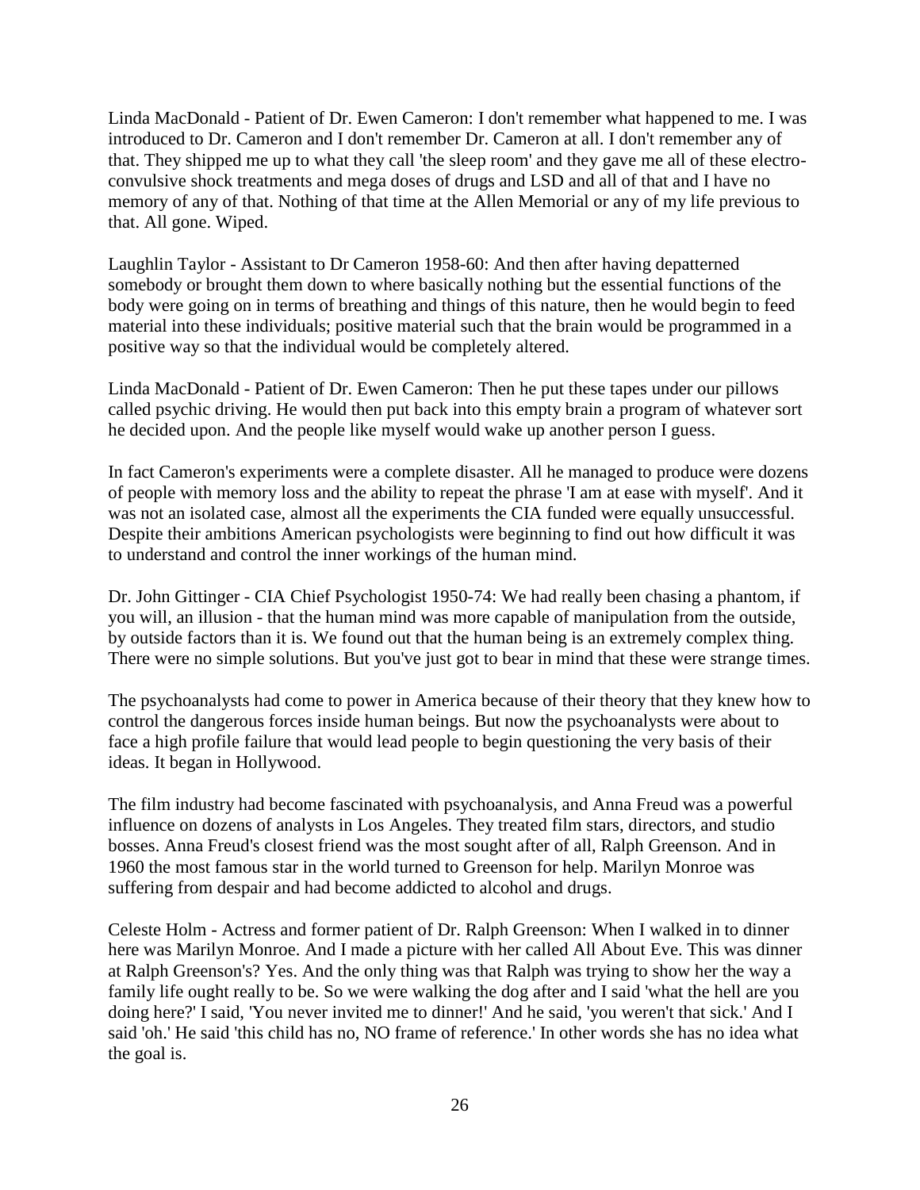Linda MacDonald - Patient of Dr. Ewen Cameron: I don't remember what happened to me. I was introduced to Dr. Cameron and I don't remember Dr. Cameron at all. I don't remember any of that. They shipped me up to what they call 'the sleep room' and they gave me all of these electro-convulsive shock treatments and mega doses of drugs and LSD and all of that and I have no memory of any of that. Nothing of that time at the Allen Memorial or any of my life previous to that. All gone. Wiped.

Laughlin Taylor - Assistant to Dr Cameron 1958-60: And then after having depatterned somebody or brought them down to where basically nothing but the essential functions of the body were going on in terms of breathing and things of this nature, then he would begin to feed material into these individuals; positive material such that the brain would be programmed in a positive way so that the individual would be completely altered.

Linda MacDonald - Patient of Dr. Ewen Cameron: Then he put these tapes under our pillows called psychic driving. He would then put back into this empty brain a program of whatever sort he decided upon. And the people like myself would wake up another person I guess.

In fact Cameron's experiments were a complete disaster. All he managed to produce were dozens of people with memory loss and the ability to repeat the phrase 'I am at ease with myself'. And it was not an isolated case, almost all the experiments the CIA funded were equally unsuccessful. Despite their ambitions American psychologists were beginning to find out how difficult it was to understand and control the inner workings of the human mind.

Dr. John Gittinger - CIA Chief Psychologist 1950-74: We had really been chasing a phantom, if you will, an illusion - that the human mind was more capable of manipulation from the outside, by outside factors than it is. We found out that the human being is an extremely complex thing. There were no simple solutions. But you've just got to bear in mind that these were strange times.

The psychoanalysts had come to power in America because of their theory that they knew how to control the dangerous forces inside human beings. But now the psychoanalysts were about to face a high profile failure that would lead people to begin questioning the very basis of their ideas. It began in Hollywood.

The film industry had become fascinated with psychoanalysis, and Anna Freud was a powerful influence on dozens of analysts in Los Angeles. They treated film stars, directors, and studio bosses. Anna Freud's closest friend was the most sought after of all, Ralph Greenson. And in 1960 the most famous star in the world turned to Greenson for help. Marilyn Monroe was suffering from despair and had become addicted to alcohol and drugs.

Celeste Holm - Actress and former patient of Dr. Ralph Greenson: When I walked in to dinner here was Marilyn Monroe. And I made a picture with her called All About Eve. This was dinner at Ralph Greenson's? Yes. And the only thing was that Ralph was trying to show her the way a family life ought really to be. So we were walking the dog after and I said 'what the hell are you doing here?' I said, 'You never invited me to dinner!' And he said, 'you weren't that sick.' And I said 'oh.' He said 'this child has no, NO frame of reference.' In other words she has no idea what the goal is.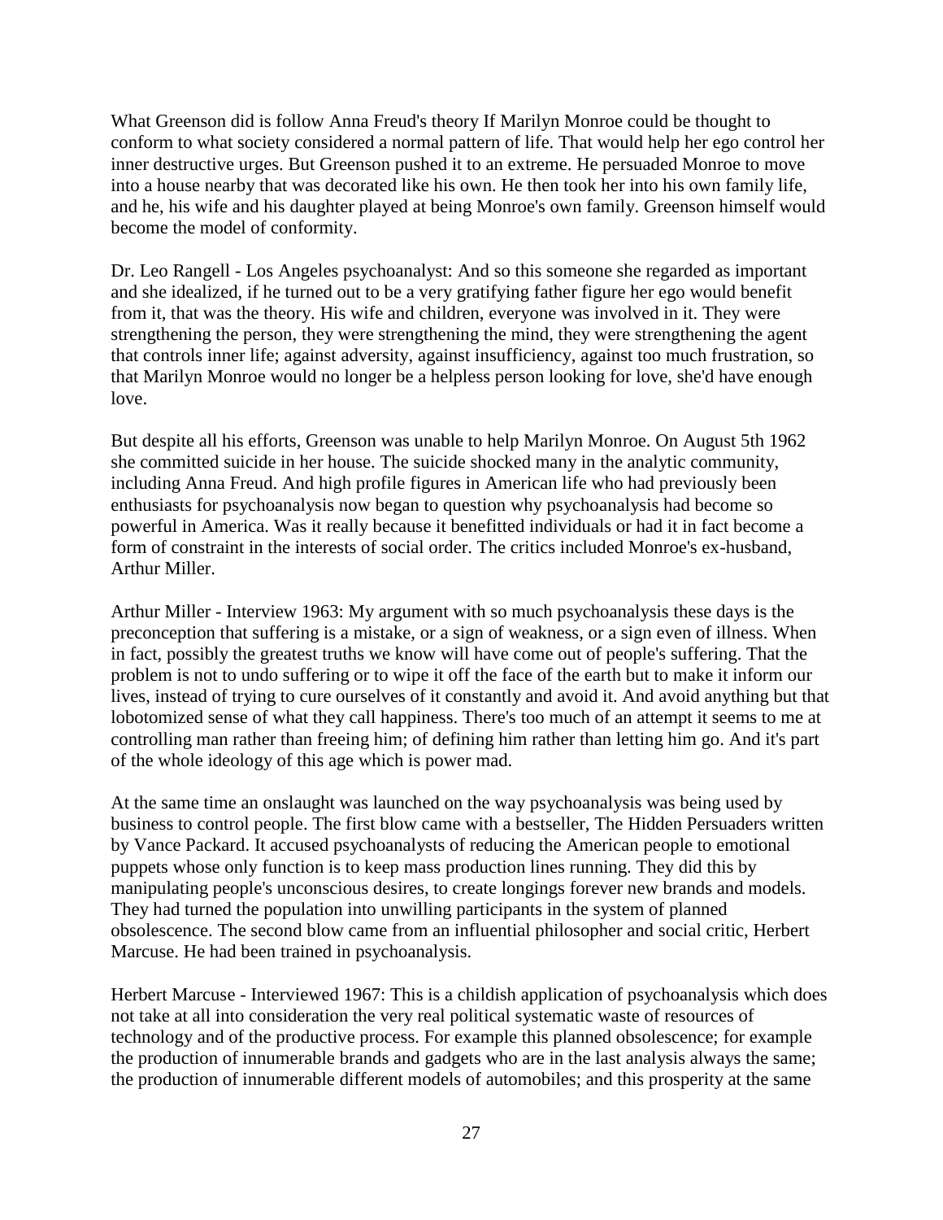What Greenson did is follow Anna Freud's theory If Marilyn Monroe could be thought to conform to what society considered a normal pattern of life. That would help her ego control her inner destructive urges. But Greenson pushed it to an extreme. He persuaded Monroe to move into a house nearby that was decorated like his own. He then took her into his own family life, and he, his wife and his daughter played at being Monroe's own family. Greenson himself would become the model of conformity.

Dr. Leo Rangell - Los Angeles psychoanalyst: And so this someone she regarded as important and she idealized, if he turned out to be a very gratifying father figure her ego would benefit from it, that was the theory. His wife and children, everyone was involved in it. They were strengthening the person, they were strengthening the mind, they were strengthening the agent that controls inner life; against adversity, against insufficiency, against too much frustration, so that Marilyn Monroe would no longer be a helpless person looking for love, she'd have enough love.

But despite all his efforts, Greenson was unable to help Marilyn Monroe. On August 5th 1962 she committed suicide in her house. The suicide shocked many in the analytic community, including Anna Freud. And high profile figures in American life who had previously been enthusiasts for psychoanalysis now began to question why psychoanalysis had become so powerful in America. Was it really because it benefitted individuals or had it in fact become a form of constraint in the interests of social order. The critics included Monroe's ex-husband, Arthur Miller.

Arthur Miller - Interview 1963: My argument with so much psychoanalysis these days is the preconception that suffering is a mistake, or a sign of weakness, or a sign even of illness. When in fact, possibly the greatest truths we know will have come out of people's suffering. That the problem is not to undo suffering or to wipe it off the face of the earth but to make it inform our lives, instead of trying to cure ourselves of it constantly and avoid it. And avoid anything but that lobotomized sense of what they call happiness. There's too much of an attempt it seems to me at controlling man rather than freeing him; of defining him rather than letting him go. And it's part of the whole ideology of this age which is power mad.

At the same time an onslaught was launched on the way psychoanalysis was being used by business to control people. The first blow came with a bestseller, The Hidden Persuaders written by Vance Packard. It accused psychoanalysts of reducing the American people to emotional puppets whose only function is to keep mass production lines running. They did this by manipulating people's unconscious desires, to create longings forever new brands and models. They had turned the population into unwilling participants in the system of planned obsolescence. The second blow came from an influential philosopher and social critic, Herbert Marcuse. He had been trained in psychoanalysis.

Herbert Marcuse - Interviewed 1967: This is a childish application of psychoanalysis which does not take at all into consideration the very real political systematic waste of resources of technology and of the productive process. For example this planned obsolescence; for example the production of innumerable brands and gadgets who are in the last analysis always the same; the production of innumerable different models of automobiles; and this prosperity at the same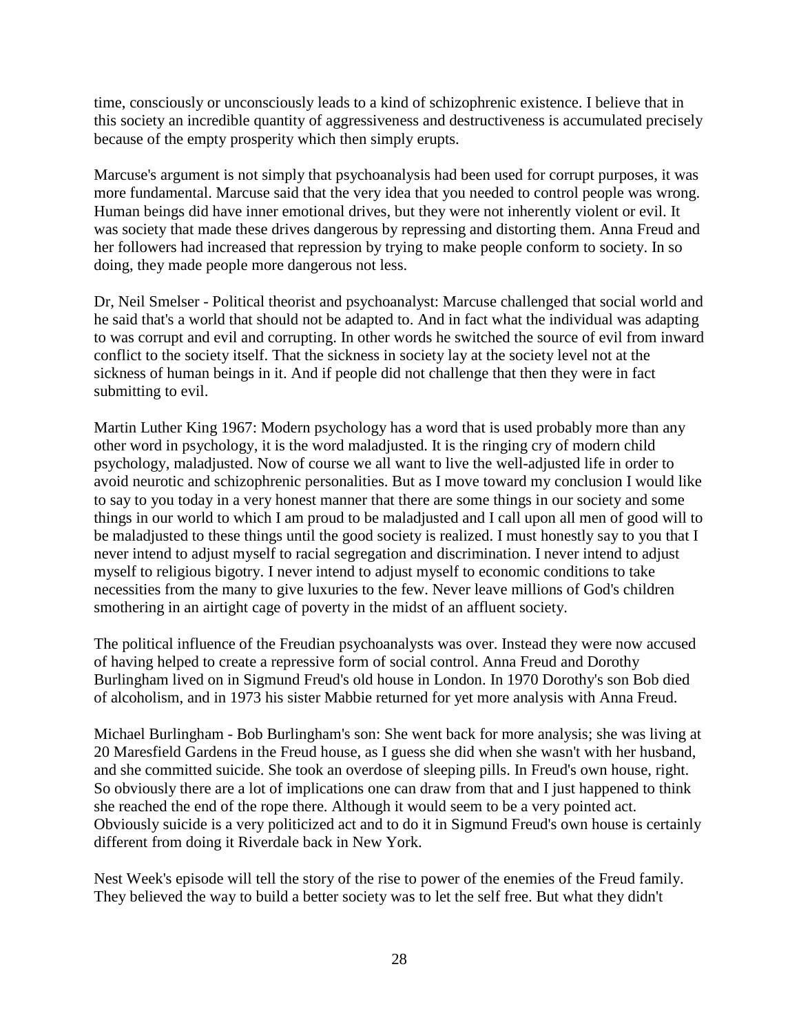time, consciously or unconsciously leads to a kind of schizophrenic existence. I believe that in this society an incredible quantity of aggressiveness and destructiveness is accumulated precisely because of the empty prosperity which then simply erupts.

Marcuse's argument is not simply that psychoanalysis had been used for corrupt purposes, it was more fundamental. Marcuse said that the very idea that you needed to control people was wrong. Human beings did have inner emotional drives, but they were not inherently violent or evil. It was society that made these drives dangerous by repressing and distorting them. Anna Freud and her followers had increased that repression by trying to make people conform to society. In so doing, they made people more dangerous not less.

Dr, Neil Smelser - Political theorist and psychoanalyst: Marcuse challenged that social world and he said that's a world that should not be adapted to. And in fact what the individual was adapting to was corrupt and evil and corrupting. In other words he switched the source of evil from inward conflict to the society itself. That the sickness in society lay at the society level not at the sickness of human beings in it. And if people did not challenge that then they were in fact submitting to evil.

Martin Luther King 1967: Modern psychology has a word that is used probably more than any other word in psychology, it is the word maladjusted. It is the ringing cry of modern child psychology, maladjusted. Now of course we all want to live the well-adjusted life in order to avoid neurotic and schizophrenic personalities. But as I move toward my conclusion I would like to say to you today in a very honest manner that there are some things in our society and some things in our world to which I am proud to be maladjusted and I call upon all men of good will to be maladjusted to these things until the good society is realized. I must honestly say to you that I never intend to adjust myself to racial segregation and discrimination. I never intend to adjust myself to religious bigotry. I never intend to adjust myself to economic conditions to take necessities from the many to give luxuries to the few. Never leave millions of God's children smothering in an airtight cage of poverty in the midst of an affluent society.

The political influence of the Freudian psychoanalysts was over. Instead they were now accused of having helped to create a repressive form of social control. Anna Freud and Dorothy Burlingham lived on in Sigmund Freud's old house in London. In 1970 Dorothy's son Bob died of alcoholism, and in 1973 his sister Mabbie returned for yet more analysis with Anna Freud.

Michael Burlingham - Bob Burlingham's son: She went back for more analysis; she was living at 20 Maresfield Gardens in the Freud house, as I guess she did when she wasn't with her husband, and she committed suicide. She took an overdose of sleeping pills. In Freud's own house, right. So obviously there are a lot of implications one can draw from that and I just happened to think she reached the end of the rope there. Although it would seem to be a very pointed act. Obviously suicide is a very politicized act and to do it in Sigmund Freud's own house is certainly different from doing it Riverdale back in New York.

Nest Week's episode will tell the story of the rise to power of the enemies of the Freud family. They believed the way to build a better society was to let the self free. But what they didn't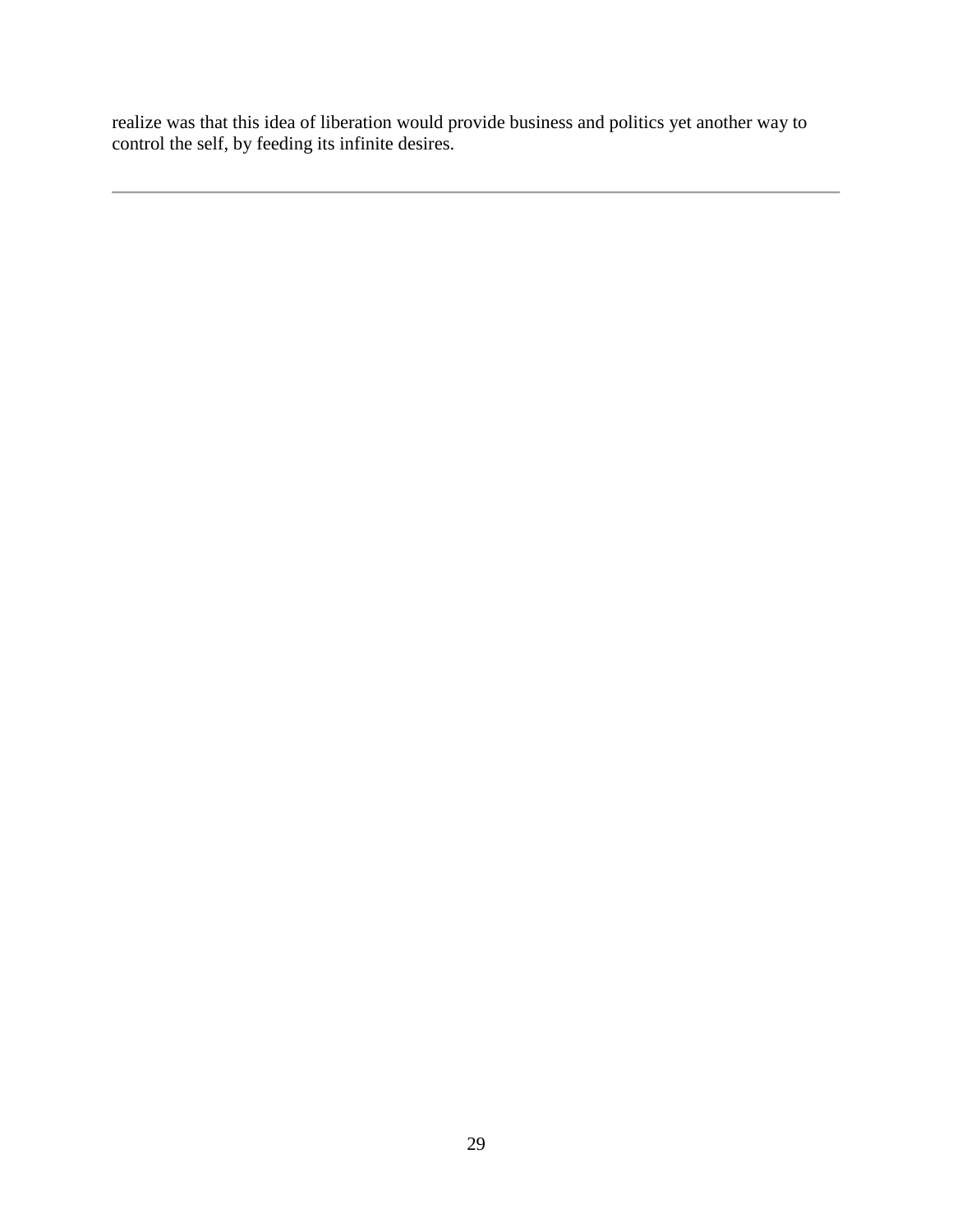realize was that this idea of liberation would provide business and politics yet another way to control the self, by feeding its infinite desires.

---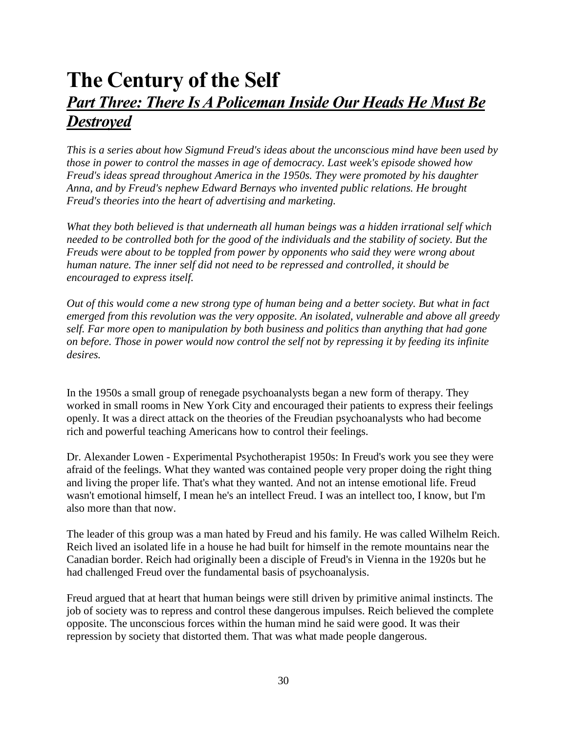# The Century of the Self

## *Part Three: There Is A Policeman Inside Our Heads He Must Be Destroyed*

*This is a series about how Sigmund Freud's ideas about the unconscious mind have been used by those in power to control the masses in age of democracy. Last week's episode showed how Freud's ideas spread throughout America in the 1950s. They were promoted by his daughter Anna, and by Freud's nephew Edward Bernays who invented public relations. He brought Freud's theories into the heart of advertising and marketing.*

*What they both believed is that underneath all human beings was a hidden irrational self which needed to be controlled both for the good of the individuals and the stability of society. But the Freuds were about to be toppled from power by opponents who said they were wrong about human nature. The inner self did not need to be repressed and controlled, it should be encouraged to express itself.*

*Out of this would come a new strong type of human being and a better society. But what in fact emerged from this revolution was the very opposite. An isolated, vulnerable and above all greedy self. Far more open to manipulation by both business and politics than anything that had gone on before. Those in power would now control the self not by repressing it by feeding its infinite desires.*

In the 1950s a small group of renegade psychoanalysts began a new form of therapy. They worked in small rooms in New York City and encouraged their patients to express their feelings openly. It was a direct attack on the theories of the Freudian psychoanalysts who had become rich and powerful teaching Americans how to control their feelings.

Dr. Alexander Lowen - Experimental Psychotherapist 1950s: In Freud's work you see they were afraid of the feelings. What they wanted was contained people very proper doing the right thing and living the proper life. That's what they wanted. And not an intense emotional life. Freud wasn't emotional himself, I mean he's an intellect Freud. I was an intellect too, I know, but I'm also more than that now.

The leader of this group was a man hated by Freud and his family. He was called Wilhelm Reich. Reich lived an isolated life in a house he had built for himself in the remote mountains near the Canadian border. Reich had originally been a disciple of Freud's in Vienna in the 1920s but he had challenged Freud over the fundamental basis of psychoanalysis.

Freud argued that at heart that human beings were still driven by primitive animal instincts. The job of society was to repress and control these dangerous impulses. Reich believed the complete opposite. The unconscious forces within the human mind he said were good. It was their repression by society that distorted them. That was what made people dangerous.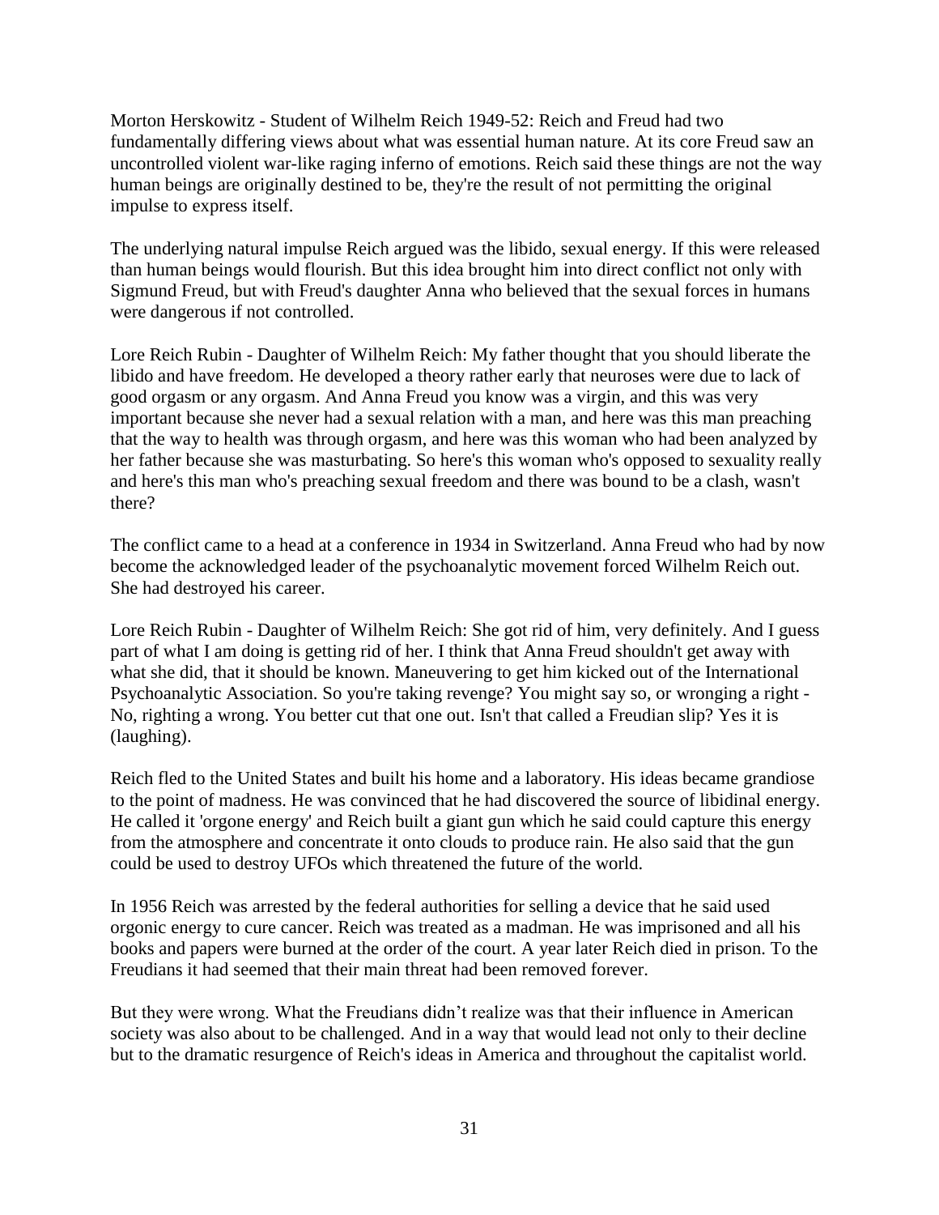Morton Herskowitz - Student of Wilhelm Reich 1949-52: Reich and Freud had two fundamentally differing views about what was essential human nature. At its core Freud saw an uncontrolled violent war-like raging inferno of emotions. Reich said these things are not the way human beings are originally destined to be, they're the result of not permitting the original impulse to express itself.

The underlying natural impulse Reich argued was the libido, sexual energy. If this were released than human beings would flourish. But this idea brought him into direct conflict not only with Sigmund Freud, but with Freud's daughter Anna who believed that the sexual forces in humans were dangerous if not controlled.

Lore Reich Rubin - Daughter of Wilhelm Reich: My father thought that you should liberate the libido and have freedom. He developed a theory rather early that neuroses were due to lack of good orgasm or any orgasm. And Anna Freud you know was a virgin, and this was very important because she never had a sexual relation with a man, and here was this man preaching that the way to health was through orgasm, and here was this woman who had been analyzed by her father because she was masturbating. So here's this woman who's opposed to sexuality really and here's this man who's preaching sexual freedom and there was bound to be a clash, wasn't there?

The conflict came to a head at a conference in 1934 in Switzerland. Anna Freud who had by now become the acknowledged leader of the psychoanalytic movement forced Wilhelm Reich out. She had destroyed his career.

Lore Reich Rubin - Daughter of Wilhelm Reich: She got rid of him, very definitely. And I guess part of what I am doing is getting rid of her. I think that Anna Freud shouldn't get away with what she did, that it should be known. Maneuvering to get him kicked out of the International Psychoanalytic Association. So you're taking revenge? You might say so, or wronging a right - No, righting a wrong. You better cut that one out. Isn't that called a Freudian slip? Yes it is (laughing).

Reich fled to the United States and built his home and a laboratory. His ideas became grandiose to the point of madness. He was convinced that he had discovered the source of libidinal energy. He called it 'orgone energy' and Reich built a giant gun which he said could capture this energy from the atmosphere and concentrate it onto clouds to produce rain. He also said that the gun could be used to destroy UFOs which threatened the future of the world.

In 1956 Reich was arrested by the federal authorities for selling a device that he said used orgonic energy to cure cancer. Reich was treated as a madman. He was imprisoned and all his books and papers were burned at the order of the court. A year later Reich died in prison. To the Freudians it had seemed that their main threat had been removed forever.

But they were wrong. What the Freudians didn't realize was that their influence in American society was also about to be challenged. And in a way that would lead not only to their decline but to the dramatic resurgence of Reich's ideas in America and throughout the capitalist world.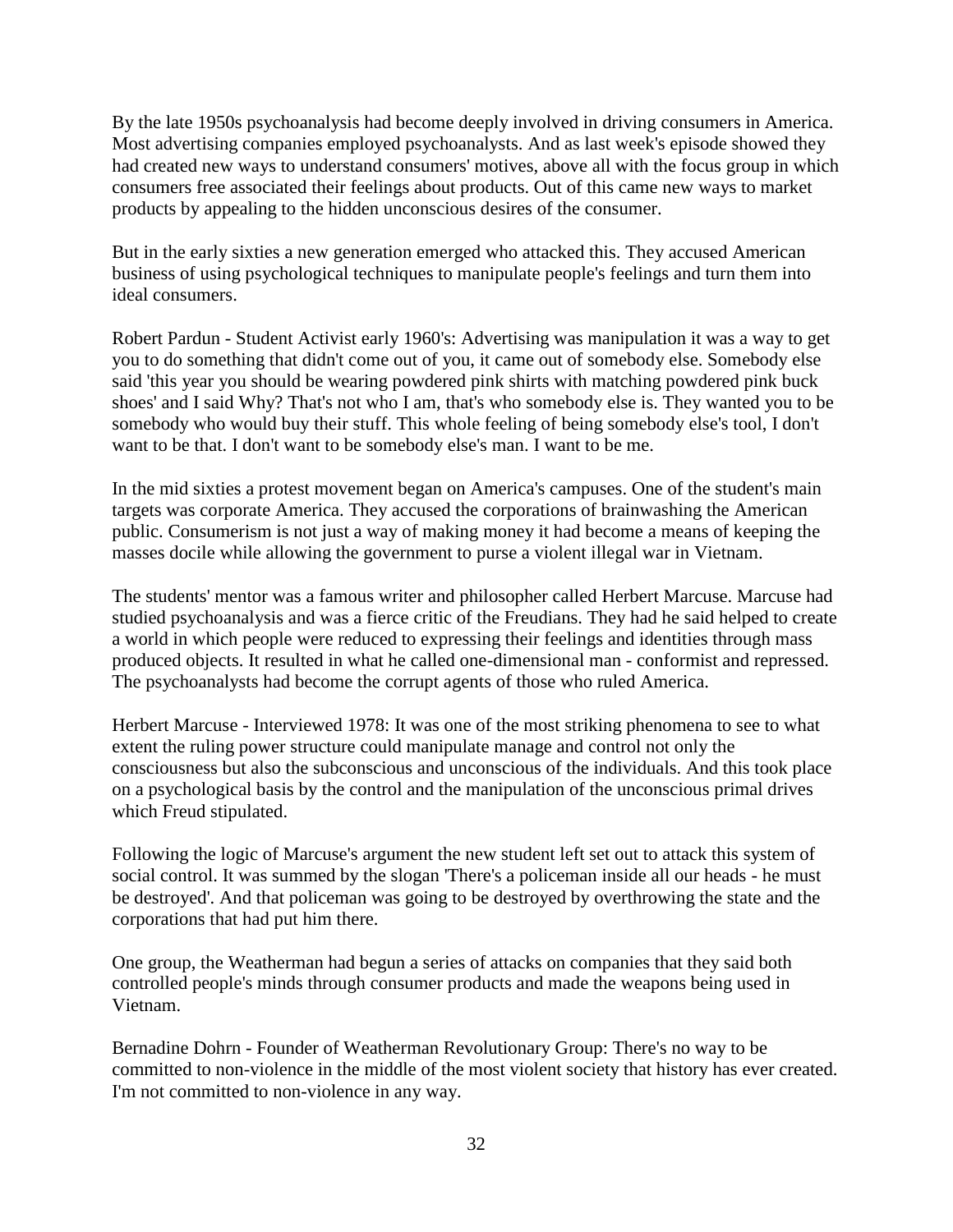By the late 1950s psychoanalysis had become deeply involved in driving consumers in America. Most advertising companies employed psychoanalysts. And as last week's episode showed they had created new ways to understand consumers' motives, above all with the focus group in which consumers free associated their feelings about products. Out of this came new ways to market products by appealing to the hidden unconscious desires of the consumer.

But in the early sixties a new generation emerged who attacked this. They accused American business of using psychological techniques to manipulate people's feelings and turn them into ideal consumers.

Robert Pardun - Student Activist early 1960's: Advertising was manipulation it was a way to get you to do something that didn't come out of you, it came out of somebody else. Somebody else said 'this year you should be wearing powdered pink shirts with matching powdered pink buck shoes' and I said Why? That's not who I am, that's who somebody else is. They wanted you to be somebody who would buy their stuff. This whole feeling of being somebody else's tool, I don't want to be that. I don't want to be somebody else's man. I want to be me.

In the mid sixties a protest movement began on America's campuses. One of the student's main targets was corporate America. They accused the corporations of brainwashing the American public. Consumerism is not just a way of making money it had become a means of keeping the masses docile while allowing the government to purse a violent illegal war in Vietnam.

The students' mentor was a famous writer and philosopher called Herbert Marcuse. Marcuse had studied psychoanalysis and was a fierce critic of the Freudians. They had he said helped to create a world in which people were reduced to expressing their feelings and identities through mass produced objects. It resulted in what he called one-dimensional man - conformist and repressed. The psychoanalysts had become the corrupt agents of those who ruled America.

Herbert Marcuse - Interviewed 1978: It was one of the most striking phenomena to see to what extent the ruling power structure could manipulate manage and control not only the consciousness but also the subconscious and unconscious of the individuals. And this took place on a psychological basis by the control and the manipulation of the unconscious primal drives which Freud stipulated.

Following the logic of Marcuse's argument the new student left set out to attack this system of social control. It was summed by the slogan 'There's a policeman inside all our heads - he must be destroyed'. And that policeman was going to be destroyed by overthrowing the state and the corporations that had put him there.

One group, the Weatherman had begun a series of attacks on companies that they said both controlled people's minds through consumer products and made the weapons being used in Vietnam.

Bernadine Dohrn - Founder of Weatherman Revolutionary Group: There's no way to be committed to non-violence in the middle of the most violent society that history has ever created. I'm not committed to non-violence in any way.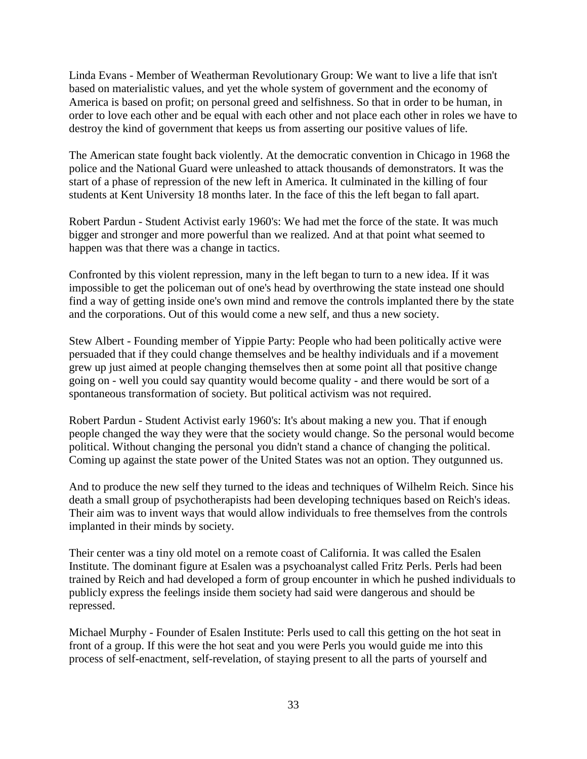Linda Evans - Member of Weatherman Revolutionary Group: We want to live a life that isn't based on materialistic values, and yet the whole system of government and the economy of America is based on profit; on personal greed and selfishness. So that in order to be human, in order to love each other and be equal with each other and not place each other in roles we have to destroy the kind of government that keeps us from asserting our positive values of life.

The American state fought back violently. At the democratic convention in Chicago in 1968 the police and the National Guard were unleashed to attack thousands of demonstrators. It was the start of a phase of repression of the new left in America. It culminated in the killing of four students at Kent University 18 months later. In the face of this the left began to fall apart.

Robert Pardun - Student Activist early 1960's: We had met the force of the state. It was much bigger and stronger and more powerful than we realized. And at that point what seemed to happen was that there was a change in tactics.

Confronted by this violent repression, many in the left began to turn to a new idea. If it was impossible to get the policeman out of one's head by overthrowing the state instead one should find a way of getting inside one's own mind and remove the controls implanted there by the state and the corporations. Out of this would come a new self, and thus a new society.

Stew Albert - Founding member of Yippie Party: People who had been politically active were persuaded that if they could change themselves and be healthy individuals and if a movement grew up just aimed at people changing themselves then at some point all that positive change going on - well you could say quantity would become quality - and there would be sort of a spontaneous transformation of society. But political activism was not required.

Robert Pardun - Student Activist early 1960's: It's about making a new you. That if enough people changed the way they were that the society would change. So the personal would become political. Without changing the personal you didn't stand a chance of changing the political. Coming up against the state power of the United States was not an option. They outgunned us.

And to produce the new self they turned to the ideas and techniques of Wilhelm Reich. Since his death a small group of psychotherapists had been developing techniques based on Reich's ideas. Their aim was to invent ways that would allow individuals to free themselves from the controls implanted in their minds by society.

Their center was a tiny old motel on a remote coast of California. It was called the Esalen Institute. The dominant figure at Esalen was a psychoanalyst called Fritz Perls. Perls had been trained by Reich and had developed a form of group encounter in which he pushed individuals to publicly express the feelings inside them society had said were dangerous and should be repressed.

Michael Murphy - Founder of Esalen Institute: Perls used to call this getting on the hot seat in front of a group. If this were the hot seat and you were Perls you would guide me into this process of self-enactment, self-revelation, of staying present to all the parts of yourself and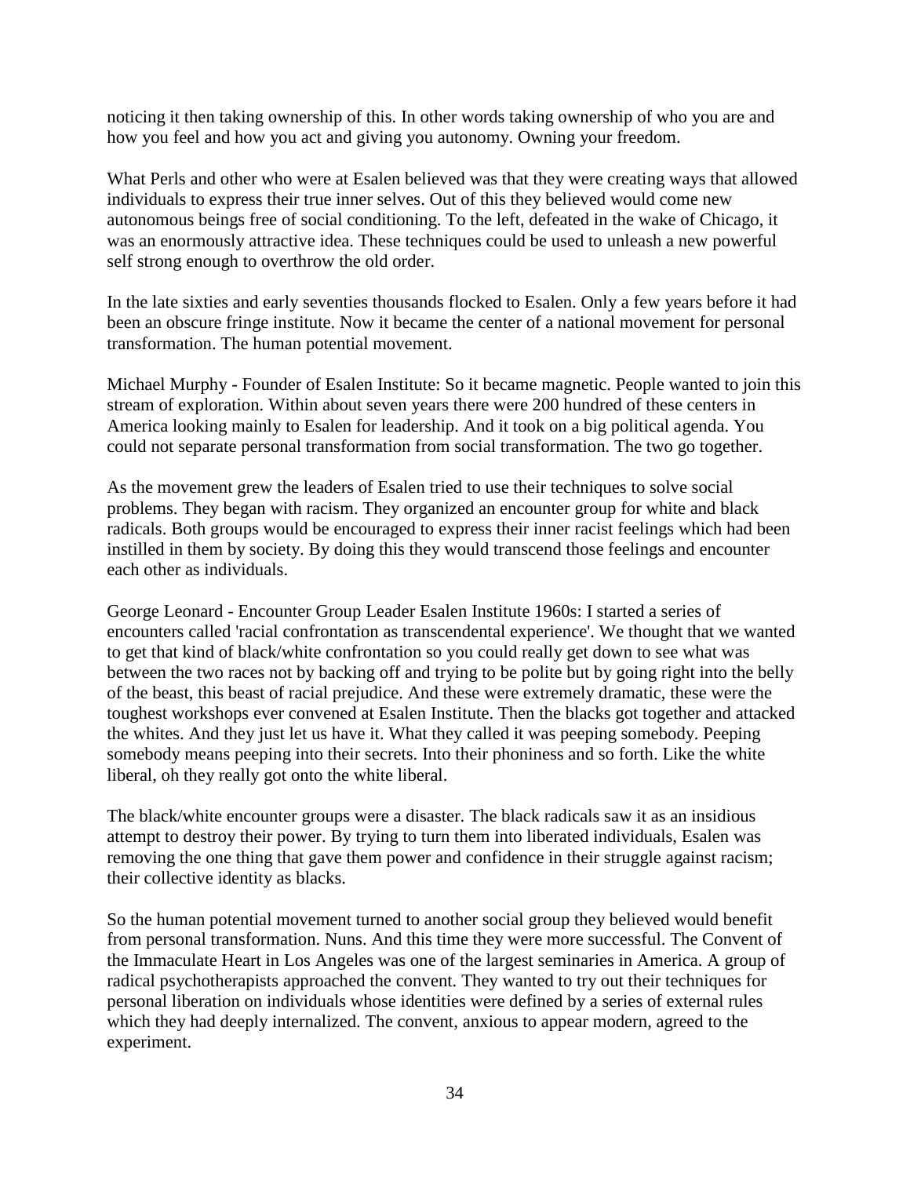noticing it then taking ownership of this. In other words taking ownership of who you are and how you feel and how you act and giving you autonomy. Owning your freedom.

What Perls and other who were at Esalen believed was that they were creating ways that allowed individuals to express their true inner selves. Out of this they believed would come new autonomous beings free of social conditioning. To the left, defeated in the wake of Chicago, it was an enormously attractive idea. These techniques could be used to unleash a new powerful self strong enough to overthrow the old order.

In the late sixties and early seventies thousands flocked to Esalen. Only a few years before it had been an obscure fringe institute. Now it became the center of a national movement for personal transformation. The human potential movement.

Michael Murphy - Founder of Esalen Institute: So it became magnetic. People wanted to join this stream of exploration. Within about seven years there were 200 hundred of these centers in America looking mainly to Esalen for leadership. And it took on a big political agenda. You could not separate personal transformation from social transformation. The two go together.

As the movement grew the leaders of Esalen tried to use their techniques to solve social problems. They began with racism. They organized an encounter group for white and black radicals. Both groups would be encouraged to express their inner racist feelings which had been instilled in them by society. By doing this they would transcend those feelings and encounter each other as individuals.

George Leonard - Encounter Group Leader Esalen Institute 1960s: I started a series of encounters called 'racial confrontation as transcendental experience'. We thought that we wanted to get that kind of black/white confrontation so you could really get down to see what was between the two races not by backing off and trying to be polite but by going right into the belly of the beast, this beast of racial prejudice. And these were extremely dramatic, these were the toughest workshops ever convened at Esalen Institute. Then the blacks got together and attacked the whites. And they just let us have it. What they called it was peeping somebody. Peeping somebody means peeping into their secrets. Into their phoniness and so forth. Like the white liberal, oh they really got onto the white liberal.

The black/white encounter groups were a disaster. The black radicals saw it as an insidious attempt to destroy their power. By trying to turn them into liberated individuals, Esalen was removing the one thing that gave them power and confidence in their struggle against racism; their collective identity as blacks.

So the human potential movement turned to another social group they believed would benefit from personal transformation. Nuns. And this time they were more successful. The Convent of the Immaculate Heart in Los Angeles was one of the largest seminaries in America. A group of radical psychotherapists approached the convent. They wanted to try out their techniques for personal liberation on individuals whose identities were defined by a series of external rules which they had deeply internalized. The convent, anxious to appear modern, agreed to the experiment.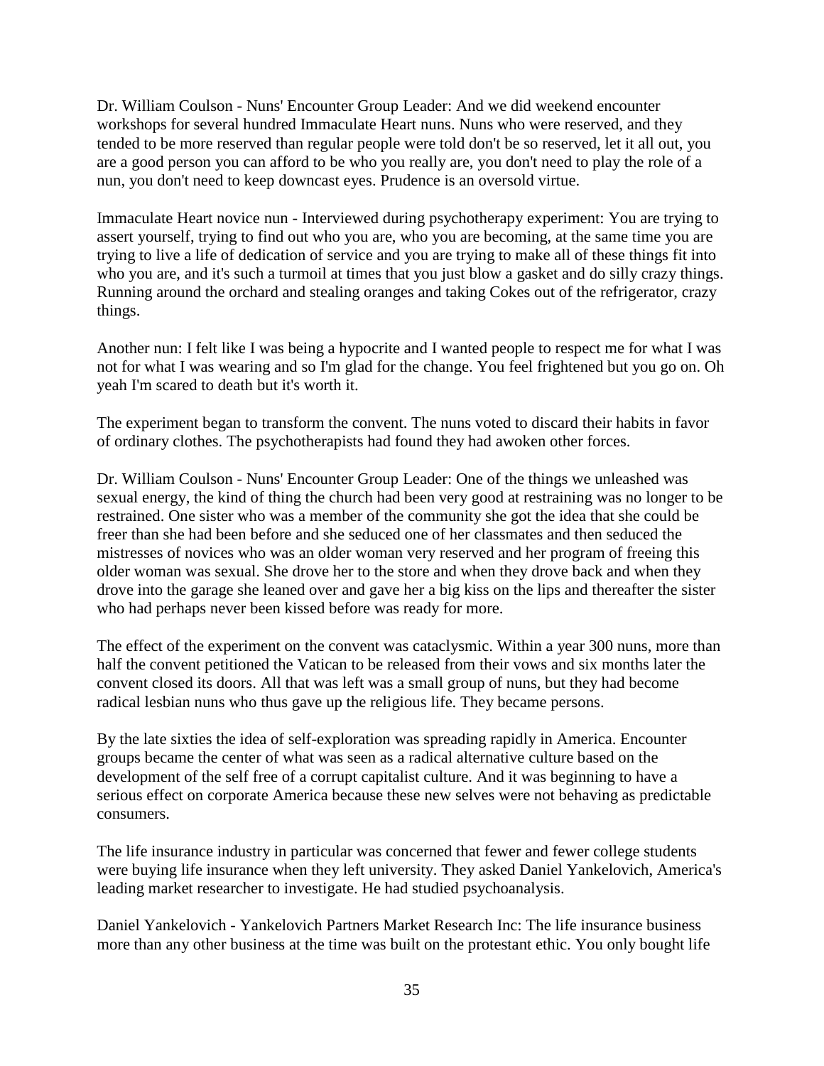Dr. William Coulson - Nuns' Encounter Group Leader: And we did weekend encounter workshops for several hundred Immaculate Heart nuns. Nuns who were reserved, and they tended to be more reserved than regular people were told don't be so reserved, let it all out, you are a good person you can afford to be who you really are, you don't need to play the role of a nun, you don't need to keep downcast eyes. Prudence is an oversold virtue.

Immaculate Heart novice nun - Interviewed during psychotherapy experiment: You are trying to assert yourself, trying to find out who you are, who you are becoming, at the same time you are trying to live a life of dedication of service and you are trying to make all of these things fit into who you are, and it's such a turmoil at times that you just blow a gasket and do silly crazy things. Running around the orchard and stealing oranges and taking Cokes out of the refrigerator, crazy things.

Another nun: I felt like I was being a hypocrite and I wanted people to respect me for what I was not for what I was wearing and so I'm glad for the change. You feel frightened but you go on. Oh yeah I'm scared to death but it's worth it.

The experiment began to transform the convent. The nuns voted to discard their habits in favor of ordinary clothes. The psychotherapists had found they had awoken other forces.

Dr. William Coulson - Nuns' Encounter Group Leader: One of the things we unleashed was sexual energy, the kind of thing the church had been very good at restraining was no longer to be restrained. One sister who was a member of the community she got the idea that she could be freer than she had been before and she seduced one of her classmates and then seduced the mistresses of novices who was an older woman very reserved and her program of freeing this older woman was sexual. She drove her to the store and when they drove back and when they drove into the garage she leaned over and gave her a big kiss on the lips and thereafter the sister who had perhaps never been kissed before was ready for more.

The effect of the experiment on the convent was cataclysmic. Within a year 300 nuns, more than half the convent petitioned the Vatican to be released from their vows and six months later the convent closed its doors. All that was left was a small group of nuns, but they had become radical lesbian nuns who thus gave up the religious life. They became persons.

By the late sixties the idea of self-exploration was spreading rapidly in America. Encounter groups became the center of what was seen as a radical alternative culture based on the development of the self free of a corrupt capitalist culture. And it was beginning to have a serious effect on corporate America because these new selves were not behaving as predictable consumers.

The life insurance industry in particular was concerned that fewer and fewer college students were buying life insurance when they left university. They asked Daniel Yankelovich, America's leading market researcher to investigate. He had studied psychoanalysis.

Daniel Yankelovich - Yankelovich Partners Market Research Inc: The life insurance business more than any other business at the time was built on the protestant ethic. You only bought life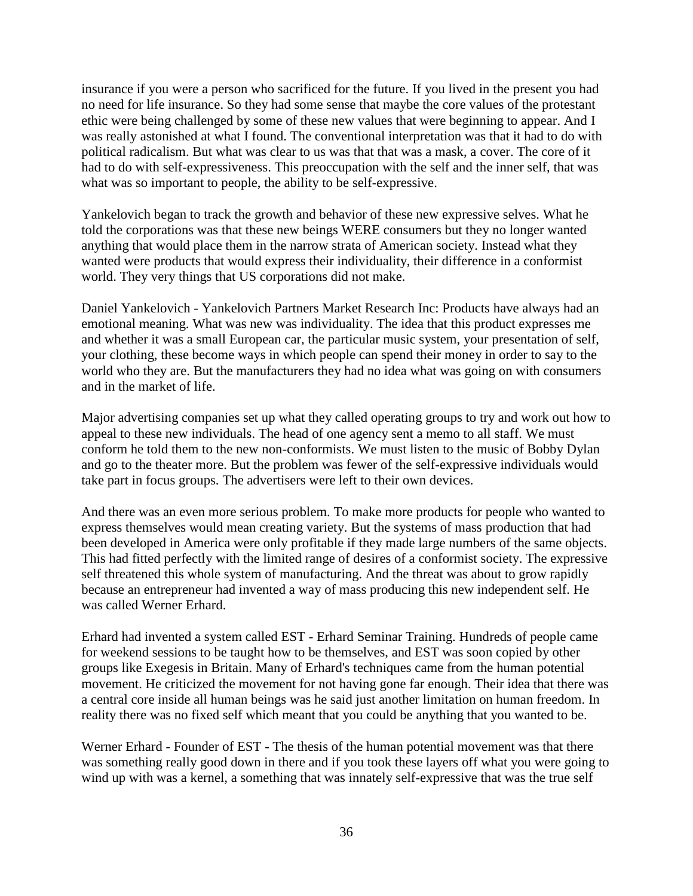insurance if you were a person who sacrificed for the future. If you lived in the present you had no need for life insurance. So they had some sense that maybe the core values of the protestant ethic were being challenged by some of these new values that were beginning to appear. And I was really astonished at what I found. The conventional interpretation was that it had to do with political radicalism. But what was clear to us was that that was a mask, a cover. The core of it had to do with self-expressiveness. This preoccupation with the self and the inner self, that was what was so important to people, the ability to be self-expressive.

Yankelovich began to track the growth and behavior of these new expressive selves. What he told the corporations was that these new beings WERE consumers but they no longer wanted anything that would place them in the narrow strata of American society. Instead what they wanted were products that would express their individuality, their difference in a conformist world. They very things that US corporations did not make.

Daniel Yankelovich - Yankelovich Partners Market Research Inc: Products have always had an emotional meaning. What was new was individuality. The idea that this product expresses me and whether it was a small European car, the particular music system, your presentation of self, your clothing, these become ways in which people can spend their money in order to say to the world who they are. But the manufacturers they had no idea what was going on with consumers and in the market of life.

Major advertising companies set up what they called operating groups to try and work out how to appeal to these new individuals. The head of one agency sent a memo to all staff. We must conform he told them to the new non-conformists. We must listen to the music of Bobby Dylan and go to the theater more. But the problem was fewer of the self-expressive individuals would take part in focus groups. The advertisers were left to their own devices.

And there was an even more serious problem. To make more products for people who wanted to express themselves would mean creating variety. But the systems of mass production that had been developed in America were only profitable if they made large numbers of the same objects. This had fitted perfectly with the limited range of desires of a conformist society. The expressive self threatened this whole system of manufacturing. And the threat was about to grow rapidly because an entrepreneur had invented a way of mass producing this new independent self. He was called Werner Erhard.

Erhard had invented a system called EST - Erhard Seminar Training. Hundreds of people came for weekend sessions to be taught how to be themselves, and EST was soon copied by other groups like Exegesis in Britain. Many of Erhard's techniques came from the human potential movement. He criticized the movement for not having gone far enough. Their idea that there was a central core inside all human beings was he said just another limitation on human freedom. In reality there was no fixed self which meant that you could be anything that you wanted to be.

Werner Erhard - Founder of EST - The thesis of the human potential movement was that there was something really good down in there and if you took these layers off what you were going to wind up with was a kernel, a something that was innately self-expressive that was the true self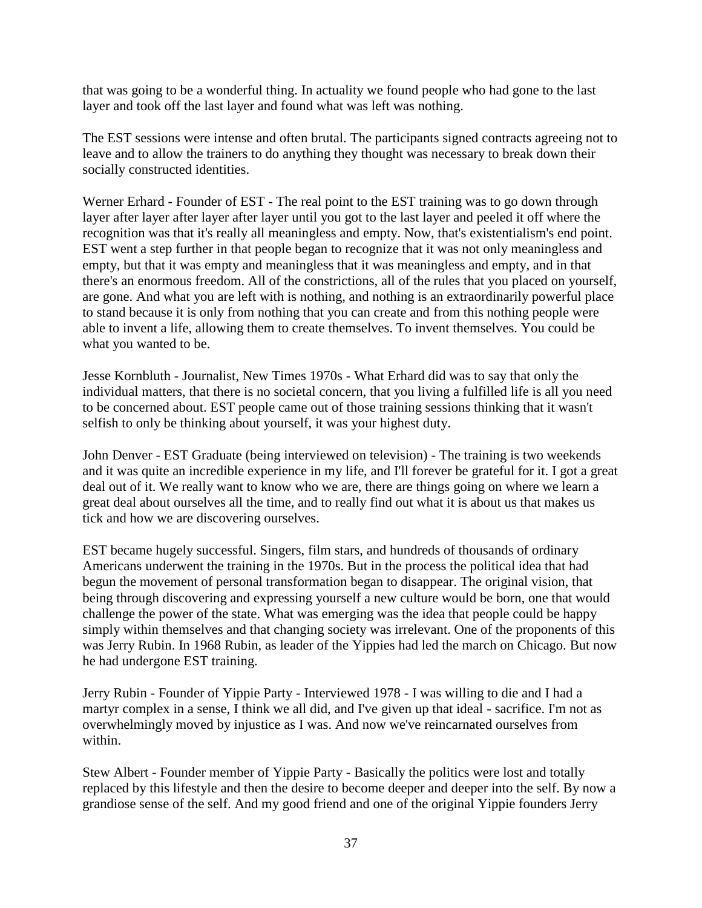that was going to be a wonderful thing. In actuality we found people who had gone to the last layer and took off the last layer and found what was left was nothing.

The EST sessions were intense and often brutal. The participants signed contracts agreeing not to leave and to allow the trainers to do anything they thought was necessary to break down their socially constructed identities.

Werner Erhard - Founder of EST - The real point to the EST training was to go down through layer after layer after layer after layer until you got to the last layer and peeled it off where the recognition was that it's really all meaningless and empty. Now, that's existentialism's end point. EST went a step further in that people began to recognize that it was not only meaningless and empty, but that it was empty and meaningless that it was meaningless and empty, and in that there's an enormous freedom. All of the constrictions, all of the rules that you placed on yourself, are gone. And what you are left with is nothing, and nothing is an extraordinarily powerful place to stand because it is only from nothing that you can create and from this nothing people were able to invent a life, allowing them to create themselves. To invent themselves. You could be what you wanted to be.

Jesse Kornbluth - Journalist, New Times 1970s - What Erhard did was to say that only the individual matters, that there is no societal concern, that you living a fulfilled life is all you need to be concerned about. EST people came out of those training sessions thinking that it wasn't selfish to only be thinking about yourself, it was your highest duty.

John Denver - EST Graduate (being interviewed on television) - The training is two weekends and it was quite an incredible experience in my life, and I'll forever be grateful for it. I got a great deal out of it. We really want to know who we are, there are things going on where we learn a great deal about ourselves all the time, and to really find out what it is about us that makes us tick and how we are discovering ourselves.

EST became hugely successful. Singers, film stars, and hundreds of thousands of ordinary Americans underwent the training in the 1970s. But in the process the political idea that had begun the movement of personal transformation began to disappear. The original vision, that being through discovering and expressing yourself a new culture would be born, one that would challenge the power of the state. What was emerging was the idea that people could be happy simply within themselves and that changing society was irrelevant. One of the proponents of this was Jerry Rubin. In 1968 Rubin, as leader of the Yippies had led the march on Chicago. But now he had undergone EST training.

Jerry Rubin - Founder of Yippie Party - Interviewed 1978 - I was willing to die and I had a martyr complex in a sense, I think we all did, and I've given up that ideal - sacrifice. I'm not as overwhelmingly moved by injustice as I was. And now we've reincarnated ourselves from within.

Stew Albert - Founder member of Yippie Party - Basically the politics were lost and totally replaced by this lifestyle and then the desire to become deeper and deeper into the self. By now a grandiose sense of the self. And my good friend and one of the original Yippie founders Jerry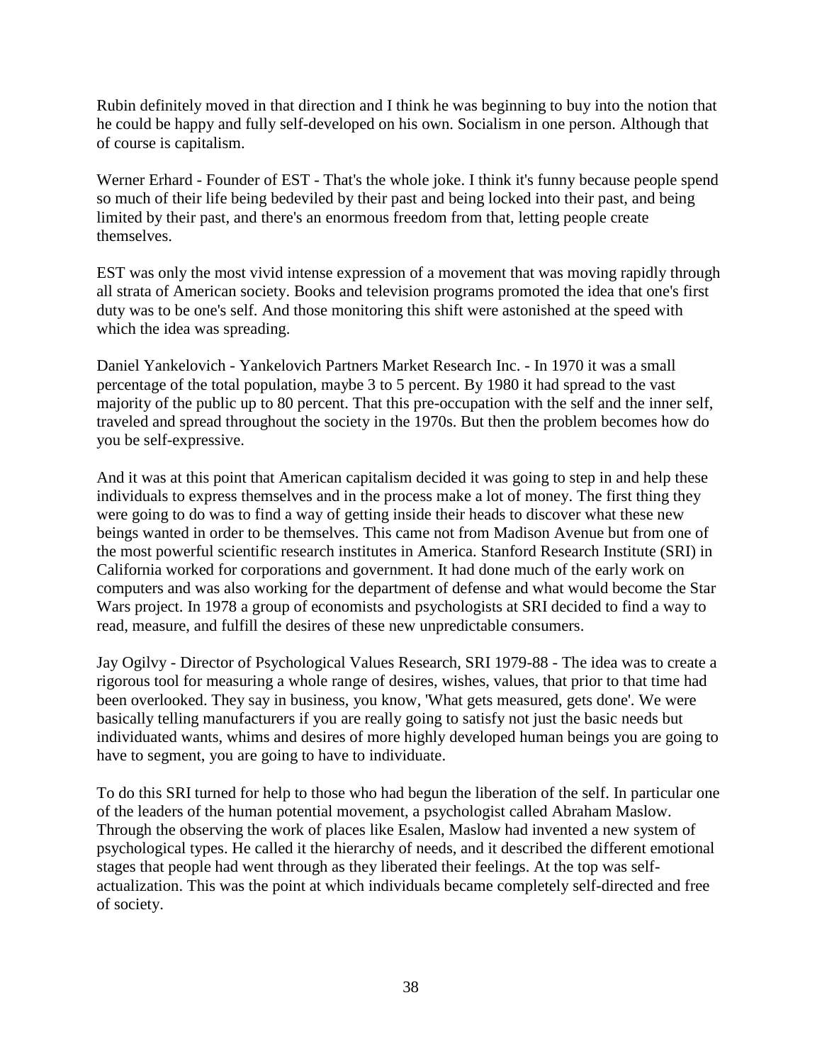Rubin definitely moved in that direction and I think he was beginning to buy into the notion that he could be happy and fully self-developed on his own. Socialism in one person. Although that of course is capitalism.

Werner Erhard - Founder of EST - That's the whole joke. I think it's funny because people spend so much of their life being bedeviled by their past and being locked into their past, and being limited by their past, and there's an enormous freedom from that, letting people create themselves.

EST was only the most vivid intense expression of a movement that was moving rapidly through all strata of American society. Books and television programs promoted the idea that one's first duty was to be one's self. And those monitoring this shift were astonished at the speed with which the idea was spreading.

Daniel Yankelovich - Yankelovich Partners Market Research Inc. - In 1970 it was a small percentage of the total population, maybe 3 to 5 percent. By 1980 it had spread to the vast majority of the public up to 80 percent. That this pre-occupation with the self and the inner self, traveled and spread throughout the society in the 1970s. But then the problem becomes how do you be self-expressive.

And it was at this point that American capitalism decided it was going to step in and help these individuals to express themselves and in the process make a lot of money. The first thing they were going to do was to find a way of getting inside their heads to discover what these new beings wanted in order to be themselves. This came not from Madison Avenue but from one of the most powerful scientific research institutes in America. Stanford Research Institute (SRI) in California worked for corporations and government. It had done much of the early work on computers and was also working for the department of defense and what would become the Star Wars project. In 1978 a group of economists and psychologists at SRI decided to find a way to read, measure, and fulfill the desires of these new unpredictable consumers.

Jay Ogilvy - Director of Psychological Values Research, SRI 1979-88 - The idea was to create a rigorous tool for measuring a whole range of desires, wishes, values, that prior to that time had been overlooked. They say in business, you know, 'What gets measured, gets done'. We were basically telling manufacturers if you are really going to satisfy not just the basic needs but individuated wants, whims and desires of more highly developed human beings you are going to have to segment, you are going to have to individuate.

To do this SRI turned for help to those who had begun the liberation of the self. In particular one of the leaders of the human potential movement, a psychologist called Abraham Maslow. Through the observing the work of places like Esalen, Maslow had invented a new system of psychological types. He called it the hierarchy of needs, and it described the different emotional stages that people had went through as they liberated their feelings. At the top was self-actualization. This was the point at which individuals became completely self-directed and free of society.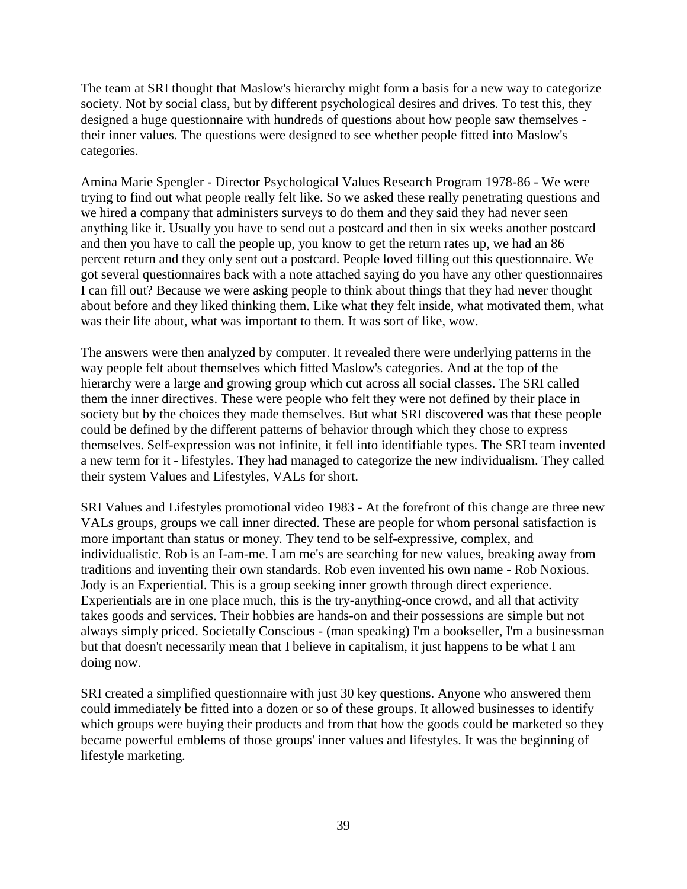The team at SRI thought that Maslow's hierarchy might form a basis for a new way to categorize society. Not by social class, but by different psychological desires and drives. To test this, they designed a huge questionnaire with hundreds of questions about how people saw themselves - their inner values. The questions were designed to see whether people fitted into Maslow's categories.

Amina Marie Spengler - Director Psychological Values Research Program 1978-86 - We were trying to find out what people really felt like. So we asked these really penetrating questions and we hired a company that administers surveys to do them and they said they had never seen anything like it. Usually you have to send out a postcard and then in six weeks another postcard and then you have to call the people up, you know to get the return rates up, we had an 86 percent return and they only sent out a postcard. People loved filling out this questionnaire. We got several questionnaires back with a note attached saying do you have any other questionnaires I can fill out? Because we were asking people to think about things that they had never thought about before and they liked thinking them. Like what they felt inside, what motivated them, what was their life about, what was important to them. It was sort of like, wow.

The answers were then analyzed by computer. It revealed there were underlying patterns in the way people felt about themselves which fitted Maslow's categories. And at the top of the hierarchy were a large and growing group which cut across all social classes. The SRI called them the inner directives. These were people who felt they were not defined by their place in society but by the choices they made themselves. But what SRI discovered was that these people could be defined by the different patterns of behavior through which they chose to express themselves. Self-expression was not infinite, it fell into identifiable types. The SRI team invented a new term for it - lifestyles. They had managed to categorize the new individualism. They called their system Values and Lifestyles, VALs for short.

SRI Values and Lifestyles promotional video 1983 - At the forefront of this change are three new VALs groups, groups we call inner directed. These are people for whom personal satisfaction is more important than status or money. They tend to be self-expressive, complex, and individualistic. Rob is an I-am-me. I am me's are searching for new values, breaking away from traditions and inventing their own standards. Rob even invented his own name - Rob Noxious. Jody is an Experiential. This is a group seeking inner growth through direct experience. Experientials are in one place much, this is the try-anything-once crowd, and all that activity takes goods and services. Their hobbies are hands-on and their possessions are simple but not always simply priced. Societally Conscious - (man speaking) I'm a bookseller, I'm a businessman but that doesn't necessarily mean that I believe in capitalism, it just happens to be what I am doing now.

SRI created a simplified questionnaire with just 30 key questions. Anyone who answered them could immediately be fitted into a dozen or so of these groups. It allowed businesses to identify which groups were buying their products and from that how the goods could be marketed so they became powerful emblems of those groups' inner values and lifestyles. It was the beginning of lifestyle marketing.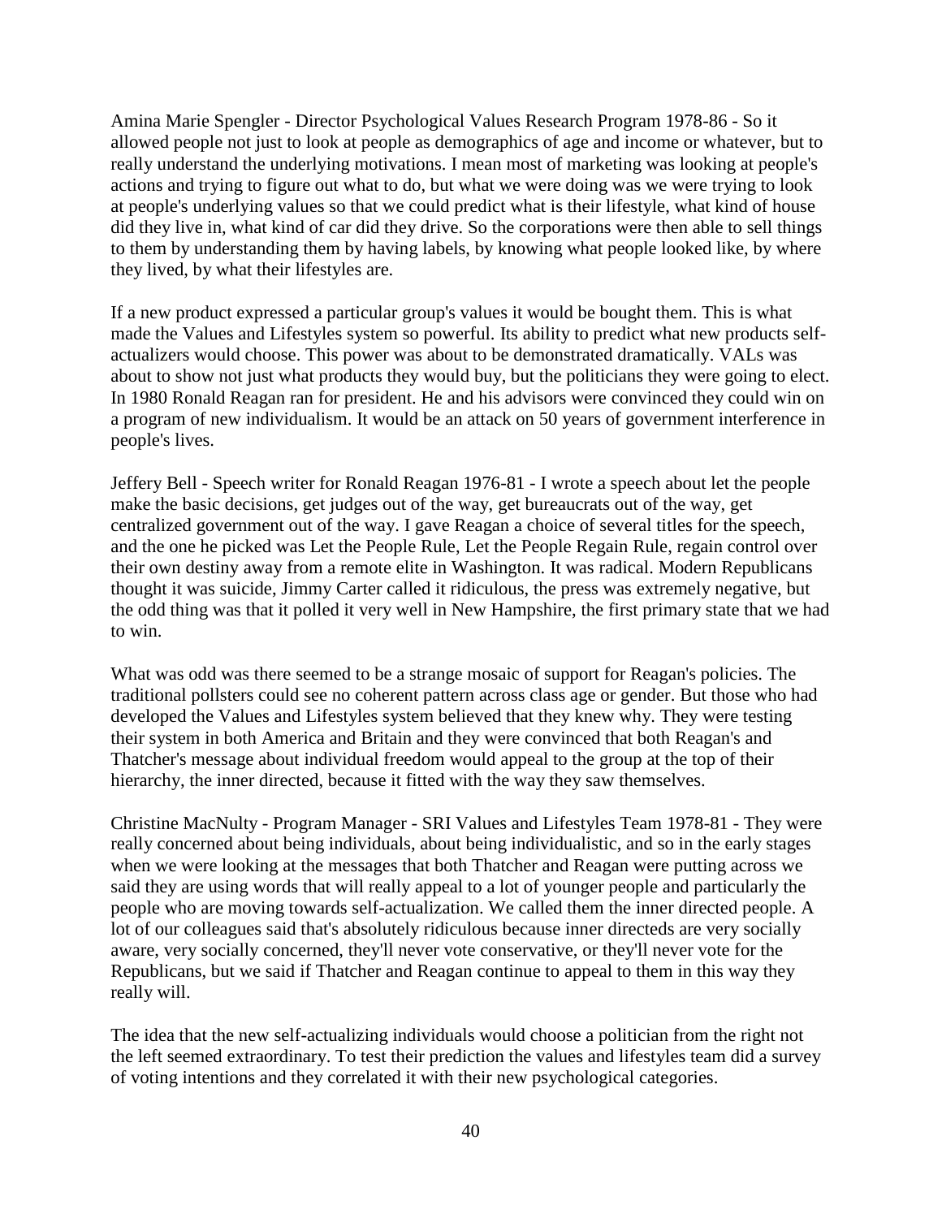Amina Marie Spengler - Director Psychological Values Research Program 1978-86 - So it allowed people not just to look at people as demographics of age and income or whatever, but to really understand the underlying motivations. I mean most of marketing was looking at people's actions and trying to figure out what to do, but what we were doing was we were trying to look at people's underlying values so that we could predict what is their lifestyle, what kind of house did they live in, what kind of car did they drive. So the corporations were then able to sell things to them by understanding them by having labels, by knowing what people looked like, by where they lived, by what their lifestyles are.

If a new product expressed a particular group's values it would be bought them. This is what made the Values and Lifestyles system so powerful. Its ability to predict what new products self-actualizers would choose. This power was about to be demonstrated dramatically. VALs was about to show not just what products they would buy, but the politicians they were going to elect. In 1980 Ronald Reagan ran for president. He and his advisors were convinced they could win on a program of new individualism. It would be an attack on 50 years of government interference in people's lives.

Jeffery Bell - Speech writer for Ronald Reagan 1976-81 - I wrote a speech about let the people make the basic decisions, get judges out of the way, get bureaucrats out of the way, get centralized government out of the way. I gave Reagan a choice of several titles for the speech, and the one he picked was Let the People Rule, Let the People Regain Rule, regain control over their own destiny away from a remote elite in Washington. It was radical. Modern Republicans thought it was suicide, Jimmy Carter called it ridiculous, the press was extremely negative, but the odd thing was that it polled it very well in New Hampshire, the first primary state that we had to win.

What was odd was there seemed to be a strange mosaic of support for Reagan's policies. The traditional pollsters could see no coherent pattern across class age or gender. But those who had developed the Values and Lifestyles system believed that they knew why. They were testing their system in both America and Britain and they were convinced that both Reagan's and Thatcher's message about individual freedom would appeal to the group at the top of their hierarchy, the inner directed, because it fitted with the way they saw themselves.

Christine MacNulty - Program Manager - SRI Values and Lifestyles Team 1978-81 - They were really concerned about being individuals, about being individualistic, and so in the early stages when we were looking at the messages that both Thatcher and Reagan were putting across we said they are using words that will really appeal to a lot of younger people and particularly the people who are moving towards self-actualization. We called them the inner directed people. A lot of our colleagues said that's absolutely ridiculous because inner directeds are very socially aware, very socially concerned, they'll never vote conservative, or they'll never vote for the Republicans, but we said if Thatcher and Reagan continue to appeal to them in this way they really will.

The idea that the new self-actualizing individuals would choose a politician from the right not the left seemed extraordinary. To test their prediction the values and lifestyles team did a survey of voting intentions and they correlated it with their new psychological categories.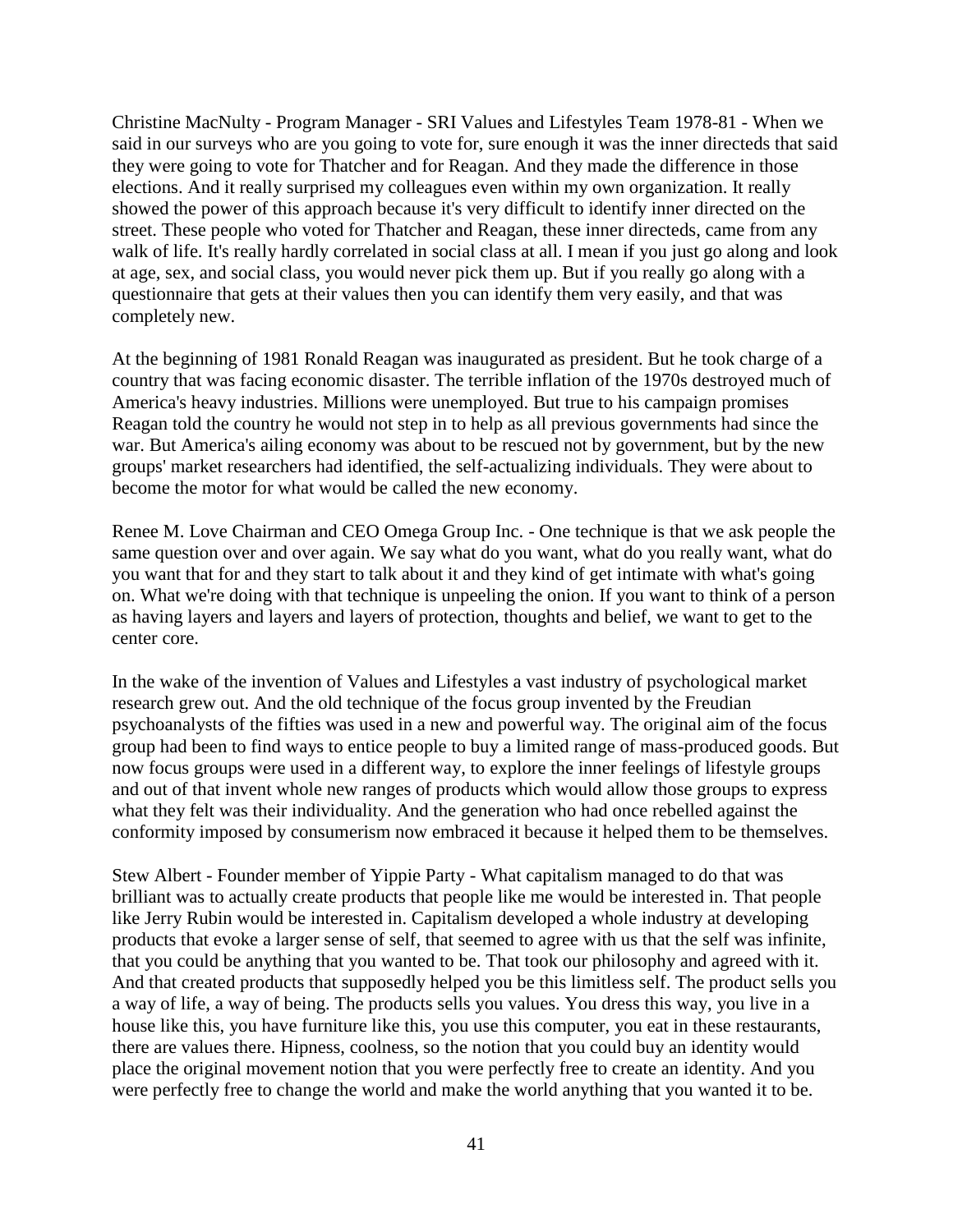Christine MacNulty - Program Manager - SRI Values and Lifestyles Team 1978-81 - When we said in our surveys who are you going to vote for, sure enough it was the inner directeds that said they were going to vote for Thatcher and for Reagan. And they made the difference in those elections. And it really surprised my colleagues even within my own organization. It really showed the power of this approach because it's very difficult to identify inner directed on the street. These people who voted for Thatcher and Reagan, these inner directeds, came from any walk of life. It's really hardly correlated in social class at all. I mean if you just go along and look at age, sex, and social class, you would never pick them up. But if you really go along with a questionnaire that gets at their values then you can identify them very easily, and that was completely new.

At the beginning of 1981 Ronald Reagan was inaugurated as president. But he took charge of a country that was facing economic disaster. The terrible inflation of the 1970s destroyed much of America's heavy industries. Millions were unemployed. But true to his campaign promises Reagan told the country he would not step in to help as all previous governments had since the war. But America's ailing economy was about to be rescued not by government, but by the new groups' market researchers had identified, the self-actualizing individuals. They were about to become the motor for what would be called the new economy.

Renee M. Love Chairman and CEO Omega Group Inc. - One technique is that we ask people the same question over and over again. We say what do you want, what do you really want, what do you want that for and they start to talk about it and they kind of get intimate with what's going on. What we're doing with that technique is unpeeling the onion. If you want to think of a person as having layers and layers and layers of protection, thoughts and belief, we want to get to the center core.

In the wake of the invention of Values and Lifestyles a vast industry of psychological market research grew out. And the old technique of the focus group invented by the Freudian psychoanalysts of the fifties was used in a new and powerful way. The original aim of the focus group had been to find ways to entice people to buy a limited range of mass-produced goods. But now focus groups were used in a different way, to explore the inner feelings of lifestyle groups and out of that invent whole new ranges of products which would allow those groups to express what they felt was their individuality. And the generation who had once rebelled against the conformity imposed by consumerism now embraced it because it helped them to be themselves.

Stew Albert - Founder member of Yippie Party - What capitalism managed to do that was brilliant was to actually create products that people like me would be interested in. That people like Jerry Rubin would be interested in. Capitalism developed a whole industry at developing products that evoke a larger sense of self, that seemed to agree with us that the self was infinite, that you could be anything that you wanted to be. That took our philosophy and agreed with it. And that created products that supposedly helped you be this limitless self. The product sells you a way of life, a way of being. The products sells you values. You dress this way, you live in a house like this, you have furniture like this, you use this computer, you eat in these restaurants, there are values there. Hipness, coolness, so the notion that you could buy an identity would place the original movement notion that you were perfectly free to create an identity. And you were perfectly free to change the world and make the world anything that you wanted it to be.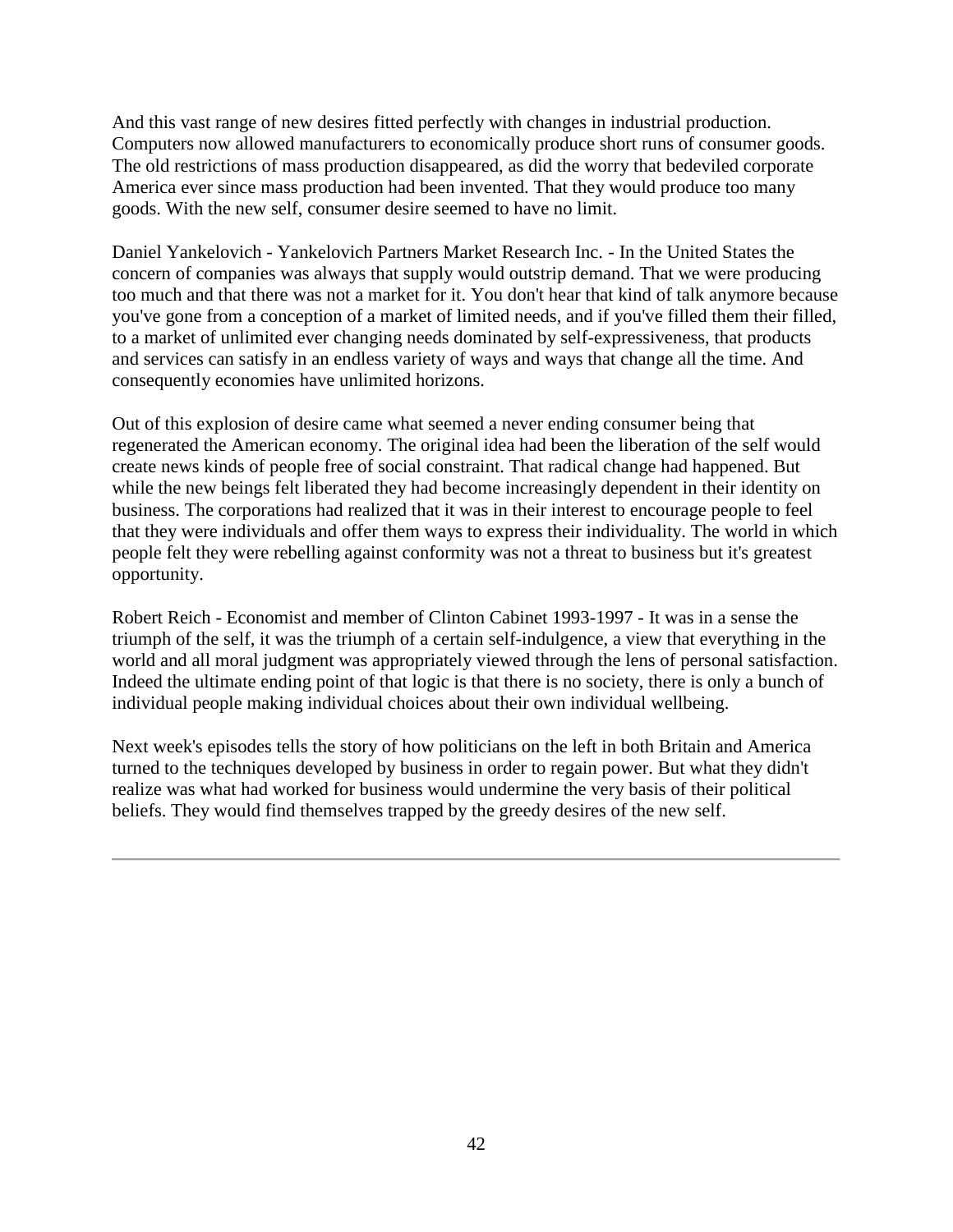And this vast range of new desires fitted perfectly with changes in industrial production. Computers now allowed manufacturers to economically produce short runs of consumer goods. The old restrictions of mass production disappeared, as did the worry that bedeviled corporate America ever since mass production had been invented. That they would produce too many goods. With the new self, consumer desire seemed to have no limit.

Daniel Yankelovich - Yankelovich Partners Market Research Inc. - In the United States the concern of companies was always that supply would outstrip demand. That we were producing too much and that there was not a market for it. You don't hear that kind of talk anymore because you've gone from a conception of a market of limited needs, and if you've filled them their filled, to a market of unlimited ever changing needs dominated by self-expressiveness, that products and services can satisfy in an endless variety of ways and ways that change all the time. And consequently economies have unlimited horizons.

Out of this explosion of desire came what seemed a never ending consumer being that regenerated the American economy. The original idea had been the liberation of the self would create news kinds of people free of social constraint. That radical change had happened. But while the new beings felt liberated they had become increasingly dependent in their identity on business. The corporations had realized that it was in their interest to encourage people to feel that they were individuals and offer them ways to express their individuality. The world in which people felt they were rebelling against conformity was not a threat to business but it's greatest opportunity.

Robert Reich - Economist and member of Clinton Cabinet 1993-1997 - It was in a sense the triumph of the self, it was the triumph of a certain self-indulgence, a view that everything in the world and all moral judgment was appropriately viewed through the lens of personal satisfaction. Indeed the ultimate ending point of that logic is that there is no society, there is only a bunch of individual people making individual choices about their own individual wellbeing.

Next week's episodes tells the story of how politicians on the left in both Britain and America turned to the techniques developed by business in order to regain power. But what they didn't realize was what had worked for business would undermine the very basis of their political beliefs. They would find themselves trapped by the greedy desires of the new self.

---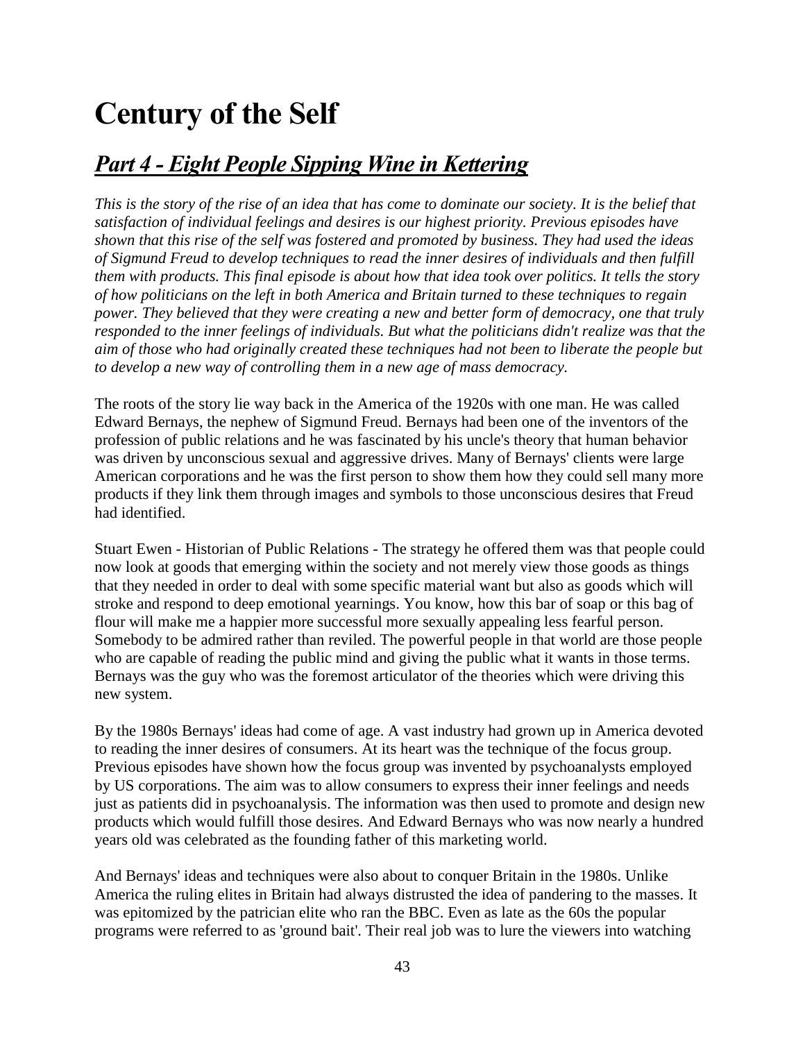# Century of the Self

## ***Part 4 - Eight People Sipping Wine in Kettering***

*This is the story of the rise of an idea that has come to dominate our society. It is the belief that satisfaction of individual feelings and desires is our highest priority. Previous episodes have shown that this rise of the self was fostered and promoted by business. They had used the ideas of Sigmund Freud to develop techniques to read the inner desires of individuals and then fulfill them with products. This final episode is about how that idea took over politics. It tells the story of how politicians on the left in both America and Britain turned to these techniques to regain power. They believed that they were creating a new and better form of democracy, one that truly responded to the inner feelings of individuals. But what the politicians didn't realize was that the aim of those who had originally created these techniques had not been to liberate the people but to develop a new way of controlling them in a new age of mass democracy.*

The roots of the story lie way back in the America of the 1920s with one man. He was called Edward Bernays, the nephew of Sigmund Freud. Bernays had been one of the inventors of the profession of public relations and he was fascinated by his uncle's theory that human behavior was driven by unconscious sexual and aggressive drives. Many of Bernays' clients were large American corporations and he was the first person to show them how they could sell many more products if they link them through images and symbols to those unconscious desires that Freud had identified.

Stuart Ewen - Historian of Public Relations - The strategy he offered them was that people could now look at goods that emerging within the society and not merely view those goods as things that they needed in order to deal with some specific material want but also as goods which will stroke and respond to deep emotional yearnings. You know, how this bar of soap or this bag of flour will make me a happier more successful more sexually appealing less fearful person. Somebody to be admired rather than reviled. The powerful people in that world are those people who are capable of reading the public mind and giving the public what it wants in those terms. Bernays was the guy who was the foremost articulator of the theories which were driving this new system.

By the 1980s Bernays' ideas had come of age. A vast industry had grown up in America devoted to reading the inner desires of consumers. At its heart was the technique of the focus group. Previous episodes have shown how the focus group was invented by psychoanalysts employed by US corporations. The aim was to allow consumers to express their inner feelings and needs just as patients did in psychoanalysis. The information was then used to promote and design new products which would fulfill those desires. And Edward Bernays who was now nearly a hundred years old was celebrated as the founding father of this marketing world.

And Bernays' ideas and techniques were also about to conquer Britain in the 1980s. Unlike America the ruling elites in Britain had always distrusted the idea of pandering to the masses. It was epitomized by the patrician elite who ran the BBC. Even as late as the 60s the popular programs were referred to as 'ground bait'. Their real job was to lure the viewers into watching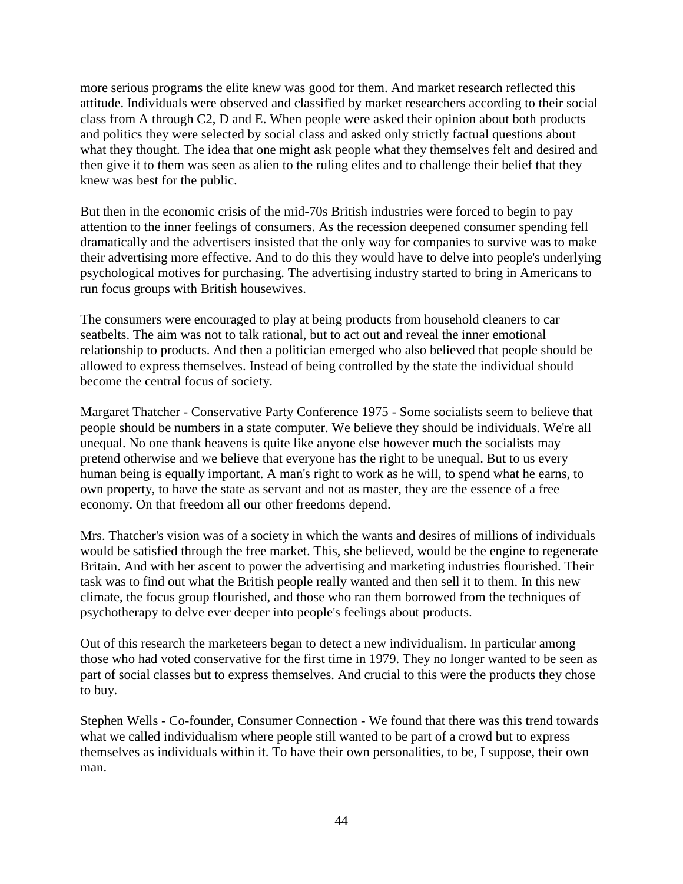more serious programs the elite knew was good for them. And market research reflected this attitude. Individuals were observed and classified by market researchers according to their social class from A through C2, D and E. When people were asked their opinion about both products and politics they were selected by social class and asked only strictly factual questions about what they thought. The idea that one might ask people what they themselves felt and desired and then give it to them was seen as alien to the ruling elites and to challenge their belief that they knew was best for the public.

But then in the economic crisis of the mid-70s British industries were forced to begin to pay attention to the inner feelings of consumers. As the recession deepened consumer spending fell dramatically and the advertisers insisted that the only way for companies to survive was to make their advertising more effective. And to do this they would have to delve into people's underlying psychological motives for purchasing. The advertising industry started to bring in Americans to run focus groups with British housewives.

The consumers were encouraged to play at being products from household cleaners to car seatbelts. The aim was not to talk rational, but to act out and reveal the inner emotional relationship to products. And then a politician emerged who also believed that people should be allowed to express themselves. Instead of being controlled by the state the individual should become the central focus of society.

Margaret Thatcher - Conservative Party Conference 1975 - Some socialists seem to believe that people should be numbers in a state computer. We believe they should be individuals. We're all unequal. No one thank heavens is quite like anyone else however much the socialists may pretend otherwise and we believe that everyone has the right to be unequal. But to us every human being is equally important. A man's right to work as he will, to spend what he earns, to own property, to have the state as servant and not as master, they are the essence of a free economy. On that freedom all our other freedoms depend.

Mrs. Thatcher's vision was of a society in which the wants and desires of millions of individuals would be satisfied through the free market. This, she believed, would be the engine to regenerate Britain. And with her ascent to power the advertising and marketing industries flourished. Their task was to find out what the British people really wanted and then sell it to them. In this new climate, the focus group flourished, and those who ran them borrowed from the techniques of psychotherapy to delve ever deeper into people's feelings about products.

Out of this research the marketeers began to detect a new individualism. In particular among those who had voted conservative for the first time in 1979. They no longer wanted to be seen as part of social classes but to express themselves. And crucial to this were the products they chose to buy.

Stephen Wells - Co-founder, Consumer Connection - We found that there was this trend towards what we called individualism where people still wanted to be part of a crowd but to express themselves as individuals within it. To have their own personalities, to be, I suppose, their own man.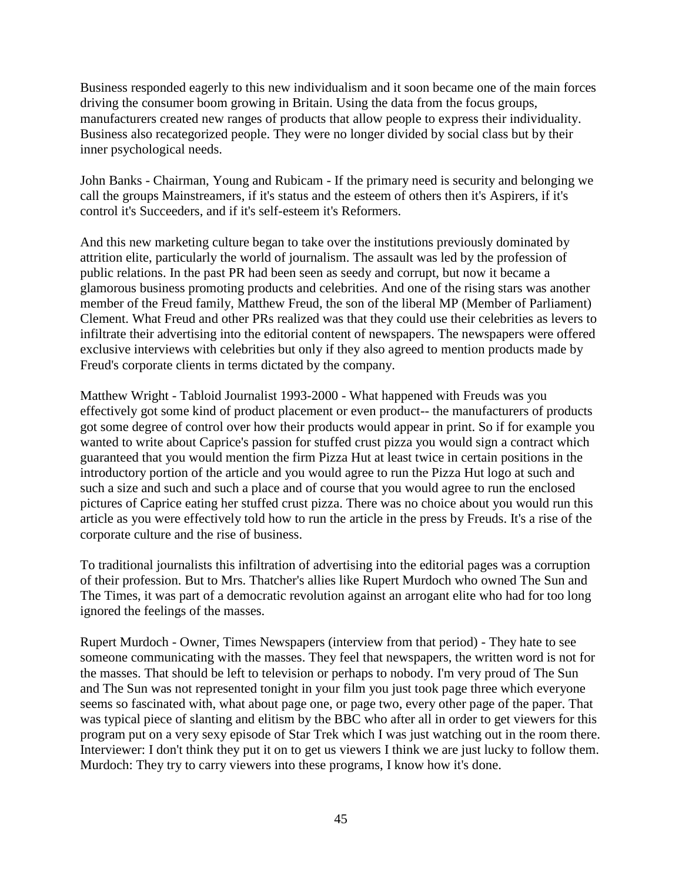Business responded eagerly to this new individualism and it soon became one of the main forces driving the consumer boom growing in Britain. Using the data from the focus groups, manufacturers created new ranges of products that allow people to express their individuality. Business also recategorized people. They were no longer divided by social class but by their inner psychological needs.

John Banks - Chairman, Young and Rubicam - If the primary need is security and belonging we call the groups Mainstreamers, if it's status and the esteem of others then it's Aspirers, if it's control it's Succeeders, and if it's self-esteem it's Reformers.

And this new marketing culture began to take over the institutions previously dominated by attrition elite, particularly the world of journalism. The assault was led by the profession of public relations. In the past PR had been seen as seedy and corrupt, but now it became a glamorous business promoting products and celebrities. And one of the rising stars was another member of the Freud family, Matthew Freud, the son of the liberal MP (Member of Parliament) Clement. What Freud and other PRs realized was that they could use their celebrities as levers to infiltrate their advertising into the editorial content of newspapers. The newspapers were offered exclusive interviews with celebrities but only if they also agreed to mention products made by Freud's corporate clients in terms dictated by the company.

Matthew Wright - Tabloid Journalist 1993-2000 - What happened with Freuds was you effectively got some kind of product placement or even product-- the manufacturers of products got some degree of control over how their products would appear in print. So if for example you wanted to write about Caprice's passion for stuffed crust pizza you would sign a contract which guaranteed that you would mention the firm Pizza Hut at least twice in certain positions in the introductory portion of the article and you would agree to run the Pizza Hut logo at such and such a size and such and such a place and of course that you would agree to run the enclosed pictures of Caprice eating her stuffed crust pizza. There was no choice about you would run this article as you were effectively told how to run the article in the press by Freuds. It's a rise of the corporate culture and the rise of business.

To traditional journalists this infiltration of advertising into the editorial pages was a corruption of their profession. But to Mrs. Thatcher's allies like Rupert Murdoch who owned The Sun and The Times, it was part of a democratic revolution against an arrogant elite who had for too long ignored the feelings of the masses.

Rupert Murdoch - Owner, Times Newspapers (interview from that period) - They hate to see someone communicating with the masses. They feel that newspapers, the written word is not for the masses. That should be left to television or perhaps to nobody. I'm very proud of The Sun and The Sun was not represented tonight in your film you just took page three which everyone seems so fascinated with, what about page one, or page two, every other page of the paper. That was typical piece of slanting and elitism by the BBC who after all in order to get viewers for this program put on a very sexy episode of Star Trek which I was just watching out in the room there.
Interviewer: I don't think they put it on to get us viewers I think we are just lucky to follow them.
Murdoch: They try to carry viewers into these programs, I know how it's done.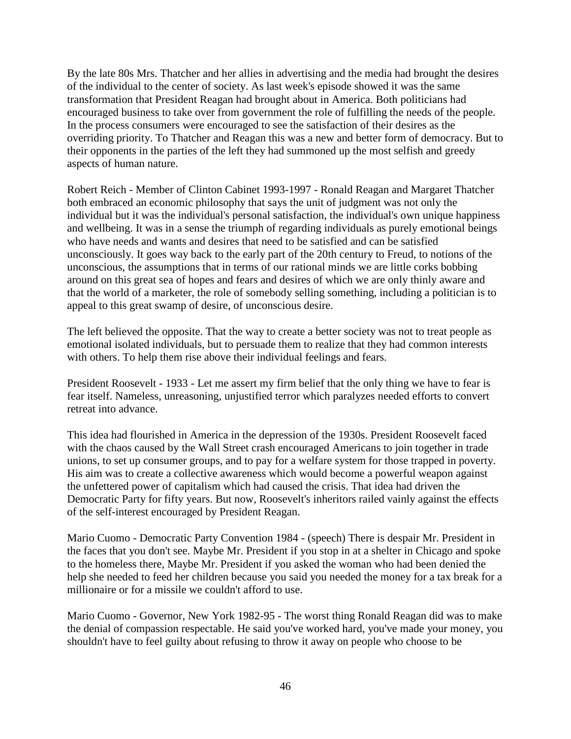By the late 80s Mrs. Thatcher and her allies in advertising and the media had brought the desires of the individual to the center of society. As last week's episode showed it was the same transformation that President Reagan had brought about in America. Both politicians had encouraged business to take over from government the role of fulfilling the needs of the people. In the process consumers were encouraged to see the satisfaction of their desires as the overriding priority. To Thatcher and Reagan this was a new and better form of democracy. But to their opponents in the parties of the left they had summoned up the most selfish and greedy aspects of human nature.

Robert Reich - Member of Clinton Cabinet 1993-1997 - Ronald Reagan and Margaret Thatcher both embraced an economic philosophy that says the unit of judgment was not only the individual but it was the individual's personal satisfaction, the individual's own unique happiness and wellbeing. It was in a sense the triumph of regarding individuals as purely emotional beings who have needs and wants and desires that need to be satisfied and can be satisfied unconsciously. It goes way back to the early part of the 20th century to Freud, to notions of the unconscious, the assumptions that in terms of our rational minds we are little corks bobbing around on this great sea of hopes and fears and desires of which we are only thinly aware and that the world of a marketer, the role of somebody selling something, including a politician is to appeal to this great swamp of desire, of unconscious desire.

The left believed the opposite. That the way to create a better society was not to treat people as emotional isolated individuals, but to persuade them to realize that they had common interests with others. To help them rise above their individual feelings and fears.

President Roosevelt - 1933 - Let me assert my firm belief that the only thing we have to fear is fear itself. Nameless, unreasoning, unjustified terror which paralyzes needed efforts to convert retreat into advance.

This idea had flourished in America in the depression of the 1930s. President Roosevelt faced with the chaos caused by the Wall Street crash encouraged Americans to join together in trade unions, to set up consumer groups, and to pay for a welfare system for those trapped in poverty. His aim was to create a collective awareness which would become a powerful weapon against the unfettered power of capitalism which had caused the crisis. That idea had driven the Democratic Party for fifty years. But now, Roosevelt's inheritors railed vainly against the effects of the self-interest encouraged by President Reagan.

Mario Cuomo - Democratic Party Convention 1984 - (speech) There is despair Mr. President in the faces that you don't see. Maybe Mr. President if you stop in at a shelter in Chicago and spoke to the homeless there, Maybe Mr. President if you asked the woman who had been denied the help she needed to feed her children because you said you needed the money for a tax break for a millionaire or for a missile we couldn't afford to use.

Mario Cuomo - Governor, New York 1982-95 - The worst thing Ronald Reagan did was to make the denial of compassion respectable. He said you've worked hard, you've made your money, you shouldn't have to feel guilty about refusing to throw it away on people who choose to be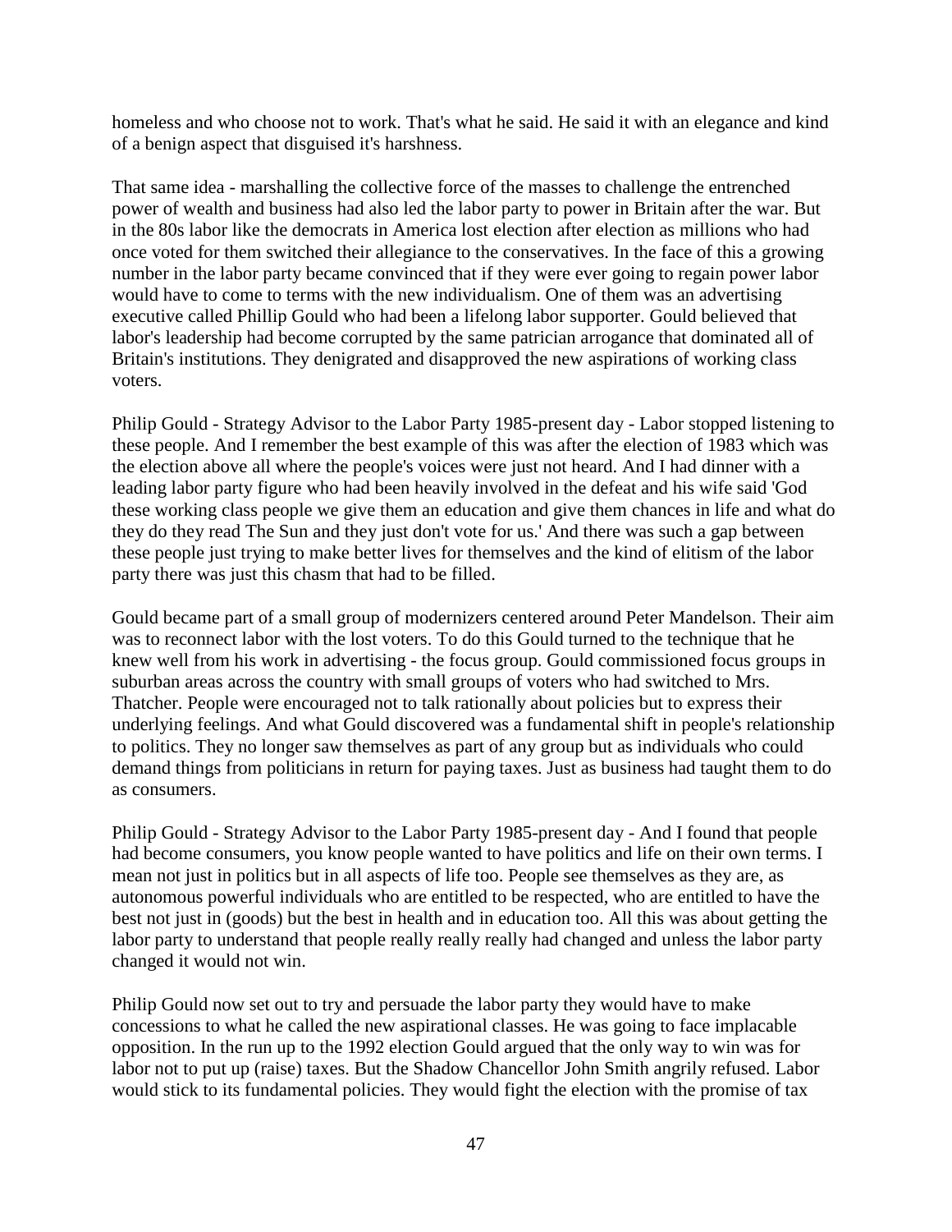homeless and who choose not to work. That's what he said. He said it with an elegance and kind of a benign aspect that disguised it's harshness.

That same idea - marshalling the collective force of the masses to challenge the entrenched power of wealth and business had also led the labor party to power in Britain after the war. But in the 80s labor like the democrats in America lost election after election as millions who had once voted for them switched their allegiance to the conservatives. In the face of this a growing number in the labor party became convinced that if they were ever going to regain power labor would have to come to terms with the new individualism. One of them was an advertising executive called Phillip Gould who had been a lifelong labor supporter. Gould believed that labor's leadership had become corrupted by the same patrician arrogance that dominated all of Britain's institutions. They denigrated and disapproved the new aspirations of working class voters.

Philip Gould - Strategy Advisor to the Labor Party 1985-present day - Labor stopped listening to these people. And I remember the best example of this was after the election of 1983 which was the election above all where the people's voices were just not heard. And I had dinner with a leading labor party figure who had been heavily involved in the defeat and his wife said 'God these working class people we give them an education and give them chances in life and what do they do they read The Sun and they just don't vote for us.' And there was such a gap between these people just trying to make better lives for themselves and the kind of elitism of the labor party there was just this chasm that had to be filled.

Gould became part of a small group of modernizers centered around Peter Mandelson. Their aim was to reconnect labor with the lost voters. To do this Gould turned to the technique that he knew well from his work in advertising - the focus group. Gould commissioned focus groups in suburban areas across the country with small groups of voters who had switched to Mrs. Thatcher. People were encouraged not to talk rationally about policies but to express their underlying feelings. And what Gould discovered was a fundamental shift in people's relationship to politics. They no longer saw themselves as part of any group but as individuals who could demand things from politicians in return for paying taxes. Just as business had taught them to do as consumers.

Philip Gould - Strategy Advisor to the Labor Party 1985-present day - And I found that people had become consumers, you know people wanted to have politics and life on their own terms. I mean not just in politics but in all aspects of life too. People see themselves as they are, as autonomous powerful individuals who are entitled to be respected, who are entitled to have the best not just in (goods) but the best in health and in education too. All this was about getting the labor party to understand that people really really really had changed and unless the labor party changed it would not win.

Philip Gould now set out to try and persuade the labor party they would have to make concessions to what he called the new aspirational classes. He was going to face implacable opposition. In the run up to the 1992 election Gould argued that the only way to win was for labor not to put up (raise) taxes. But the Shadow Chancellor John Smith angrily refused. Labor would stick to its fundamental policies. They would fight the election with the promise of tax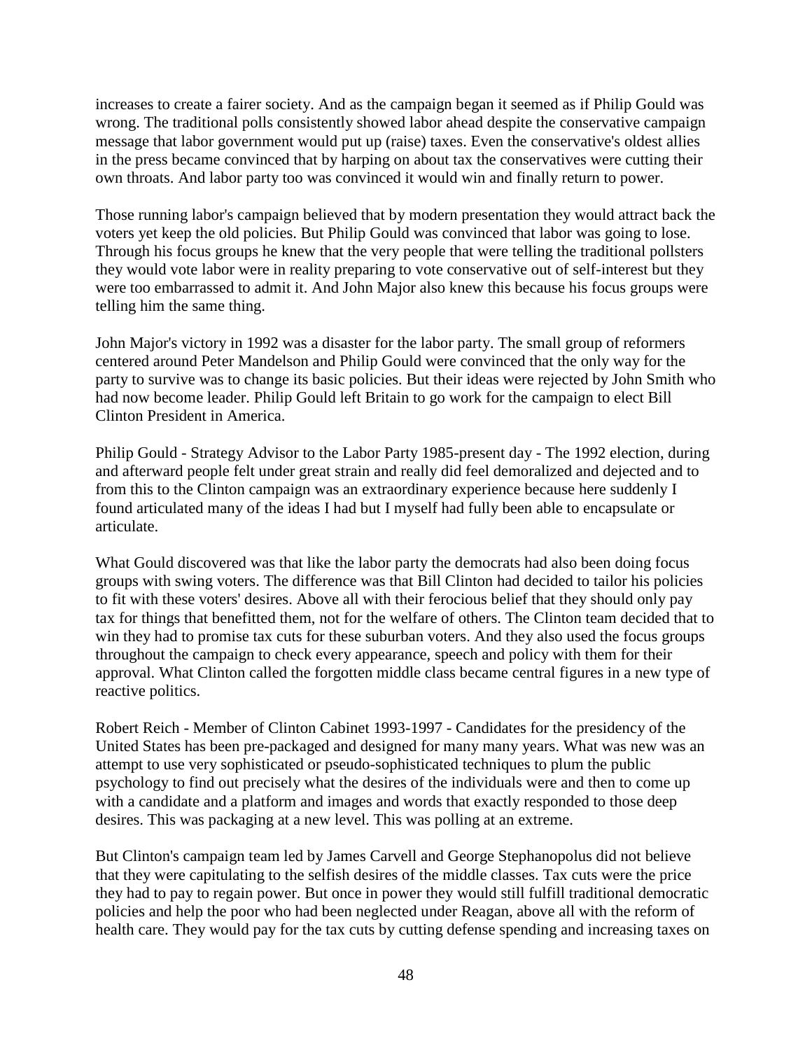increases to create a fairer society. And as the campaign began it seemed as if Philip Gould was wrong. The traditional polls consistently showed labor ahead despite the conservative campaign message that labor government would put up (raise) taxes. Even the conservative's oldest allies in the press became convinced that by harping on about tax the conservatives were cutting their own throats. And labor party too was convinced it would win and finally return to power.

Those running labor's campaign believed that by modern presentation they would attract back the voters yet keep the old policies. But Philip Gould was convinced that labor was going to lose. Through his focus groups he knew that the very people that were telling the traditional pollsters they would vote labor were in reality preparing to vote conservative out of self-interest but they were too embarrassed to admit it. And John Major also knew this because his focus groups were telling him the same thing.

John Major's victory in 1992 was a disaster for the labor party. The small group of reformers centered around Peter Mandelson and Philip Gould were convinced that the only way for the party to survive was to change its basic policies. But their ideas were rejected by John Smith who had now become leader. Philip Gould left Britain to go work for the campaign to elect Bill Clinton President in America.

Philip Gould - Strategy Advisor to the Labor Party 1985-present day - The 1992 election, during and afterward people felt under great strain and really did feel demoralized and dejected and to from this to the Clinton campaign was an extraordinary experience because here suddenly I found articulated many of the ideas I had but I myself had fully been able to encapsulate or articulate.

What Gould discovered was that like the labor party the democrats had also been doing focus groups with swing voters. The difference was that Bill Clinton had decided to tailor his policies to fit with these voters' desires. Above all with their ferocious belief that they should only pay tax for things that benefitted them, not for the welfare of others. The Clinton team decided that to win they had to promise tax cuts for these suburban voters. And they also used the focus groups throughout the campaign to check every appearance, speech and policy with them for their approval. What Clinton called the forgotten middle class became central figures in a new type of reactive politics.

Robert Reich - Member of Clinton Cabinet 1993-1997 - Candidates for the presidency of the United States has been pre-packaged and designed for many many years. What was new was an attempt to use very sophisticated or pseudo-sophisticated techniques to plum the public psychology to find out precisely what the desires of the individuals were and then to come up with a candidate and a platform and images and words that exactly responded to those deep desires. This was packaging at a new level. This was polling at an extreme.

But Clinton's campaign team led by James Carvell and George Stephanopolus did not believe that they were capitulating to the selfish desires of the middle classes. Tax cuts were the price they had to pay to regain power. But once in power they would still fulfill traditional democratic policies and help the poor who had been neglected under Reagan, above all with the reform of health care. They would pay for the tax cuts by cutting defense spending and increasing taxes on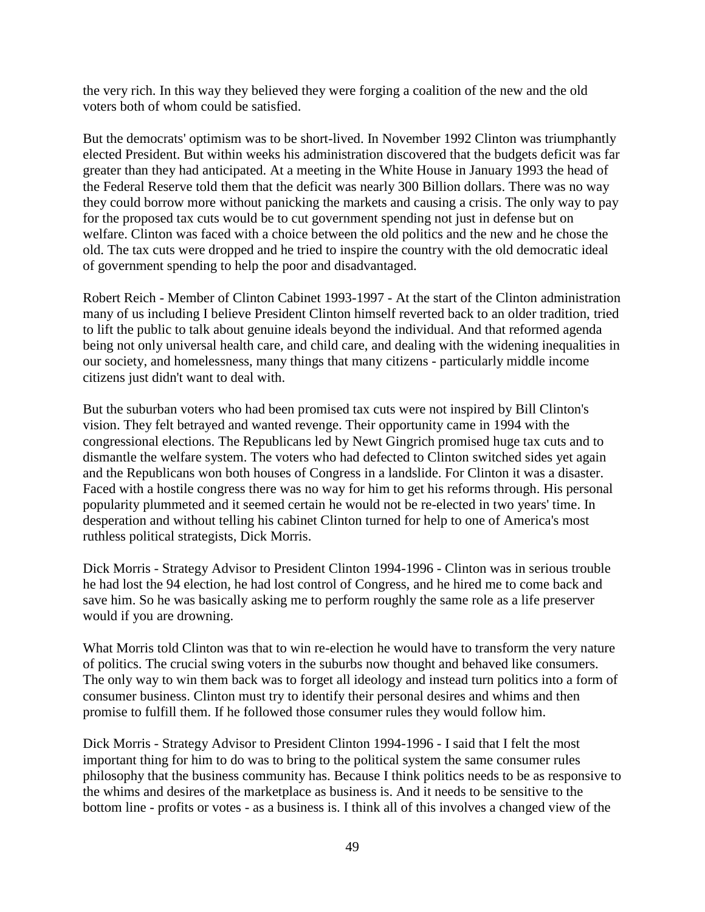the very rich. In this way they believed they were forging a coalition of the new and the old voters both of whom could be satisfied.

But the democrats' optimism was to be short-lived. In November 1992 Clinton was triumphantly elected President. But within weeks his administration discovered that the budgets deficit was far greater than they had anticipated. At a meeting in the White House in January 1993 the head of the Federal Reserve told them that the deficit was nearly 300 Billion dollars. There was no way they could borrow more without panicking the markets and causing a crisis. The only way to pay for the proposed tax cuts would be to cut government spending not just in defense but on welfare. Clinton was faced with a choice between the old politics and the new and he chose the old. The tax cuts were dropped and he tried to inspire the country with the old democratic ideal of government spending to help the poor and disadvantaged.

Robert Reich - Member of Clinton Cabinet 1993-1997 - At the start of the Clinton administration many of us including I believe President Clinton himself reverted back to an older tradition, tried to lift the public to talk about genuine ideals beyond the individual. And that reformed agenda being not only universal health care, and child care, and dealing with the widening inequalities in our society, and homelessness, many things that many citizens - particularly middle income citizens just didn't want to deal with.

But the suburban voters who had been promised tax cuts were not inspired by Bill Clinton's vision. They felt betrayed and wanted revenge. Their opportunity came in 1994 with the congressional elections. The Republicans led by Newt Gingrich promised huge tax cuts and to dismantle the welfare system. The voters who had defected to Clinton switched sides yet again and the Republicans won both houses of Congress in a landslide. For Clinton it was a disaster. Faced with a hostile congress there was no way for him to get his reforms through. His personal popularity plummeted and it seemed certain he would not be re-elected in two years' time. In desperation and without telling his cabinet Clinton turned for help to one of America's most ruthless political strategists, Dick Morris.

Dick Morris - Strategy Advisor to President Clinton 1994-1996 - Clinton was in serious trouble he had lost the 94 election, he had lost control of Congress, and he hired me to come back and save him. So he was basically asking me to perform roughly the same role as a life preserver would if you are drowning.

What Morris told Clinton was that to win re-election he would have to transform the very nature of politics. The crucial swing voters in the suburbs now thought and behaved like consumers. The only way to win them back was to forget all ideology and instead turn politics into a form of consumer business. Clinton must try to identify their personal desires and whims and then promise to fulfill them. If he followed those consumer rules they would follow him.

Dick Morris - Strategy Advisor to President Clinton 1994-1996 - I said that I felt the most important thing for him to do was to bring to the political system the same consumer rules philosophy that the business community has. Because I think politics needs to be as responsive to the whims and desires of the marketplace as business is. And it needs to be sensitive to the bottom line - profits or votes - as a business is. I think all of this involves a changed view of the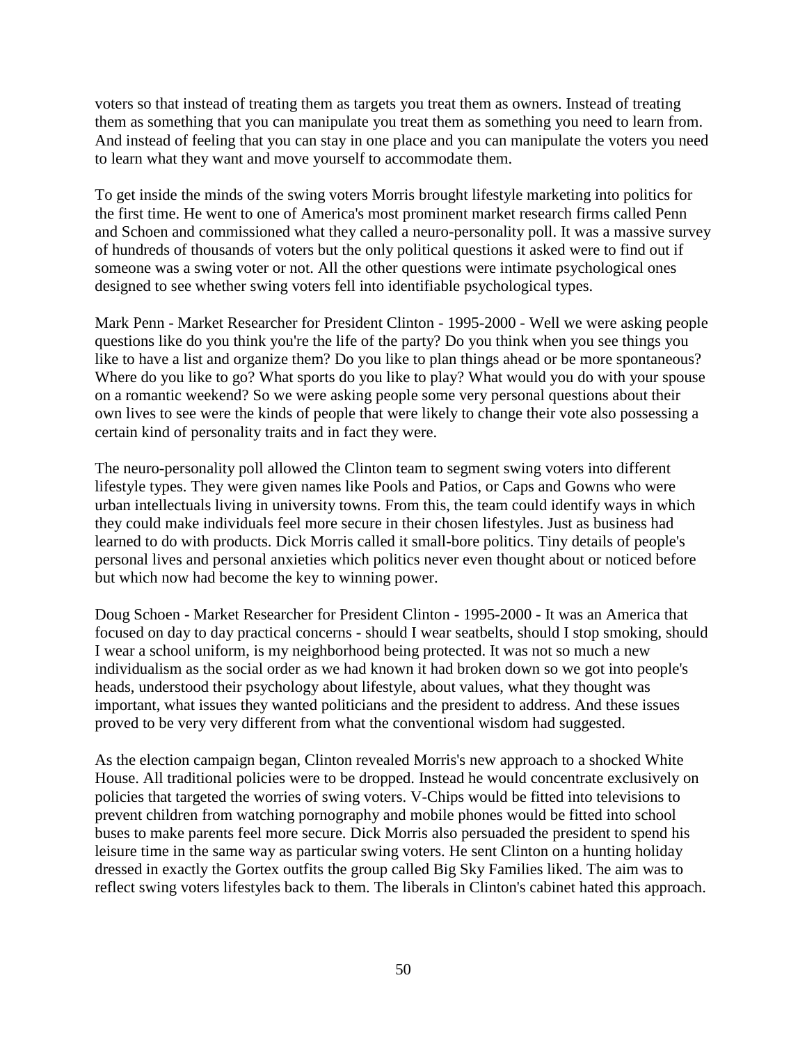voters so that instead of treating them as targets you treat them as owners. Instead of treating them as something that you can manipulate you treat them as something you need to learn from. And instead of feeling that you can stay in one place and you can manipulate the voters you need to learn what they want and move yourself to accommodate them.

To get inside the minds of the swing voters Morris brought lifestyle marketing into politics for the first time. He went to one of America's most prominent market research firms called Penn and Schoen and commissioned what they called a neuro-personality poll. It was a massive survey of hundreds of thousands of voters but the only political questions it asked were to find out if someone was a swing voter or not. All the other questions were intimate psychological ones designed to see whether swing voters fell into identifiable psychological types.

Mark Penn - Market Researcher for President Clinton - 1995-2000 - Well we were asking people questions like do you think you're the life of the party? Do you think when you see things you like to have a list and organize them? Do you like to plan things ahead or be more spontaneous? Where do you like to go? What sports do you like to play? What would you do with your spouse on a romantic weekend? So we were asking people some very personal questions about their own lives to see were the kinds of people that were likely to change their vote also possessing a certain kind of personality traits and in fact they were.

The neuro-personality poll allowed the Clinton team to segment swing voters into different lifestyle types. They were given names like Pools and Patios, or Caps and Gowns who were urban intellectuals living in university towns. From this, the team could identify ways in which they could make individuals feel more secure in their chosen lifestyles. Just as business had learned to do with products. Dick Morris called it small-bore politics. Tiny details of people's personal lives and personal anxieties which politics never even thought about or noticed before but which now had become the key to winning power.

Doug Schoen - Market Researcher for President Clinton - 1995-2000 - It was an America that focused on day to day practical concerns - should I wear seatbelts, should I stop smoking, should I wear a school uniform, is my neighborhood being protected. It was not so much a new individualism as the social order as we had known it had broken down so we got into people's heads, understood their psychology about lifestyle, about values, what they thought was important, what issues they wanted politicians and the president to address. And these issues proved to be very very different from what the conventional wisdom had suggested.

As the election campaign began, Clinton revealed Morris's new approach to a shocked White House. All traditional policies were to be dropped. Instead he would concentrate exclusively on policies that targeted the worries of swing voters. V-Chips would be fitted into televisions to prevent children from watching pornography and mobile phones would be fitted into school buses to make parents feel more secure. Dick Morris also persuaded the president to spend his leisure time in the same way as particular swing voters. He sent Clinton on a hunting holiday dressed in exactly the Gortex outfits the group called Big Sky Families liked. The aim was to reflect swing voters lifestyles back to them. The liberals in Clinton's cabinet hated this approach.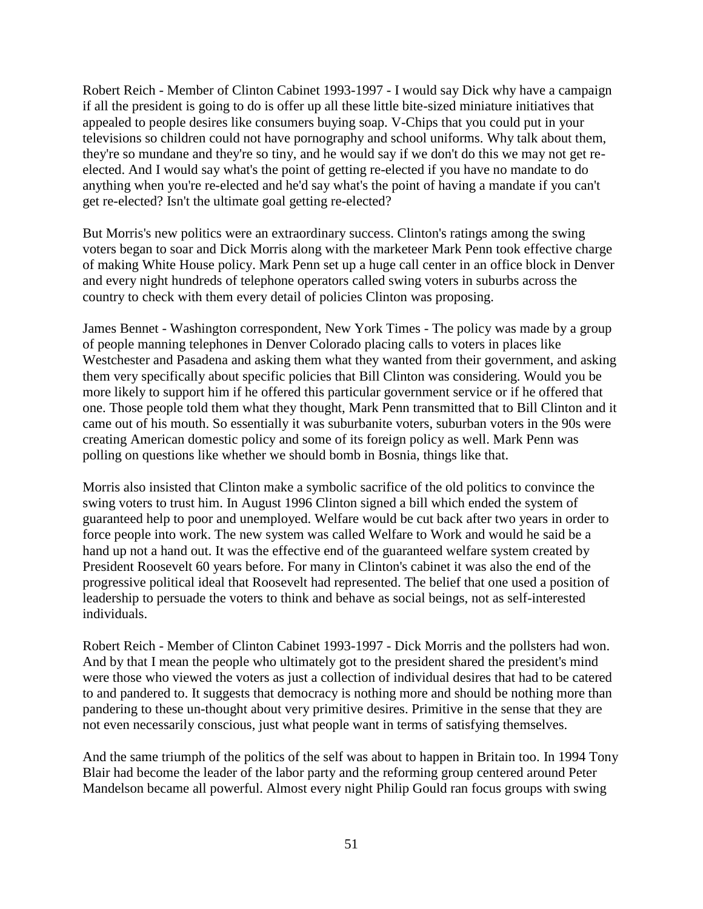Robert Reich - Member of Clinton Cabinet 1993-1997 - I would say Dick why have a campaign if all the president is going to do is offer up all these little bite-sized miniature initiatives that appealed to people desires like consumers buying soap. V-Chips that you could put in your televisions so children could not have pornography and school uniforms. Why talk about them, they're so mundane and they're so tiny, and he would say if we don't do this we may not get re-elected. And I would say what's the point of getting re-elected if you have no mandate to do anything when you're re-elected and he'd say what's the point of having a mandate if you can't get re-elected? Isn't the ultimate goal getting re-elected?

But Morris's new politics were an extraordinary success. Clinton's ratings among the swing voters began to soar and Dick Morris along with the marketeer Mark Penn took effective charge of making White House policy. Mark Penn set up a huge call center in an office block in Denver and every night hundreds of telephone operators called swing voters in suburbs across the country to check with them every detail of policies Clinton was proposing.

James Bennet - Washington correspondent, New York Times - The policy was made by a group of people manning telephones in Denver Colorado placing calls to voters in places like Westchester and Pasadena and asking them what they wanted from their government, and asking them very specifically about specific policies that Bill Clinton was considering. Would you be more likely to support him if he offered this particular government service or if he offered that one. Those people told them what they thought, Mark Penn transmitted that to Bill Clinton and it came out of his mouth. So essentially it was suburbanite voters, suburban voters in the 90s were creating American domestic policy and some of its foreign policy as well. Mark Penn was polling on questions like whether we should bomb in Bosnia, things like that.

Morris also insisted that Clinton make a symbolic sacrifice of the old politics to convince the swing voters to trust him. In August 1996 Clinton signed a bill which ended the system of guaranteed help to poor and unemployed. Welfare would be cut back after two years in order to force people into work. The new system was called Welfare to Work and would he said be a hand up not a hand out. It was the effective end of the guaranteed welfare system created by President Roosevelt 60 years before. For many in Clinton's cabinet it was also the end of the progressive political ideal that Roosevelt had represented. The belief that one used a position of leadership to persuade the voters to think and behave as social beings, not as self-interested individuals.

Robert Reich - Member of Clinton Cabinet 1993-1997 - Dick Morris and the pollsters had won. And by that I mean the people who ultimately got to the president shared the president's mind were those who viewed the voters as just a collection of individual desires that had to be catered to and pandered to. It suggests that democracy is nothing more and should be nothing more than pandering to these un-thought about very primitive desires. Primitive in the sense that they are not even necessarily conscious, just what people want in terms of satisfying themselves.

And the same triumph of the politics of the self was about to happen in Britain too. In 1994 Tony Blair had become the leader of the labor party and the reforming group centered around Peter Mandelson became all powerful. Almost every night Philip Gould ran focus groups with swing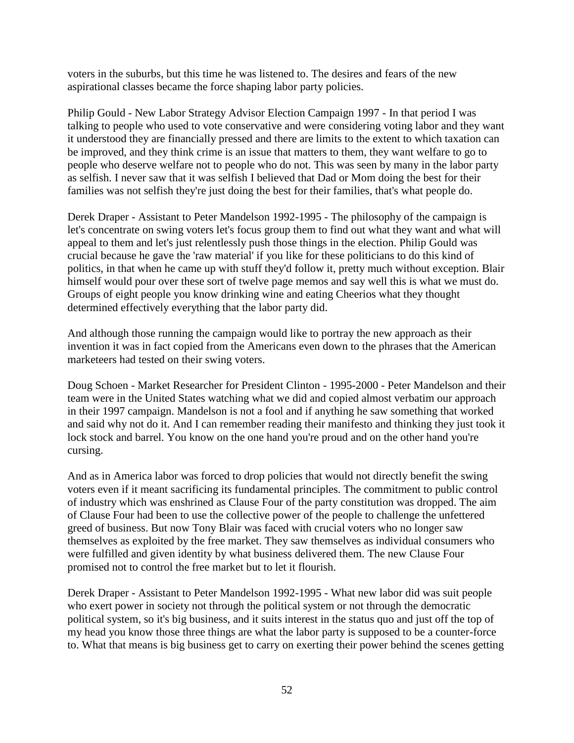voters in the suburbs, but this time he was listened to. The desires and fears of the new aspirational classes became the force shaping labor party policies.

Philip Gould - New Labor Strategy Advisor Election Campaign 1997 - In that period I was talking to people who used to vote conservative and were considering voting labor and they want it understood they are financially pressed and there are limits to the extent to which taxation can be improved, and they think crime is an issue that matters to them, they want welfare to go to people who deserve welfare not to people who do not. This was seen by many in the labor party as selfish. I never saw that it was selfish I believed that Dad or Mom doing the best for their families was not selfish they're just doing the best for their families, that's what people do.

Derek Draper - Assistant to Peter Mandelson 1992-1995 - The philosophy of the campaign is let's concentrate on swing voters let's focus group them to find out what they want and what will appeal to them and let's just relentlessly push those things in the election. Philip Gould was crucial because he gave the 'raw material' if you like for these politicians to do this kind of politics, in that when he came up with stuff they'd follow it, pretty much without exception. Blair himself would pour over these sort of twelve page memos and say well this is what we must do. Groups of eight people you know drinking wine and eating Cheerios what they thought determined effectively everything that the labor party did.

And although those running the campaign would like to portray the new approach as their invention it was in fact copied from the Americans even down to the phrases that the American marketeers had tested on their swing voters.

Doug Schoen - Market Researcher for President Clinton - 1995-2000 - Peter Mandelson and their team were in the United States watching what we did and copied almost verbatim our approach in their 1997 campaign. Mandelson is not a fool and if anything he saw something that worked and said why not do it. And I can remember reading their manifesto and thinking they just took it lock stock and barrel. You know on the one hand you're proud and on the other hand you're cursing.

And as in America labor was forced to drop policies that would not directly benefit the swing voters even if it meant sacrificing its fundamental principles. The commitment to public control of industry which was enshrined as Clause Four of the party constitution was dropped. The aim of Clause Four had been to use the collective power of the people to challenge the unfettered greed of business. But now Tony Blair was faced with crucial voters who no longer saw themselves as exploited by the free market. They saw themselves as individual consumers who were fulfilled and given identity by what business delivered them. The new Clause Four promised not to control the free market but to let it flourish.

Derek Draper - Assistant to Peter Mandelson 1992-1995 - What new labor did was suit people who exert power in society not through the political system or not through the democratic political system, so it's big business, and it suits interest in the status quo and just off the top of my head you know those three things are what the labor party is supposed to be a counter-force to. What that means is big business get to carry on exerting their power behind the scenes getting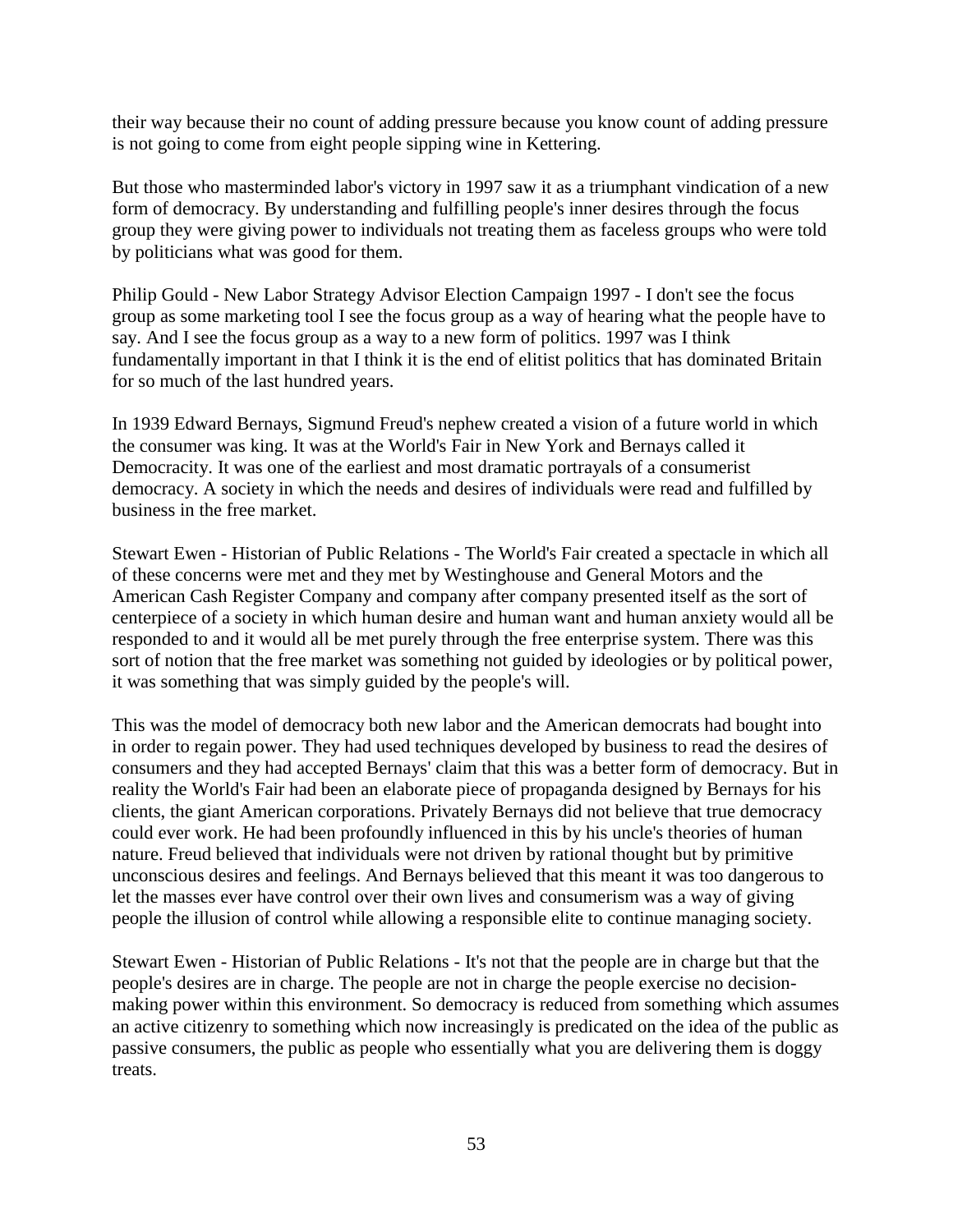their way because their no count of adding pressure because you know count of adding pressure is not going to come from eight people sipping wine in Kettering.

But those who masterminded labor's victory in 1997 saw it as a triumphant vindication of a new form of democracy. By understanding and fulfilling people's inner desires through the focus group they were giving power to individuals not treating them as faceless groups who were told by politicians what was good for them.

Philip Gould - New Labor Strategy Advisor Election Campaign 1997 - I don't see the focus group as some marketing tool I see the focus group as a way of hearing what the people have to say. And I see the focus group as a way to a new form of politics. 1997 was I think fundamentally important in that I think it is the end of elitist politics that has dominated Britain for so much of the last hundred years.

In 1939 Edward Bernays, Sigmund Freud's nephew created a vision of a future world in which the consumer was king. It was at the World's Fair in New York and Bernays called it Democracity. It was one of the earliest and most dramatic portrayals of a consumerist democracy. A society in which the needs and desires of individuals were read and fulfilled by business in the free market.

Stewart Ewen - Historian of Public Relations - The World's Fair created a spectacle in which all of these concerns were met and they met by Westinghouse and General Motors and the American Cash Register Company and company after company presented itself as the sort of centerpiece of a society in which human desire and human want and human anxiety would all be responded to and it would all be met purely through the free enterprise system. There was this sort of notion that the free market was something not guided by ideologies or by political power, it was something that was simply guided by the people's will.

This was the model of democracy both new labor and the American democrats had bought into in order to regain power. They had used techniques developed by business to read the desires of consumers and they had accepted Bernays' claim that this was a better form of democracy. But in reality the World's Fair had been an elaborate piece of propaganda designed by Bernays for his clients, the giant American corporations. Privately Bernays did not believe that true democracy could ever work. He had been profoundly influenced in this by his uncle's theories of human nature. Freud believed that individuals were not driven by rational thought but by primitive unconscious desires and feelings. And Bernays believed that this meant it was too dangerous to let the masses ever have control over their own lives and consumerism was a way of giving people the illusion of control while allowing a responsible elite to continue managing society.

Stewart Ewen - Historian of Public Relations - It's not that the people are in charge but that the people's desires are in charge. The people are not in charge the people exercise no decision-making power within this environment. So democracy is reduced from something which assumes an active citizenry to something which now increasingly is predicated on the idea of the public as passive consumers, the public as people who essentially what you are delivering them is doggy treats.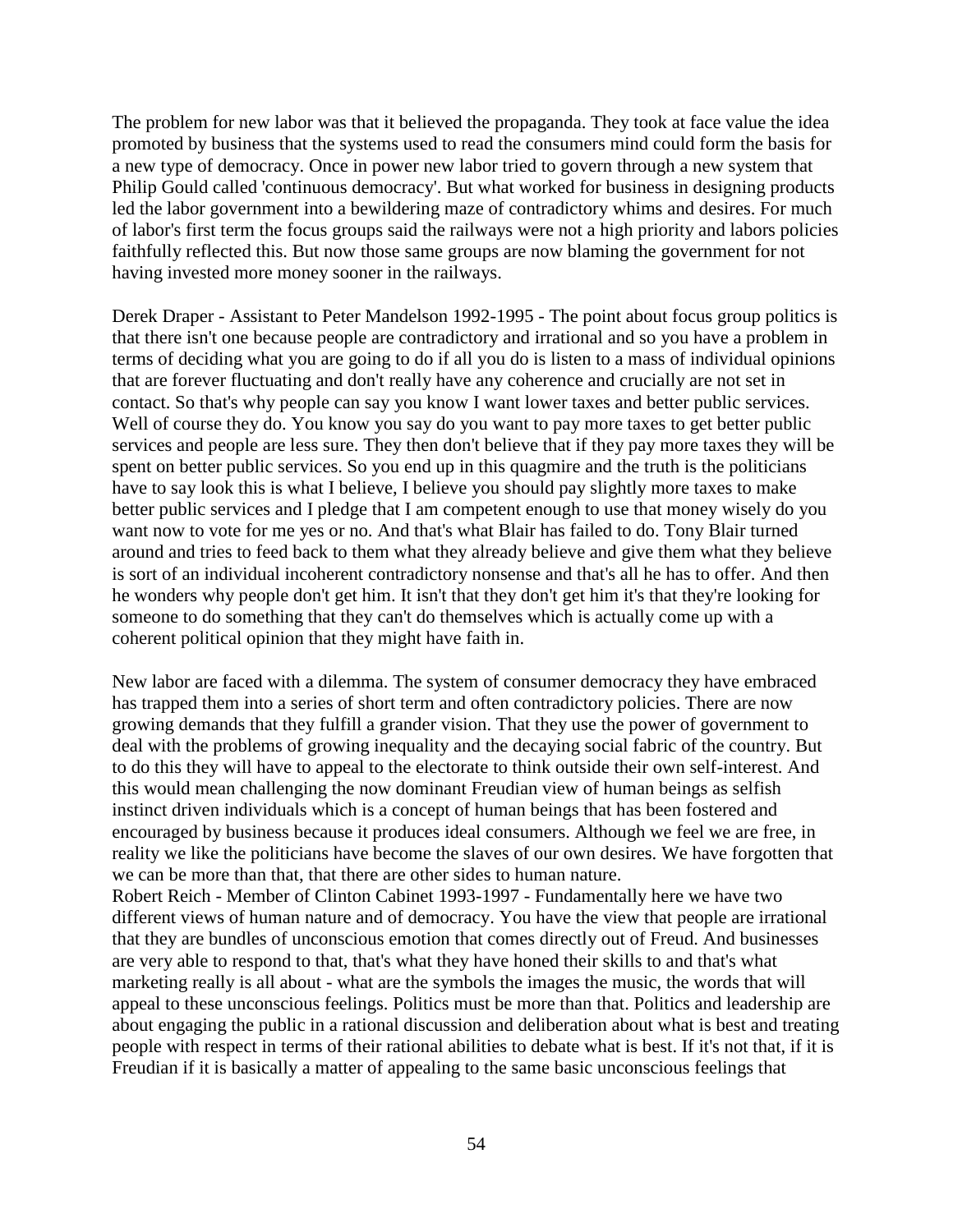The problem for new labor was that it believed the propaganda. They took at face value the idea promoted by business that the systems used to read the consumers mind could form the basis for a new type of democracy. Once in power new labor tried to govern through a new system that Philip Gould called 'continuous democracy'. But what worked for business in designing products led the labor government into a bewildering maze of contradictory whims and desires. For much of labor's first term the focus groups said the railways were not a high priority and labors policies faithfully reflected this. But now those same groups are now blaming the government for not having invested more money sooner in the railways.

Derek Draper - Assistant to Peter Mandelson 1992-1995 - The point about focus group politics is that there isn't one because people are contradictory and irrational and so you have a problem in terms of deciding what you are going to do if all you do is listen to a mass of individual opinions that are forever fluctuating and don't really have any coherence and crucially are not set in contact. So that's why people can say you know I want lower taxes and better public services. Well of course they do. You know you say do you want to pay more taxes to get better public services and people are less sure. They then don't believe that if they pay more taxes they will be spent on better public services. So you end up in this quagmire and the truth is the politicians have to say look this is what I believe, I believe you should pay slightly more taxes to make better public services and I pledge that I am competent enough to use that money wisely do you want now to vote for me yes or no. And that's what Blair has failed to do. Tony Blair turned around and tries to feed back to them what they already believe and give them what they believe is sort of an individual incoherent contradictory nonsense and that's all he has to offer. And then he wonders why people don't get him. It isn't that they don't get him it's that they're looking for someone to do something that they can't do themselves which is actually come up with a coherent political opinion that they might have faith in.

New labor are faced with a dilemma. The system of consumer democracy they have embraced has trapped them into a series of short term and often contradictory policies. There are now growing demands that they fulfill a grander vision. That they use the power of government to deal with the problems of growing inequality and the decaying social fabric of the country. But to do this they will have to appeal to the electorate to think outside their own self-interest. And this would mean challenging the now dominant Freudian view of human beings as selfish instinct driven individuals which is a concept of human beings that has been fostered and encouraged by business because it produces ideal consumers. Although we feel we are free, in reality we like the politicians have become the slaves of our own desires. We have forgotten that we can be more than that, that there are other sides to human nature.

Robert Reich - Member of Clinton Cabinet 1993-1997 - Fundamentally here we have two different views of human nature and of democracy. You have the view that people are irrational that they are bundles of unconscious emotion that comes directly out of Freud. And businesses are very able to respond to that, that's what they have honed their skills to and that's what marketing really is all about - what are the symbols the images the music, the words that will appeal to these unconscious feelings. Politics must be more than that. Politics and leadership are about engaging the public in a rational discussion and deliberation about what is best and treating people with respect in terms of their rational abilities to debate what is best. If it's not that, if it is Freudian if it is basically a matter of appealing to the same basic unconscious feelings that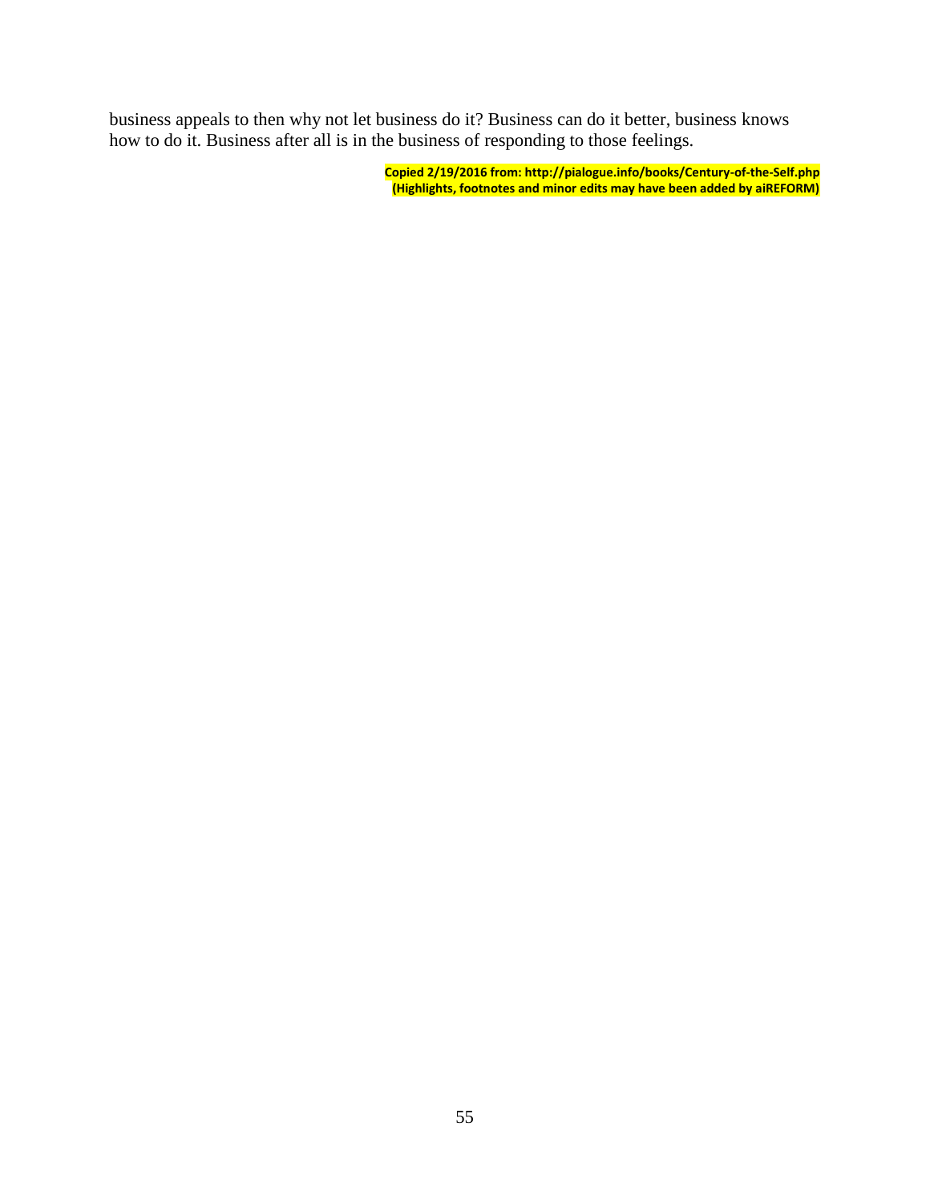business appeals to then why not let business do it? Business can do it better, business knows how to do it. Business after all is in the business of responding to those feelings.

**Copied 2/19/2016 from: http://pialogue.info/books/Century-of-the-Self.php**
**(Highlights, footnotes and minor edits may have been added by aiREFORM)**